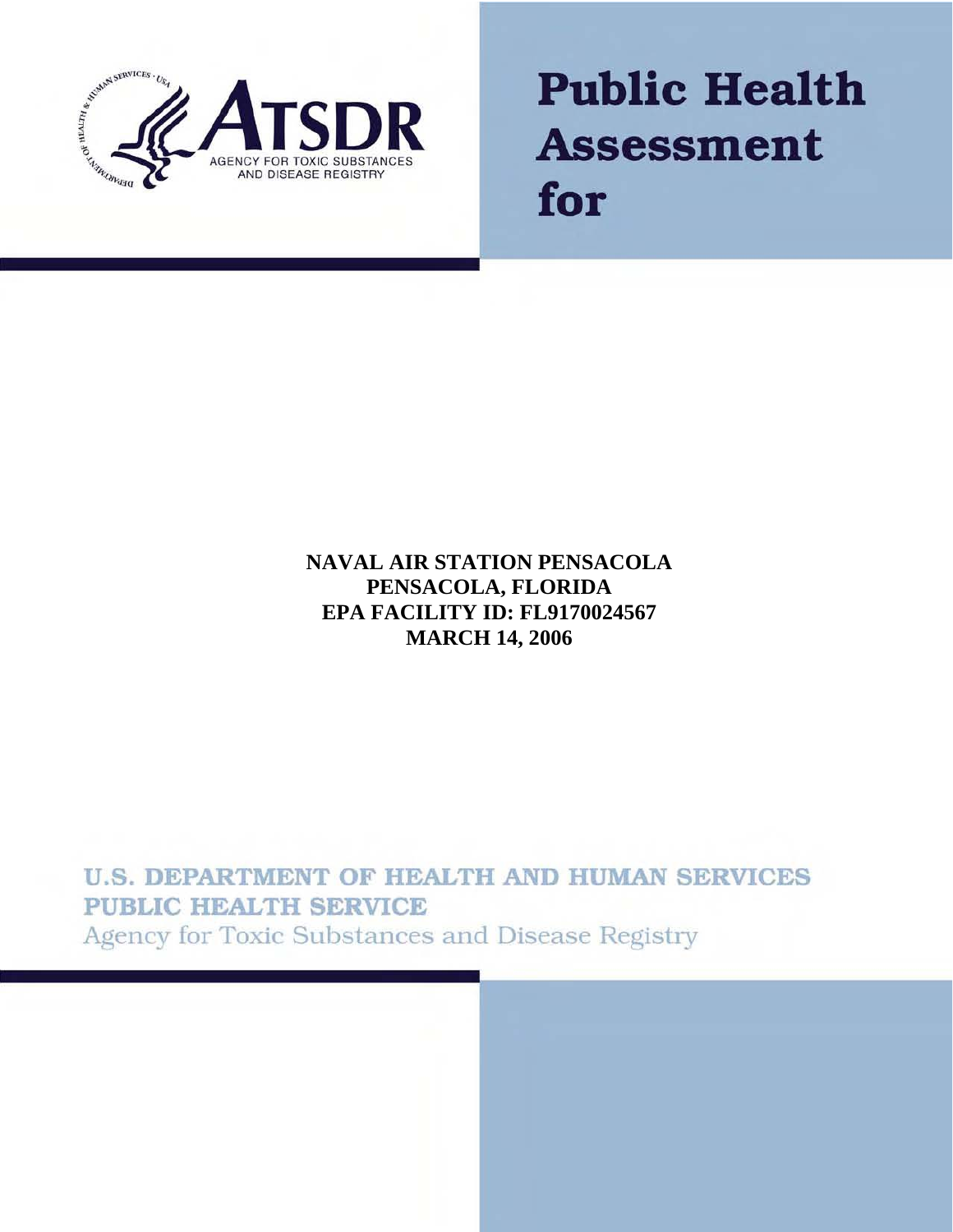ATSDR

AGENCY FOR TOXIC SUBSTANCES AND DISEASE REGISTRY

# Public Health Assessment for

**NAVAL AIR STATION PENSACOLA**
**PENSACOLA, FLORIDA**
**EPA FACILITY ID: FL9170024567**
**MARCH 14, 2006**

**U.S. DEPARTMENT OF HEALTH AND HUMAN SERVICES**
**PUBLIC HEALTH SERVICE**
Agency for Toxic Substances and Disease Registry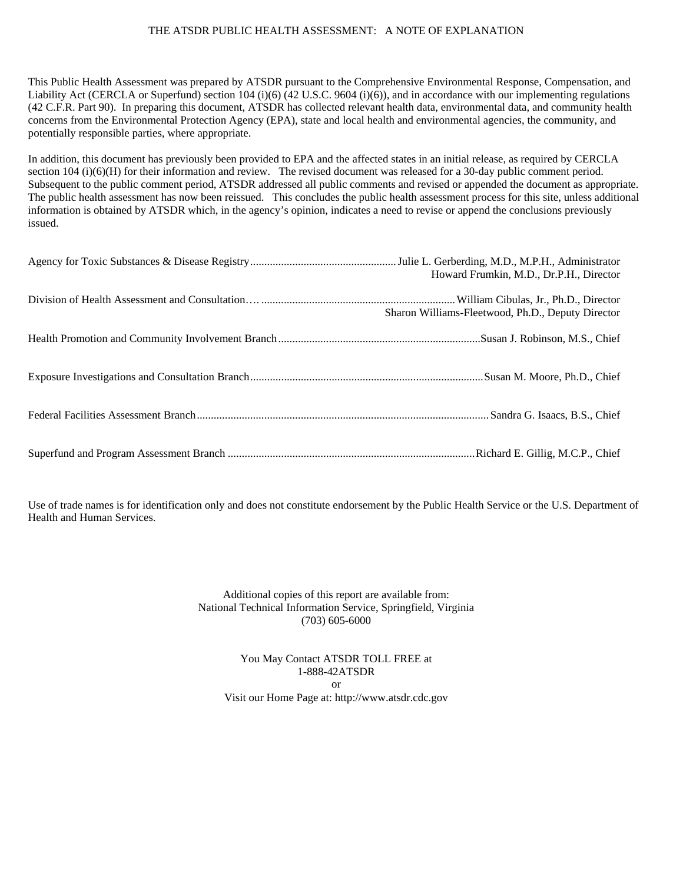THE ATSDR PUBLIC HEALTH ASSESSMENT: A NOTE OF EXPLANATION

This Public Health Assessment was prepared by ATSDR pursuant to the Comprehensive Environmental Response, Compensation, and Liability Act (CERCLA or Superfund) section 104 (i)(6) (42 U.S.C. 9604 (i)(6)), and in accordance with our implementing regulations (42 C.F.R. Part 90). In preparing this document, ATSDR has collected relevant health data, environmental data, and community health concerns from the Environmental Protection Agency (EPA), state and local health and environmental agencies, the community, and potentially responsible parties, where appropriate.

In addition, this document has previously been provided to EPA and the affected states in an initial release, as required by CERCLA section 104 (i)(6)(H) for their information and review. The revised document was released for a 30-day public comment period. Subsequent to the public comment period, ATSDR addressed all public comments and revised or appended the document as appropriate. The public health assessment has now been reissued. This concludes the public health assessment process for this site, unless additional information is obtained by ATSDR which, in the agency's opinion, indicates a need to revise or append the conclusions previously issued.

Agency for Toxic Substances & Disease Registry....................................................Julie L. Gerberding, M.D., M.P.H., Administrator
Howard Frumkin, M.D., Dr.P.H., Director

Division of Health Assessment and Consultation…. ....................................................................William Cibulas, Jr., Ph.D., Director
Sharon Williams-Fleetwood, Ph.D., Deputy Director

Health Promotion and Community Involvement Branch.......................................................................Susan J. Robinson, M.S., Chief

Exposure Investigations and Consultation Branch..................................................................................Susan M. Moore, Ph.D., Chief

Federal Facilities Assessment Branch.......................................................................................................Sandra G. Isaacs, B.S., Chief

Superfund and Program Assessment Branch .......................................................................................Richard E. Gillig, M.C.P., Chief

Use of trade names is for identification only and does not constitute endorsement by the Public Health Service or the U.S. Department of Health and Human Services.

Additional copies of this report are available from:
National Technical Information Service, Springfield, Virginia
(703) 605-6000

You May Contact ATSDR TOLL FREE at
1-888-42ATSDR
or
Visit our Home Page at: http://www.atsdr.cdc.gov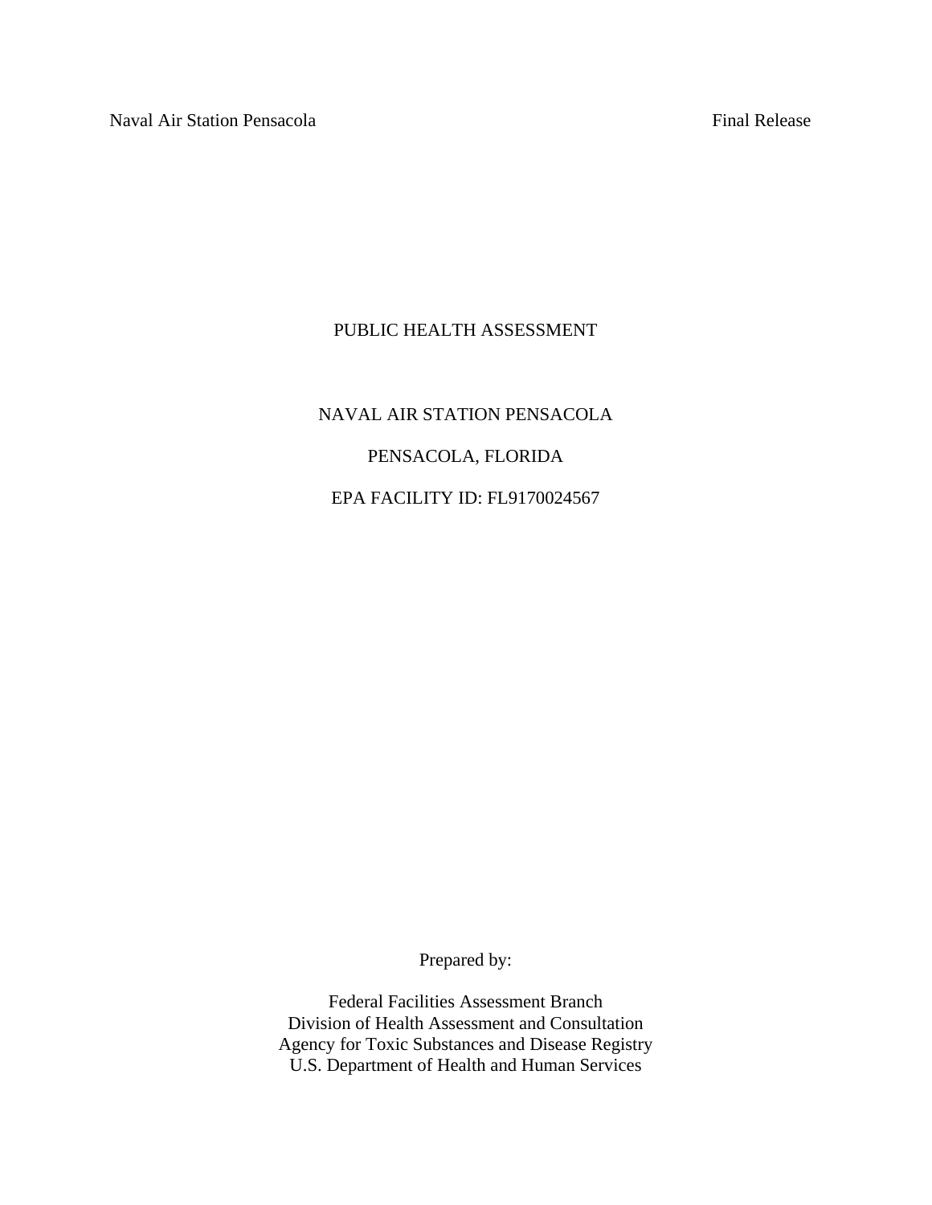# PUBLIC HEALTH ASSESSMENT

NAVAL AIR STATION PENSACOLA

PENSACOLA, FLORIDA

EPA FACILITY ID: FL9170024567

Prepared by:

Federal Facilities Assessment Branch
Division of Health Assessment and Consultation
Agency for Toxic Substances and Disease Registry
U.S. Department of Health and Human Services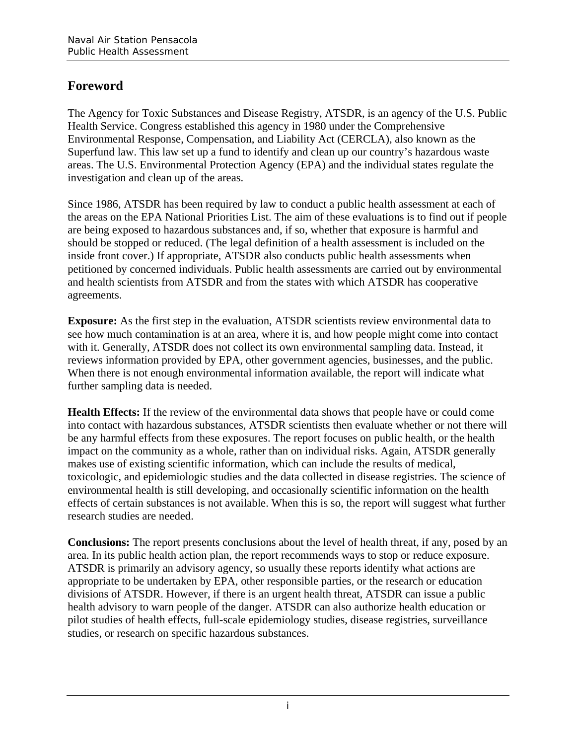## Foreword

The Agency for Toxic Substances and Disease Registry, ATSDR, is an agency of the U.S. Public Health Service. Congress established this agency in 1980 under the Comprehensive Environmental Response, Compensation, and Liability Act (CERCLA), also known as the Superfund law. This law set up a fund to identify and clean up our country's hazardous waste areas. The U.S. Environmental Protection Agency (EPA) and the individual states regulate the investigation and clean up of the areas.

Since 1986, ATSDR has been required by law to conduct a public health assessment at each of the areas on the EPA National Priorities List. The aim of these evaluations is to find out if people are being exposed to hazardous substances and, if so, whether that exposure is harmful and should be stopped or reduced. (The legal definition of a health assessment is included on the inside front cover.) If appropriate, ATSDR also conducts public health assessments when petitioned by concerned individuals. Public health assessments are carried out by environmental and health scientists from ATSDR and from the states with which ATSDR has cooperative agreements.

**Exposure:** As the first step in the evaluation, ATSDR scientists review environmental data to see how much contamination is at an area, where it is, and how people might come into contact with it. Generally, ATSDR does not collect its own environmental sampling data. Instead, it reviews information provided by EPA, other government agencies, businesses, and the public. When there is not enough environmental information available, the report will indicate what further sampling data is needed.

**Health Effects:** If the review of the environmental data shows that people have or could come into contact with hazardous substances, ATSDR scientists then evaluate whether or not there will be any harmful effects from these exposures. The report focuses on public health, or the health impact on the community as a whole, rather than on individual risks. Again, ATSDR generally makes use of existing scientific information, which can include the results of medical, toxicologic, and epidemiologic studies and the data collected in disease registries. The science of environmental health is still developing, and occasionally scientific information on the health effects of certain substances is not available. When this is so, the report will suggest what further research studies are needed.

**Conclusions:** The report presents conclusions about the level of health threat, if any, posed by an area. In its public health action plan, the report recommends ways to stop or reduce exposure. ATSDR is primarily an advisory agency, so usually these reports identify what actions are appropriate to be undertaken by EPA, other responsible parties, or the research or education divisions of ATSDR. However, if there is an urgent health threat, ATSDR can issue a public health advisory to warn people of the danger. ATSDR can also authorize health education or pilot studies of health effects, full-scale epidemiology studies, disease registries, surveillance studies, or research on specific hazardous substances.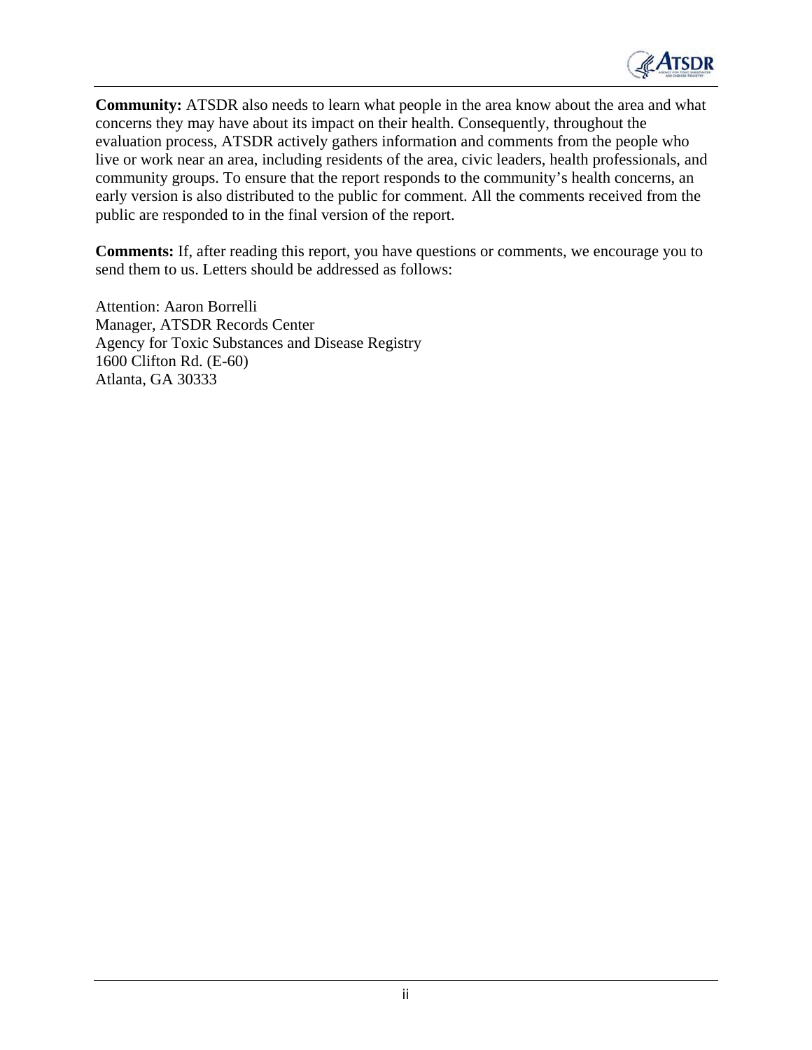**Community:** ATSDR also needs to learn what people in the area know about the area and what concerns they may have about its impact on their health. Consequently, throughout the evaluation process, ATSDR actively gathers information and comments from the people who live or work near an area, including residents of the area, civic leaders, health professionals, and community groups. To ensure that the report responds to the community's health concerns, an early version is also distributed to the public for comment. All the comments received from the public are responded to in the final version of the report.

**Comments:** If, after reading this report, you have questions or comments, we encourage you to send them to us. Letters should be addressed as follows:

Attention: Aaron Borrelli
Manager, ATSDR Records Center
Agency for Toxic Substances and Disease Registry
1600 Clifton Rd. (E-60)
Atlanta, GA 30333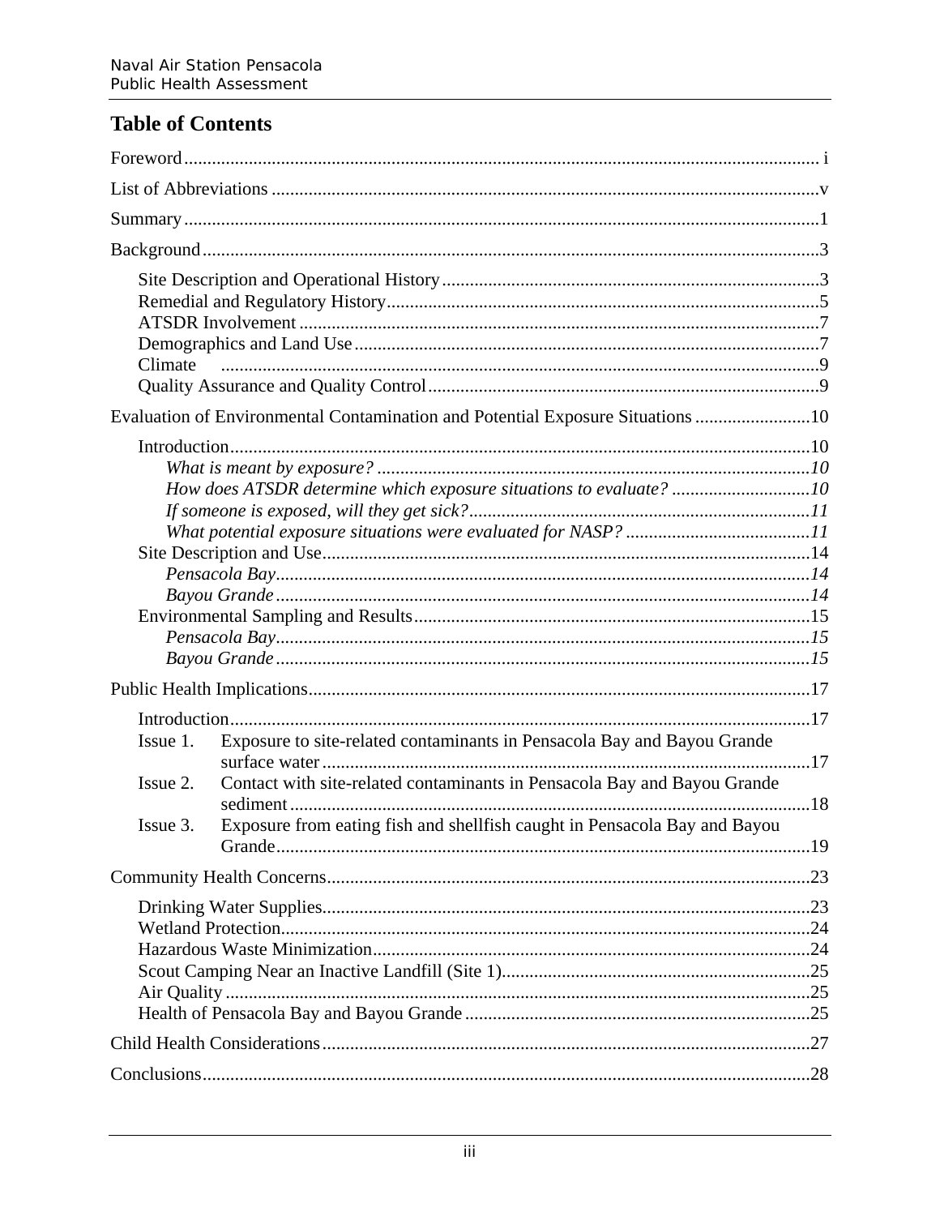# Table of Contents

Foreword ..... i

List of Abbreviations ..... v

Summary ..... 1

Background ..... 3

- Site Description and Operational History ..... 3
- Remedial and Regulatory History ..... 5
- ATSDR Involvement ..... 7
- Demographics and Land Use ..... 7
- Climate ..... 9
- Quality Assurance and Quality Control ..... 9

Evaluation of Environmental Contamination and Potential Exposure Situations ..... 10

- Introduction ..... 10
  - *What is meant by exposure? ..... 10*
  - *How does ATSDR determine which exposure situations to evaluate? ..... 10*
  - *If someone is exposed, will they get sick? ..... 11*
  - *What potential exposure situations were evaluated for NASP? ..... 11*
- Site Description and Use ..... 14
  - *Pensacola Bay ..... 14*
  - *Bayou Grande ..... 14*
- Environmental Sampling and Results ..... 15
  - *Pensacola Bay ..... 15*
  - *Bayou Grande ..... 15*

Public Health Implications ..... 17

- Introduction ..... 17
- Issue 1. Exposure to site-related contaminants in Pensacola Bay and Bayou Grande surface water ..... 17
- Issue 2. Contact with site-related contaminants in Pensacola Bay and Bayou Grande sediment ..... 18
- Issue 3. Exposure from eating fish and shellfish caught in Pensacola Bay and Bayou Grande ..... 19

Community Health Concerns ..... 23

- Drinking Water Supplies ..... 23
- Wetland Protection ..... 24
- Hazardous Waste Minimization ..... 24
- Scout Camping Near an Inactive Landfill (Site 1) ..... 25
- Air Quality ..... 25
- Health of Pensacola Bay and Bayou Grande ..... 25

Child Health Considerations ..... 27

Conclusions ..... 28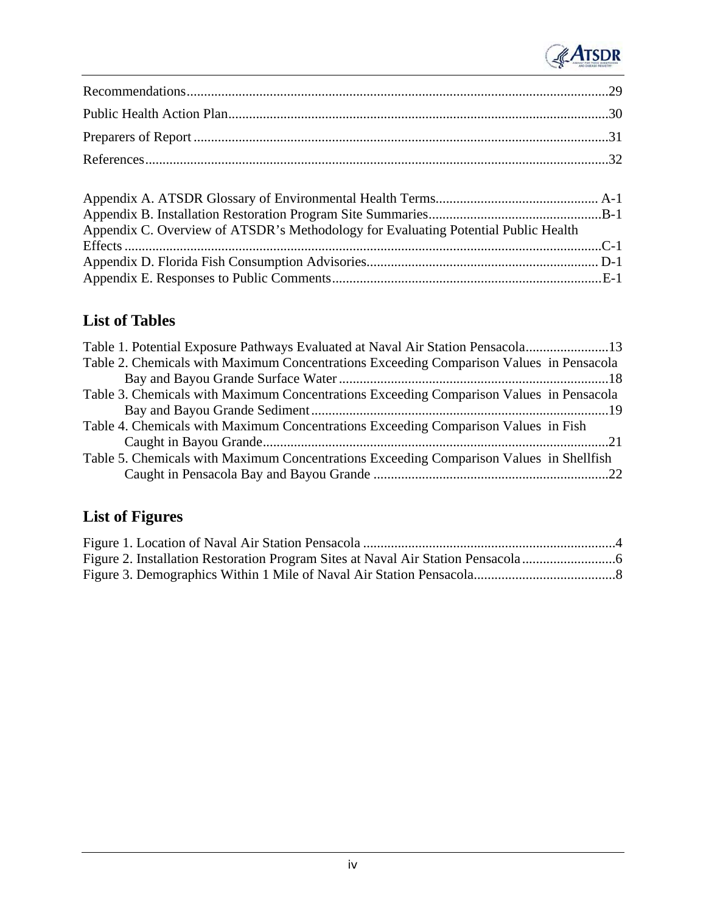Recommendations......................................................................................................................29

Public Health Action Plan..........................................................................................................30

Preparers of Report ....................................................................................................................31

References...................................................................................................................................32

Appendix A. ATSDR Glossary of Environmental Health Terms............................................... A-1
Appendix B. Installation Restoration Program Site Summaries..................................................B-1
Appendix C. Overview of ATSDR's Methodology for Evaluating Potential Public Health Effects .........................................................................................................................................C-1
Appendix D. Florida Fish Consumption Advisories.................................................................. D-1
Appendix E. Responses to Public Comments.............................................................................E-1

## List of Tables

Table 1. Potential Exposure Pathways Evaluated at Naval Air Station Pensacola........................13
Table 2. Chemicals with Maximum Concentrations Exceeding Comparison Values in Pensacola Bay and Bayou Grande Surface Water ..............................................................................18
Table 3. Chemicals with Maximum Concentrations Exceeding Comparison Values in Pensacola Bay and Bayou Grande Sediment.....................................................................................19
Table 4. Chemicals with Maximum Concentrations Exceeding Comparison Values in Fish Caught in Bayou Grande...................................................................................................21
Table 5. Chemicals with Maximum Concentrations Exceeding Comparison Values in Shellfish Caught in Pensacola Bay and Bayou Grande ....................................................................22

## List of Figures

Figure 1. Location of Naval Air Station Pensacola ........................................................................4
Figure 2. Installation Restoration Program Sites at Naval Air Station Pensacola...........................6
Figure 3. Demographics Within 1 Mile of Naval Air Station Pensacola.........................................8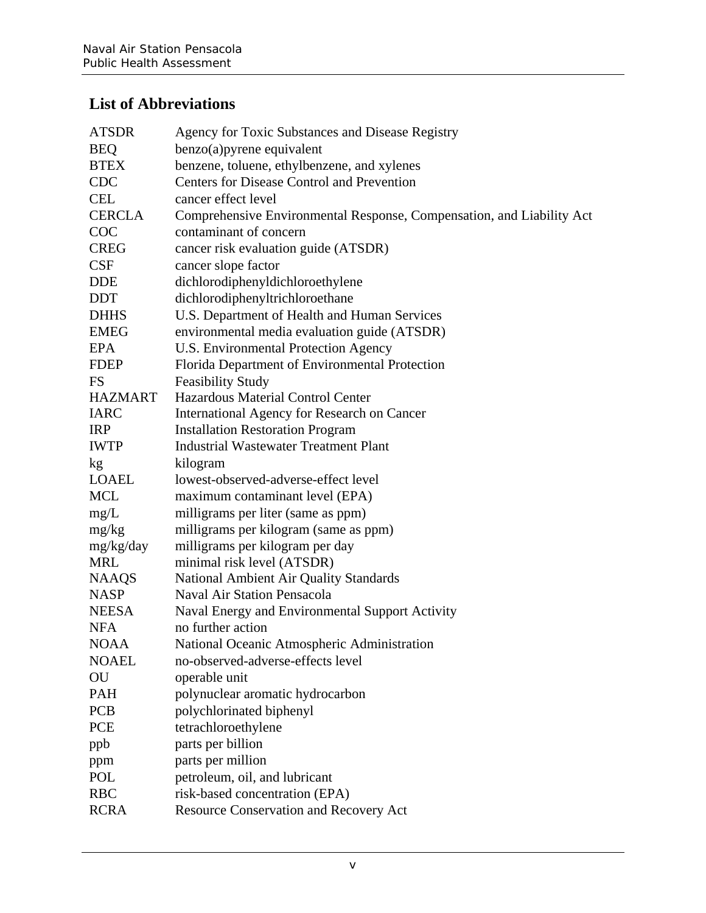## List of Abbreviations

| | |
|---|---|
| ATSDR | Agency for Toxic Substances and Disease Registry |
| BEQ | benzo(a)pyrene equivalent |
| BTEX | benzene, toluene, ethylbenzene, and xylenes |
| CDC | Centers for Disease Control and Prevention |
| CEL | cancer effect level |
| CERCLA | Comprehensive Environmental Response, Compensation, and Liability Act |
| COC | contaminant of concern |
| CREG | cancer risk evaluation guide (ATSDR) |
| CSF | cancer slope factor |
| DDE | dichlorodiphenyldichloroethylene |
| DDT | dichlorodiphenyltrichloroethane |
| DHHS | U.S. Department of Health and Human Services |
| EMEG | environmental media evaluation guide (ATSDR) |
| EPA | U.S. Environmental Protection Agency |
| FDEP | Florida Department of Environmental Protection |
| FS | Feasibility Study |
| HAZMART | Hazardous Material Control Center |
| IARC | International Agency for Research on Cancer |
| IRP | Installation Restoration Program |
| IWTP | Industrial Wastewater Treatment Plant |
| kg | kilogram |
| LOAEL | lowest-observed-adverse-effect level |
| MCL | maximum contaminant level (EPA) |
| mg/L | milligrams per liter (same as ppm) |
| mg/kg | milligrams per kilogram (same as ppm) |
| mg/kg/day | milligrams per kilogram per day |
| MRL | minimal risk level (ATSDR) |
| NAAQS | National Ambient Air Quality Standards |
| NASP | Naval Air Station Pensacola |
| NEESA | Naval Energy and Environmental Support Activity |
| NFA | no further action |
| NOAA | National Oceanic Atmospheric Administration |
| NOAEL | no-observed-adverse-effects level |
| OU | operable unit |
| PAH | polynuclear aromatic hydrocarbon |
| PCB | polychlorinated biphenyl |
| PCE | tetrachloroethylene |
| ppb | parts per billion |
| ppm | parts per million |
| POL | petroleum, oil, and lubricant |
| RBC | risk-based concentration (EPA) |
| RCRA | Resource Conservation and Recovery Act |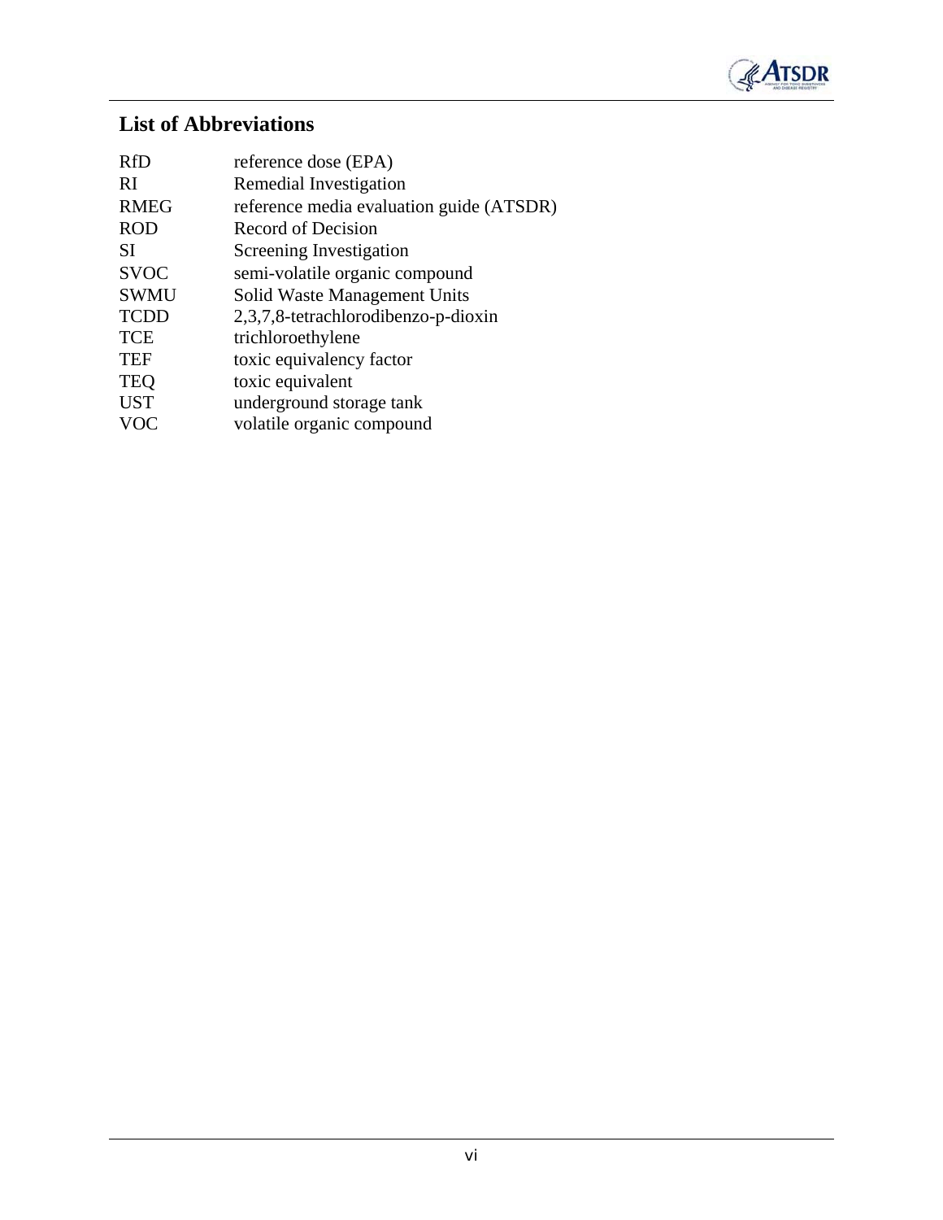## List of Abbreviations

| | |
|---|---|
| RfD | reference dose (EPA) |
| RI | Remedial Investigation |
| RMEG | reference media evaluation guide (ATSDR) |
| ROD | Record of Decision |
| SI | Screening Investigation |
| SVOC | semi-volatile organic compound |
| SWMU | Solid Waste Management Units |
| TCDD | 2,3,7,8-tetrachlorodibenzo-p-dioxin |
| TCE | trichloroethylene |
| TEF | toxic equivalency factor |
| TEQ | toxic equivalent |
| UST | underground storage tank |
| VOC | volatile organic compound |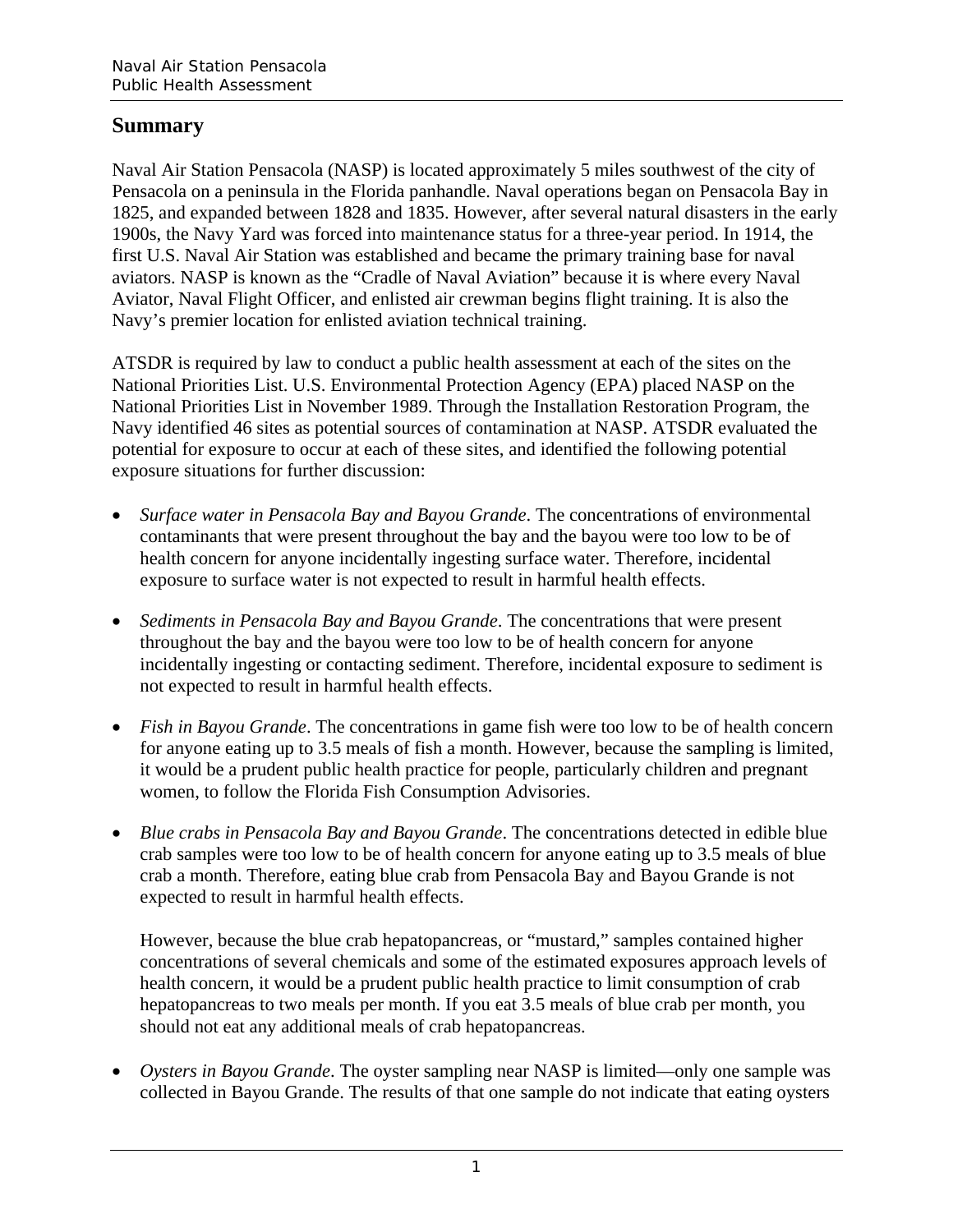## Summary

Naval Air Station Pensacola (NASP) is located approximately 5 miles southwest of the city of Pensacola on a peninsula in the Florida panhandle. Naval operations began on Pensacola Bay in 1825, and expanded between 1828 and 1835. However, after several natural disasters in the early 1900s, the Navy Yard was forced into maintenance status for a three-year period. In 1914, the first U.S. Naval Air Station was established and became the primary training base for naval aviators. NASP is known as the "Cradle of Naval Aviation" because it is where every Naval Aviator, Naval Flight Officer, and enlisted air crewman begins flight training. It is also the Navy's premier location for enlisted aviation technical training.

ATSDR is required by law to conduct a public health assessment at each of the sites on the National Priorities List. U.S. Environmental Protection Agency (EPA) placed NASP on the National Priorities List in November 1989. Through the Installation Restoration Program, the Navy identified 46 sites as potential sources of contamination at NASP. ATSDR evaluated the potential for exposure to occur at each of these sites, and identified the following potential exposure situations for further discussion:

- *Surface water in Pensacola Bay and Bayou Grande*. The concentrations of environmental contaminants that were present throughout the bay and the bayou were too low to be of health concern for anyone incidentally ingesting surface water. Therefore, incidental exposure to surface water is not expected to result in harmful health effects.

- *Sediments in Pensacola Bay and Bayou Grande*. The concentrations that were present throughout the bay and the bayou were too low to be of health concern for anyone incidentally ingesting or contacting sediment. Therefore, incidental exposure to sediment is not expected to result in harmful health effects.

- *Fish in Bayou Grande*. The concentrations in game fish were too low to be of health concern for anyone eating up to 3.5 meals of fish a month. However, because the sampling is limited, it would be a prudent public health practice for people, particularly children and pregnant women, to follow the Florida Fish Consumption Advisories.

- *Blue crabs in Pensacola Bay and Bayou Grande*. The concentrations detected in edible blue crab samples were too low to be of health concern for anyone eating up to 3.5 meals of blue crab a month. Therefore, eating blue crab from Pensacola Bay and Bayou Grande is not expected to result in harmful health effects.

  However, because the blue crab hepatopancreas, or "mustard," samples contained higher concentrations of several chemicals and some of the estimated exposures approach levels of health concern, it would be a prudent public health practice to limit consumption of crab hepatopancreas to two meals per month. If you eat 3.5 meals of blue crab per month, you should not eat any additional meals of crab hepatopancreas.

- *Oysters in Bayou Grande*. The oyster sampling near NASP is limited—only one sample was collected in Bayou Grande. The results of that one sample do not indicate that eating oysters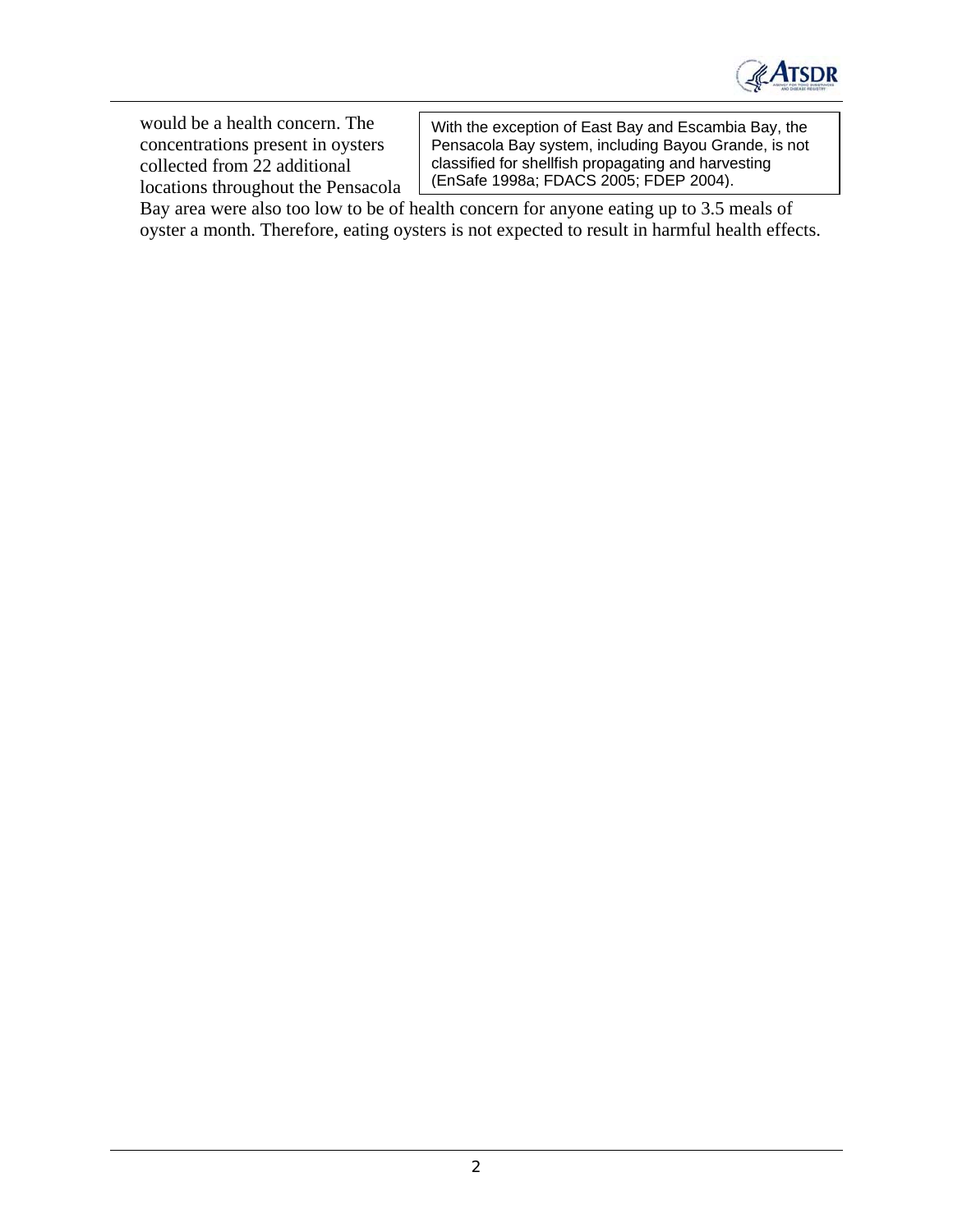would be a health concern. The concentrations present in oysters collected from 22 additional locations throughout the Pensacola Bay area were also too low to be of health concern for anyone eating up to 3.5 meals of oyster a month. Therefore, eating oysters is not expected to result in harmful health effects.

> With the exception of East Bay and Escambia Bay, the Pensacola Bay system, including Bayou Grande, is not classified for shellfish propagating and harvesting (EnSafe 1998a; FDACS 2005; FDEP 2004).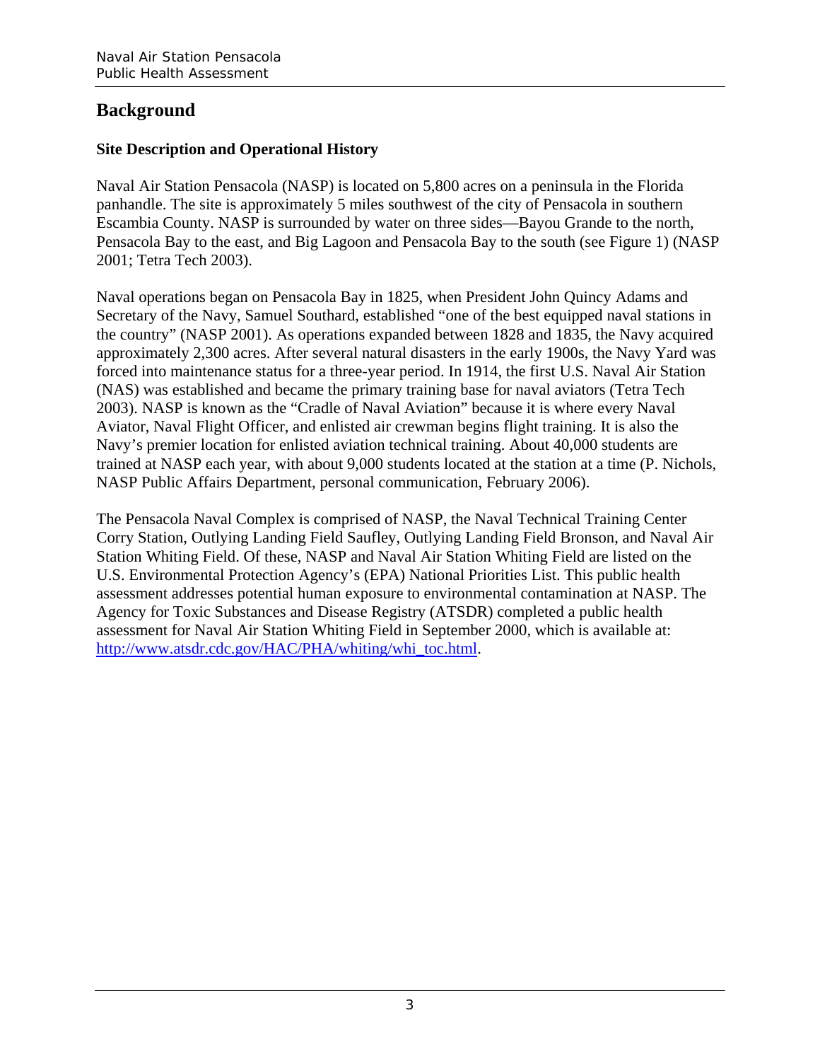## Background

### Site Description and Operational History

Naval Air Station Pensacola (NASP) is located on 5,800 acres on a peninsula in the Florida panhandle. The site is approximately 5 miles southwest of the city of Pensacola in southern Escambia County. NASP is surrounded by water on three sides—Bayou Grande to the north, Pensacola Bay to the east, and Big Lagoon and Pensacola Bay to the south (see Figure 1) (NASP 2001; Tetra Tech 2003).

Naval operations began on Pensacola Bay in 1825, when President John Quincy Adams and Secretary of the Navy, Samuel Southard, established "one of the best equipped naval stations in the country" (NASP 2001). As operations expanded between 1828 and 1835, the Navy acquired approximately 2,300 acres. After several natural disasters in the early 1900s, the Navy Yard was forced into maintenance status for a three-year period. In 1914, the first U.S. Naval Air Station (NAS) was established and became the primary training base for naval aviators (Tetra Tech 2003). NASP is known as the "Cradle of Naval Aviation" because it is where every Naval Aviator, Naval Flight Officer, and enlisted air crewman begins flight training. It is also the Navy's premier location for enlisted aviation technical training. About 40,000 students are trained at NASP each year, with about 9,000 students located at the station at a time (P. Nichols, NASP Public Affairs Department, personal communication, February 2006).

The Pensacola Naval Complex is comprised of NASP, the Naval Technical Training Center Corry Station, Outlying Landing Field Saufley, Outlying Landing Field Bronson, and Naval Air Station Whiting Field. Of these, NASP and Naval Air Station Whiting Field are listed on the U.S. Environmental Protection Agency's (EPA) National Priorities List. This public health assessment addresses potential human exposure to environmental contamination at NASP. The Agency for Toxic Substances and Disease Registry (ATSDR) completed a public health assessment for Naval Air Station Whiting Field in September 2000, which is available at: http://www.atsdr.cdc.gov/HAC/PHA/whiting/whi_toc.html.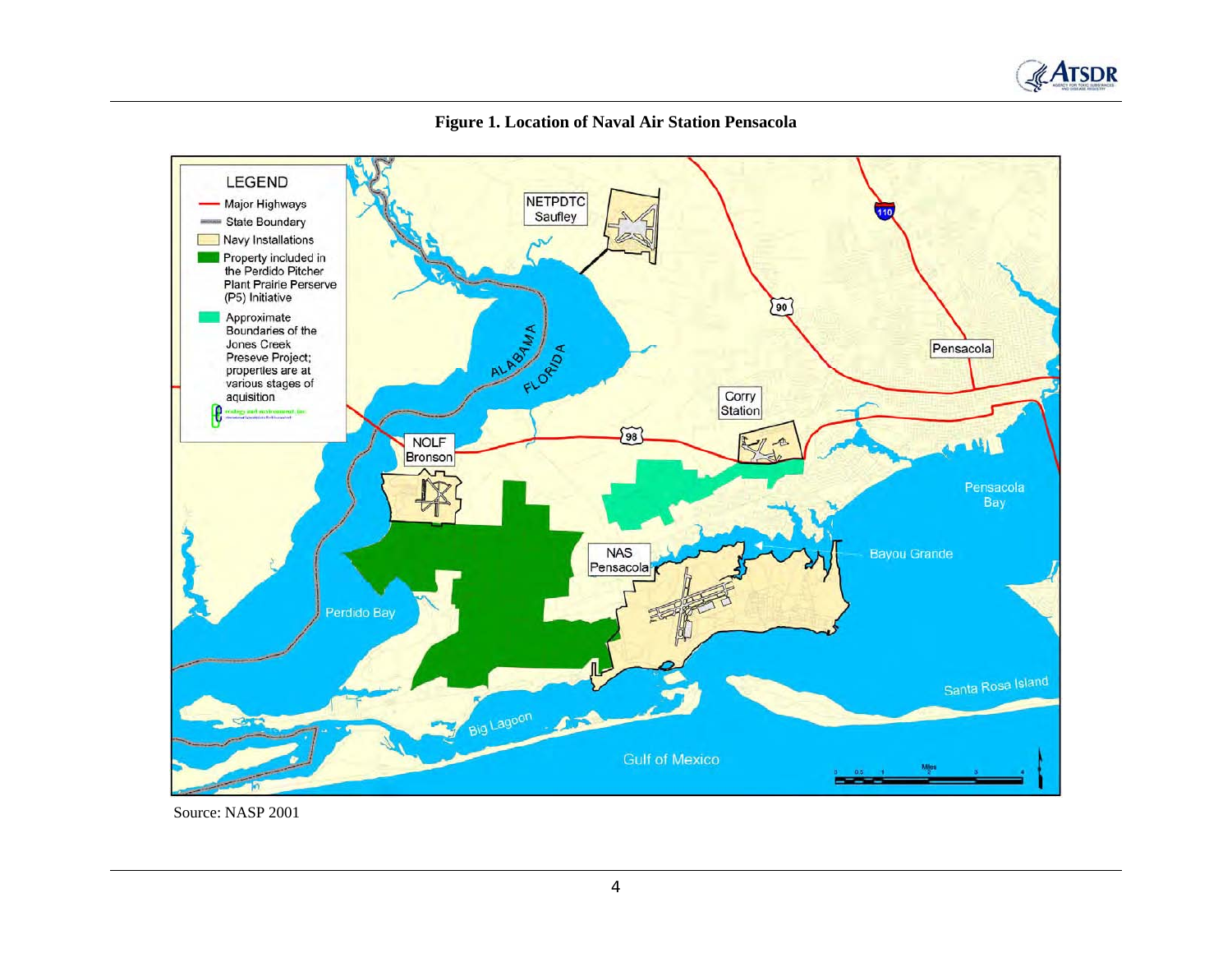**Figure 1. Location of Naval Air Station Pensacola**

Source: NASP 2001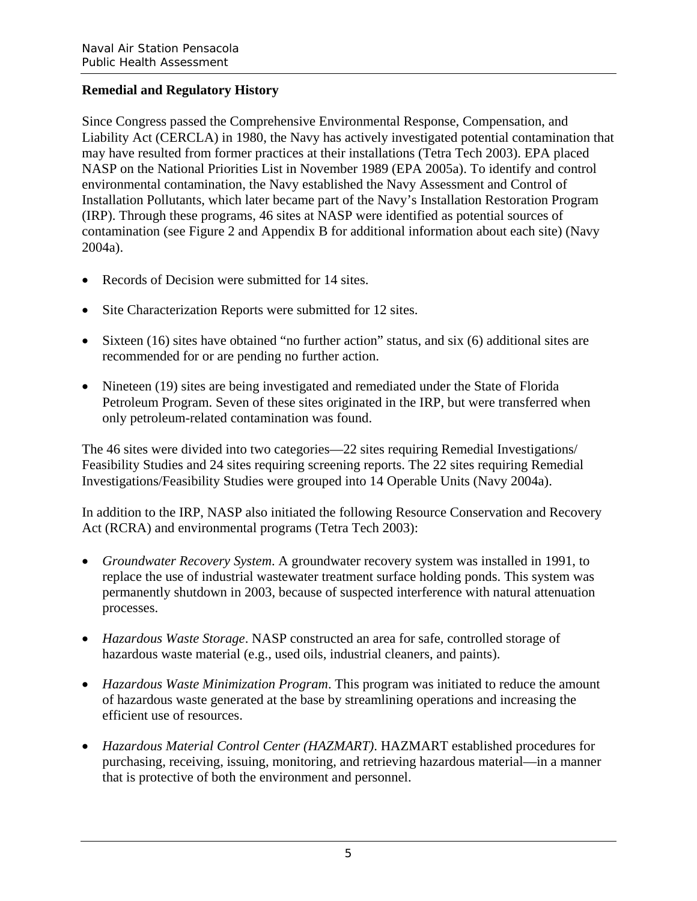## Remedial and Regulatory History

Since Congress passed the Comprehensive Environmental Response, Compensation, and Liability Act (CERCLA) in 1980, the Navy has actively investigated potential contamination that may have resulted from former practices at their installations (Tetra Tech 2003). EPA placed NASP on the National Priorities List in November 1989 (EPA 2005a). To identify and control environmental contamination, the Navy established the Navy Assessment and Control of Installation Pollutants, which later became part of the Navy's Installation Restoration Program (IRP). Through these programs, 46 sites at NASP were identified as potential sources of contamination (see Figure 2 and Appendix B for additional information about each site) (Navy 2004a).

- Records of Decision were submitted for 14 sites.
- Site Characterization Reports were submitted for 12 sites.
- Sixteen (16) sites have obtained "no further action" status, and six (6) additional sites are recommended for or are pending no further action.
- Nineteen (19) sites are being investigated and remediated under the State of Florida Petroleum Program. Seven of these sites originated in the IRP, but were transferred when only petroleum-related contamination was found.

The 46 sites were divided into two categories—22 sites requiring Remedial Investigations/ Feasibility Studies and 24 sites requiring screening reports. The 22 sites requiring Remedial Investigations/Feasibility Studies were grouped into 14 Operable Units (Navy 2004a).

In addition to the IRP, NASP also initiated the following Resource Conservation and Recovery Act (RCRA) and environmental programs (Tetra Tech 2003):

- *Groundwater Recovery System*. A groundwater recovery system was installed in 1991, to replace the use of industrial wastewater treatment surface holding ponds. This system was permanently shutdown in 2003, because of suspected interference with natural attenuation processes.
- *Hazardous Waste Storage*. NASP constructed an area for safe, controlled storage of hazardous waste material (e.g., used oils, industrial cleaners, and paints).
- *Hazardous Waste Minimization Program*. This program was initiated to reduce the amount of hazardous waste generated at the base by streamlining operations and increasing the efficient use of resources.
- *Hazardous Material Control Center (HAZMART)*. HAZMART established procedures for purchasing, receiving, issuing, monitoring, and retrieving hazardous material—in a manner that is protective of both the environment and personnel.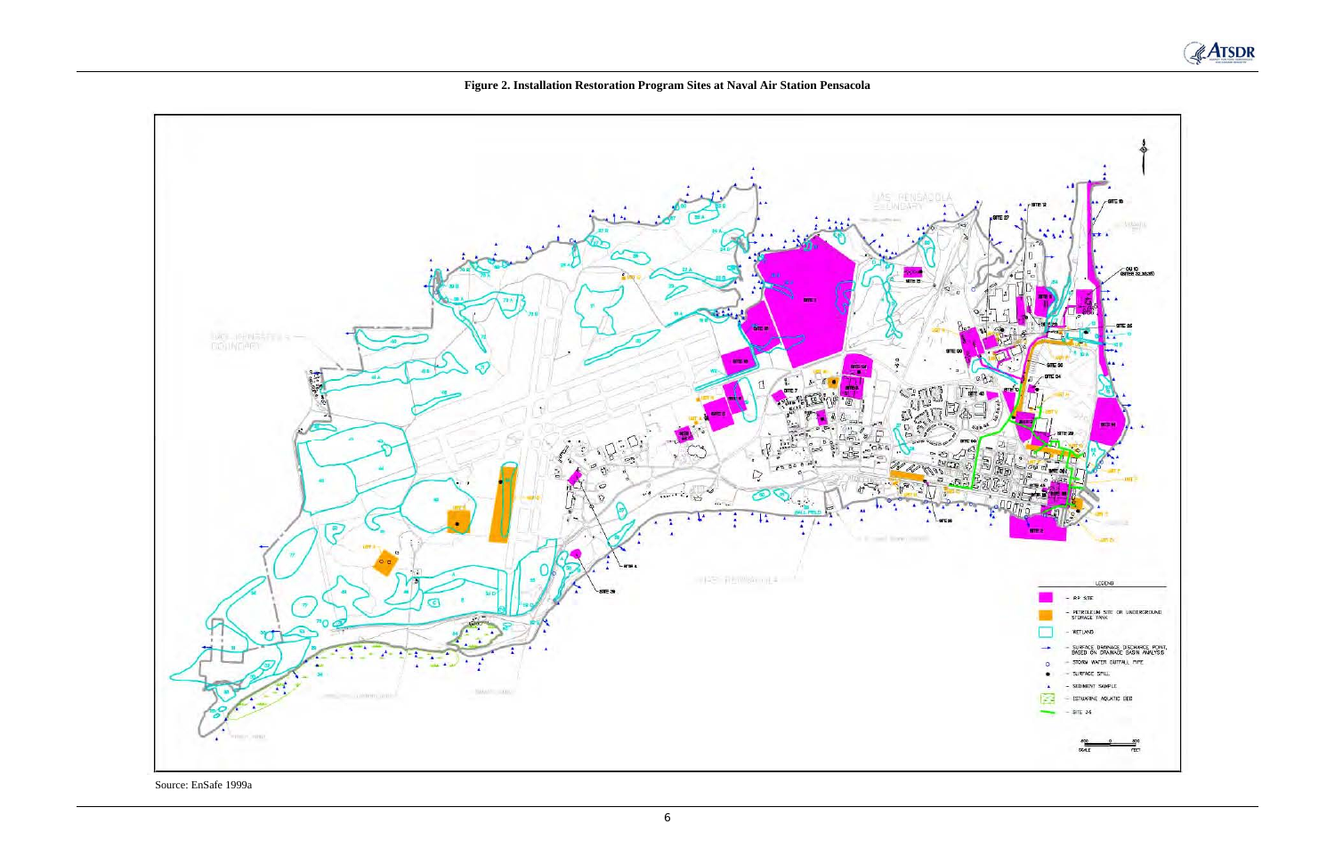**Figure 2. Installation Restoration Program Sites at Naval Air Station Pensacola**

Source: EnSafe 1999a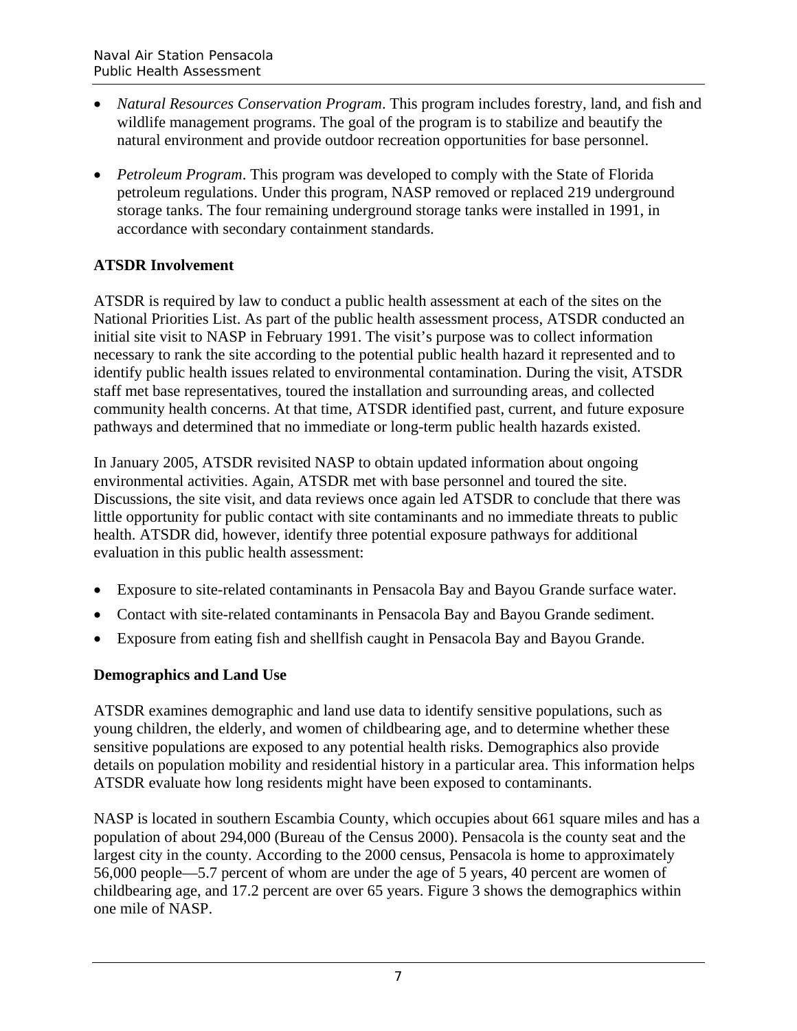- *Natural Resources Conservation Program*. This program includes forestry, land, and fish and wildlife management programs. The goal of the program is to stabilize and beautify the natural environment and provide outdoor recreation opportunities for base personnel.

- *Petroleum Program*. This program was developed to comply with the State of Florida petroleum regulations. Under this program, NASP removed or replaced 219 underground storage tanks. The four remaining underground storage tanks were installed in 1991, in accordance with secondary containment standards.

**ATSDR Involvement**

ATSDR is required by law to conduct a public health assessment at each of the sites on the National Priorities List. As part of the public health assessment process, ATSDR conducted an initial site visit to NASP in February 1991. The visit's purpose was to collect information necessary to rank the site according to the potential public health hazard it represented and to identify public health issues related to environmental contamination. During the visit, ATSDR staff met base representatives, toured the installation and surrounding areas, and collected community health concerns. At that time, ATSDR identified past, current, and future exposure pathways and determined that no immediate or long-term public health hazards existed.

In January 2005, ATSDR revisited NASP to obtain updated information about ongoing environmental activities. Again, ATSDR met with base personnel and toured the site. Discussions, the site visit, and data reviews once again led ATSDR to conclude that there was little opportunity for public contact with site contaminants and no immediate threats to public health. ATSDR did, however, identify three potential exposure pathways for additional evaluation in this public health assessment:

- Exposure to site-related contaminants in Pensacola Bay and Bayou Grande surface water.
- Contact with site-related contaminants in Pensacola Bay and Bayou Grande sediment.
- Exposure from eating fish and shellfish caught in Pensacola Bay and Bayou Grande.

**Demographics and Land Use**

ATSDR examines demographic and land use data to identify sensitive populations, such as young children, the elderly, and women of childbearing age, and to determine whether these sensitive populations are exposed to any potential health risks. Demographics also provide details on population mobility and residential history in a particular area. This information helps ATSDR evaluate how long residents might have been exposed to contaminants.

NASP is located in southern Escambia County, which occupies about 661 square miles and has a population of about 294,000 (Bureau of the Census 2000). Pensacola is the county seat and the largest city in the county. According to the 2000 census, Pensacola is home to approximately 56,000 people—5.7 percent of whom are under the age of 5 years, 40 percent are women of childbearing age, and 17.2 percent are over 65 years. Figure 3 shows the demographics within one mile of NASP.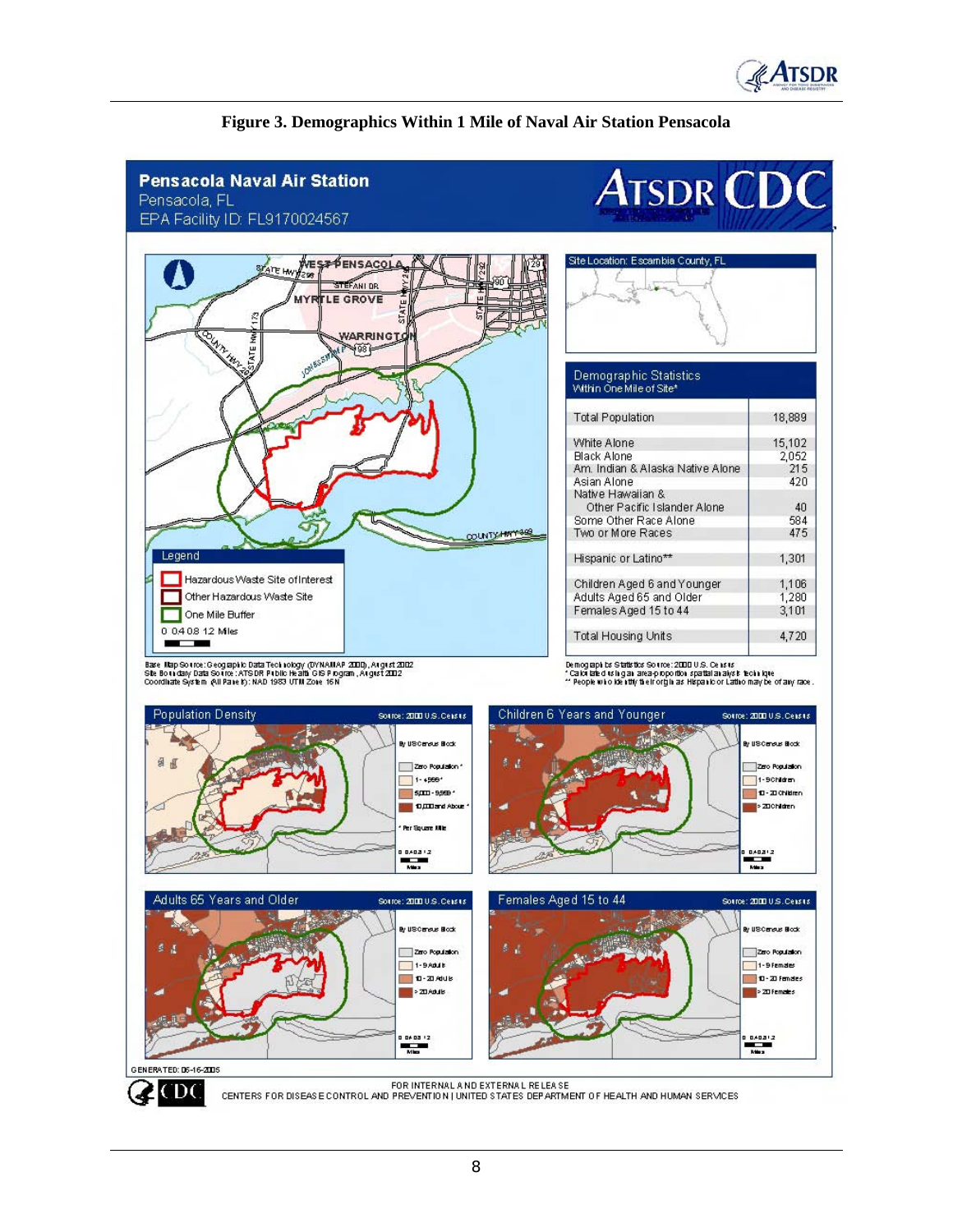**Figure 3. Demographics Within 1 Mile of Naval Air Station Pensacola**

## Pensacola Naval Air Station

Pensacola, FL

EPA Facility ID: FL9170024567

Site Location: Escambia County, FL

Legend

- Hazardous Waste Site of Interest
- Other Hazardous Waste Site
- One Mile Buffer

0 0.4 0.8 1.2 Miles

Base Map Source: Geographic Data Technology (DYNAMAP 2000), August 2002
Site Boundary Data Source: ATSDR Public Health GIS Program, August 2002
Coordinate System (All Panels): NAD 1983 UTM Zone 16N

| Demographic Statistics Within One Mile of Site* | |
|---|---|
| Total Population | 18,889 |
| White Alone | 15,102 |
| Black Alone | 2,052 |
| Am. Indian & Alaska Native Alone | 215 |
| Asian Alone | 420 |
| Native Hawaiian & Other Pacific Islander Alone | 40 |
| Some Other Race Alone | 584 |
| Two or More Races | 475 |
| Hispanic or Latino** | 1,301 |
| Children Aged 6 and Younger | 1,106 |
| Adults Aged 65 and Older | 1,280 |
| Females Aged 15 to 44 | 3,101 |
| Total Housing Units | 4,720 |

Demographics Statistics Source: 2000 U.S. Census
* Calculated using an area-proportion spatial analysis technique
** People who identify their origin as Hispanic or Latino may be of any race.

**Population Density** — Source: 2000 U.S. Census
By US Census Block: Zero Population*; 1 - 4,999*; 5,000 - 9,999*; 10,000 and Above*
* Per Square Mile

**Children 6 Years and Younger** — Source: 2000 U.S. Census
By US Census Block: Zero Population; 1 - 9 Children; 10 - 20 Children; > 20 Children

**Adults 65 Years and Older** — Source: 2000 U.S. Census
By US Census Block: Zero Population; 1 - 9 Adults; 10 - 20 Adults; > 20 Adults

**Females Aged 15 to 44** — Source: 2000 U.S. Census
By US Census Block: Zero Population; 1 - 9 Females; 10 - 20 Females; > 20 Females

GENERATED: 06-16-2005

FOR INTERNAL AND EXTERNAL RELEASE
CENTERS FOR DISEASE CONTROL AND PREVENTION | UNITED STATES DEPARTMENT OF HEALTH AND HUMAN SERVICES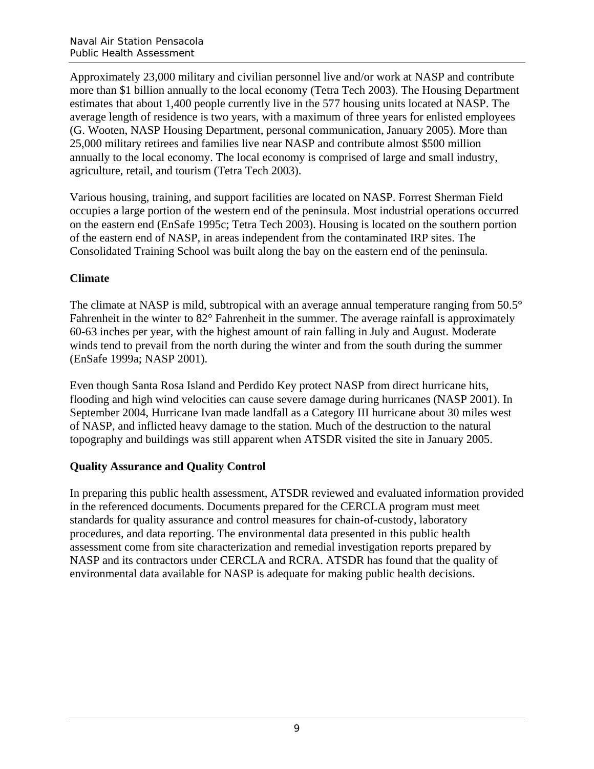Approximately 23,000 military and civilian personnel live and/or work at NASP and contribute more than $1 billion annually to the local economy (Tetra Tech 2003). The Housing Department estimates that about 1,400 people currently live in the 577 housing units located at NASP. The average length of residence is two years, with a maximum of three years for enlisted employees (G. Wooten, NASP Housing Department, personal communication, January 2005). More than 25,000 military retirees and families live near NASP and contribute almost $500 million annually to the local economy. The local economy is comprised of large and small industry, agriculture, retail, and tourism (Tetra Tech 2003).

Various housing, training, and support facilities are located on NASP. Forrest Sherman Field occupies a large portion of the western end of the peninsula. Most industrial operations occurred on the eastern end (EnSafe 1995c; Tetra Tech 2003). Housing is located on the southern portion of the eastern end of NASP, in areas independent from the contaminated IRP sites. The Consolidated Training School was built along the bay on the eastern end of the peninsula.

**Climate**

The climate at NASP is mild, subtropical with an average annual temperature ranging from 50.5° Fahrenheit in the winter to 82° Fahrenheit in the summer. The average rainfall is approximately 60-63 inches per year, with the highest amount of rain falling in July and August. Moderate winds tend to prevail from the north during the winter and from the south during the summer (EnSafe 1999a; NASP 2001).

Even though Santa Rosa Island and Perdido Key protect NASP from direct hurricane hits, flooding and high wind velocities can cause severe damage during hurricanes (NASP 2001). In September 2004, Hurricane Ivan made landfall as a Category III hurricane about 30 miles west of NASP, and inflicted heavy damage to the station. Much of the destruction to the natural topography and buildings was still apparent when ATSDR visited the site in January 2005.

**Quality Assurance and Quality Control**

In preparing this public health assessment, ATSDR reviewed and evaluated information provided in the referenced documents. Documents prepared for the CERCLA program must meet standards for quality assurance and control measures for chain-of-custody, laboratory procedures, and data reporting. The environmental data presented in this public health assessment come from site characterization and remedial investigation reports prepared by NASP and its contractors under CERCLA and RCRA. ATSDR has found that the quality of environmental data available for NASP is adequate for making public health decisions.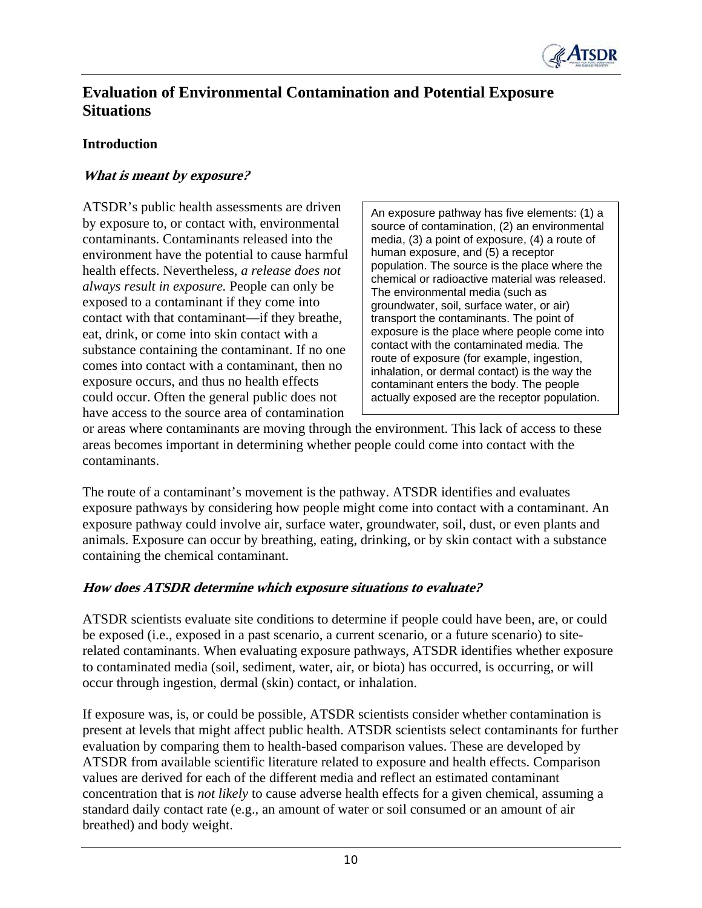## Evaluation of Environmental Contamination and Potential Exposure Situations

### Introduction

#### *What is meant by exposure?*

> An exposure pathway has five elements: (1) a source of contamination, (2) an environmental media, (3) a point of exposure, (4) a route of human exposure, and (5) a receptor population. The source is the place where the chemical or radioactive material was released. The environmental media (such as groundwater, soil, surface water, or air) transport the contaminants. The point of exposure is the place where people come into contact with the contaminated media. The route of exposure (for example, ingestion, inhalation, or dermal contact) is the way the contaminant enters the body. The people actually exposed are the receptor population.

ATSDR's public health assessments are driven by exposure to, or contact with, environmental contaminants. Contaminants released into the environment have the potential to cause harmful health effects. Nevertheless, *a release does not always result in exposure.* People can only be exposed to a contaminant if they come into contact with that contaminant—if they breathe, eat, drink, or come into skin contact with a substance containing the contaminant. If no one comes into contact with a contaminant, then no exposure occurs, and thus no health effects could occur. Often the general public does not have access to the source area of contamination or areas where contaminants are moving through the environment. This lack of access to these areas becomes important in determining whether people could come into contact with the contaminants.

The route of a contaminant's movement is the pathway. ATSDR identifies and evaluates exposure pathways by considering how people might come into contact with a contaminant. An exposure pathway could involve air, surface water, groundwater, soil, dust, or even plants and animals. Exposure can occur by breathing, eating, drinking, or by skin contact with a substance containing the chemical contaminant.

#### *How does ATSDR determine which exposure situations to evaluate?*

ATSDR scientists evaluate site conditions to determine if people could have been, are, or could be exposed (i.e., exposed in a past scenario, a current scenario, or a future scenario) to site-related contaminants. When evaluating exposure pathways, ATSDR identifies whether exposure to contaminated media (soil, sediment, water, air, or biota) has occurred, is occurring, or will occur through ingestion, dermal (skin) contact, or inhalation.

If exposure was, is, or could be possible, ATSDR scientists consider whether contamination is present at levels that might affect public health. ATSDR scientists select contaminants for further evaluation by comparing them to health-based comparison values. These are developed by ATSDR from available scientific literature related to exposure and health effects. Comparison values are derived for each of the different media and reflect an estimated contaminant concentration that is *not likely* to cause adverse health effects for a given chemical, assuming a standard daily contact rate (e.g., an amount of water or soil consumed or an amount of air breathed) and body weight.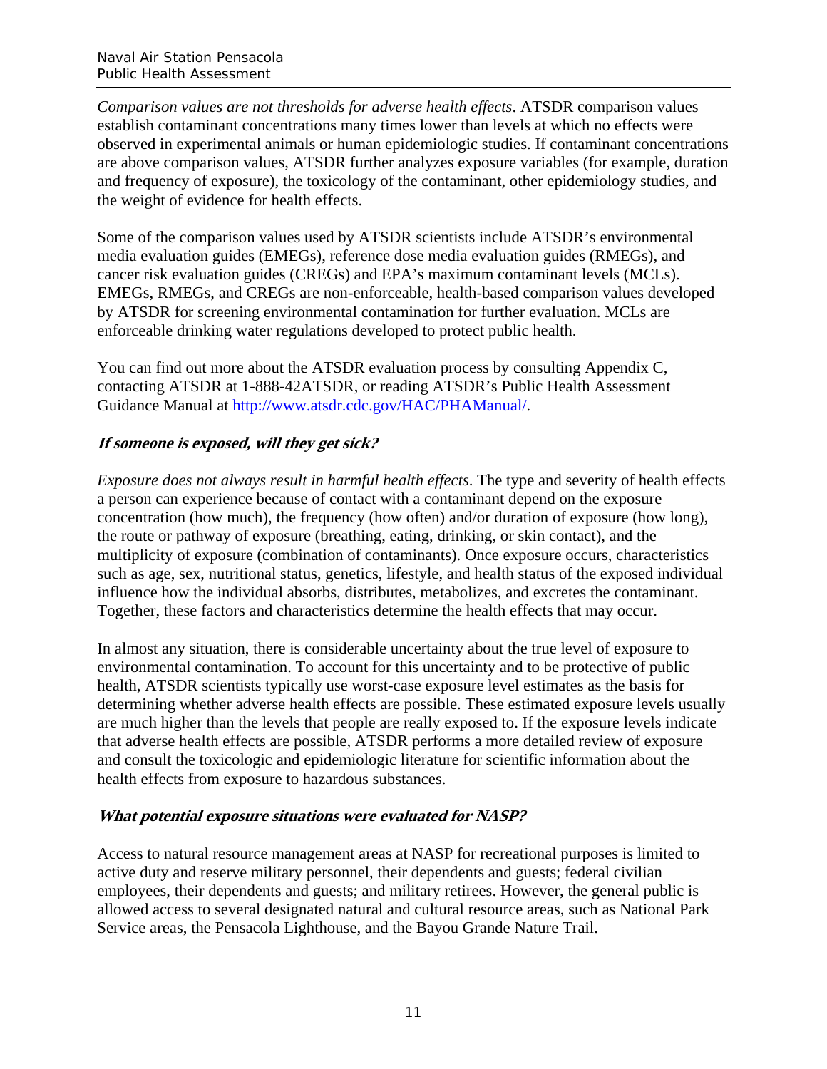*Comparison values are not thresholds for adverse health effects*. ATSDR comparison values establish contaminant concentrations many times lower than levels at which no effects were observed in experimental animals or human epidemiologic studies. If contaminant concentrations are above comparison values, ATSDR further analyzes exposure variables (for example, duration and frequency of exposure), the toxicology of the contaminant, other epidemiology studies, and the weight of evidence for health effects.

Some of the comparison values used by ATSDR scientists include ATSDR's environmental media evaluation guides (EMEGs), reference dose media evaluation guides (RMEGs), and cancer risk evaluation guides (CREGs) and EPA's maximum contaminant levels (MCLs). EMEGs, RMEGs, and CREGs are non-enforceable, health-based comparison values developed by ATSDR for screening environmental contamination for further evaluation. MCLs are enforceable drinking water regulations developed to protect public health.

You can find out more about the ATSDR evaluation process by consulting Appendix C, contacting ATSDR at 1-888-42ATSDR, or reading ATSDR's Public Health Assessment Guidance Manual at [http://www.atsdr.cdc.gov/HAC/PHAManual/](http://www.atsdr.cdc.gov/HAC/PHAManual/).

### *If someone is exposed, will they get sick?*

*Exposure does not always result in harmful health effects*. The type and severity of health effects a person can experience because of contact with a contaminant depend on the exposure concentration (how much), the frequency (how often) and/or duration of exposure (how long), the route or pathway of exposure (breathing, eating, drinking, or skin contact), and the multiplicity of exposure (combination of contaminants). Once exposure occurs, characteristics such as age, sex, nutritional status, genetics, lifestyle, and health status of the exposed individual influence how the individual absorbs, distributes, metabolizes, and excretes the contaminant. Together, these factors and characteristics determine the health effects that may occur.

In almost any situation, there is considerable uncertainty about the true level of exposure to environmental contamination. To account for this uncertainty and to be protective of public health, ATSDR scientists typically use worst-case exposure level estimates as the basis for determining whether adverse health effects are possible. These estimated exposure levels usually are much higher than the levels that people are really exposed to. If the exposure levels indicate that adverse health effects are possible, ATSDR performs a more detailed review of exposure and consult the toxicologic and epidemiologic literature for scientific information about the health effects from exposure to hazardous substances.

### *What potential exposure situations were evaluated for NASP?*

Access to natural resource management areas at NASP for recreational purposes is limited to active duty and reserve military personnel, their dependents and guests; federal civilian employees, their dependents and guests; and military retirees. However, the general public is allowed access to several designated natural and cultural resource areas, such as National Park Service areas, the Pensacola Lighthouse, and the Bayou Grande Nature Trail.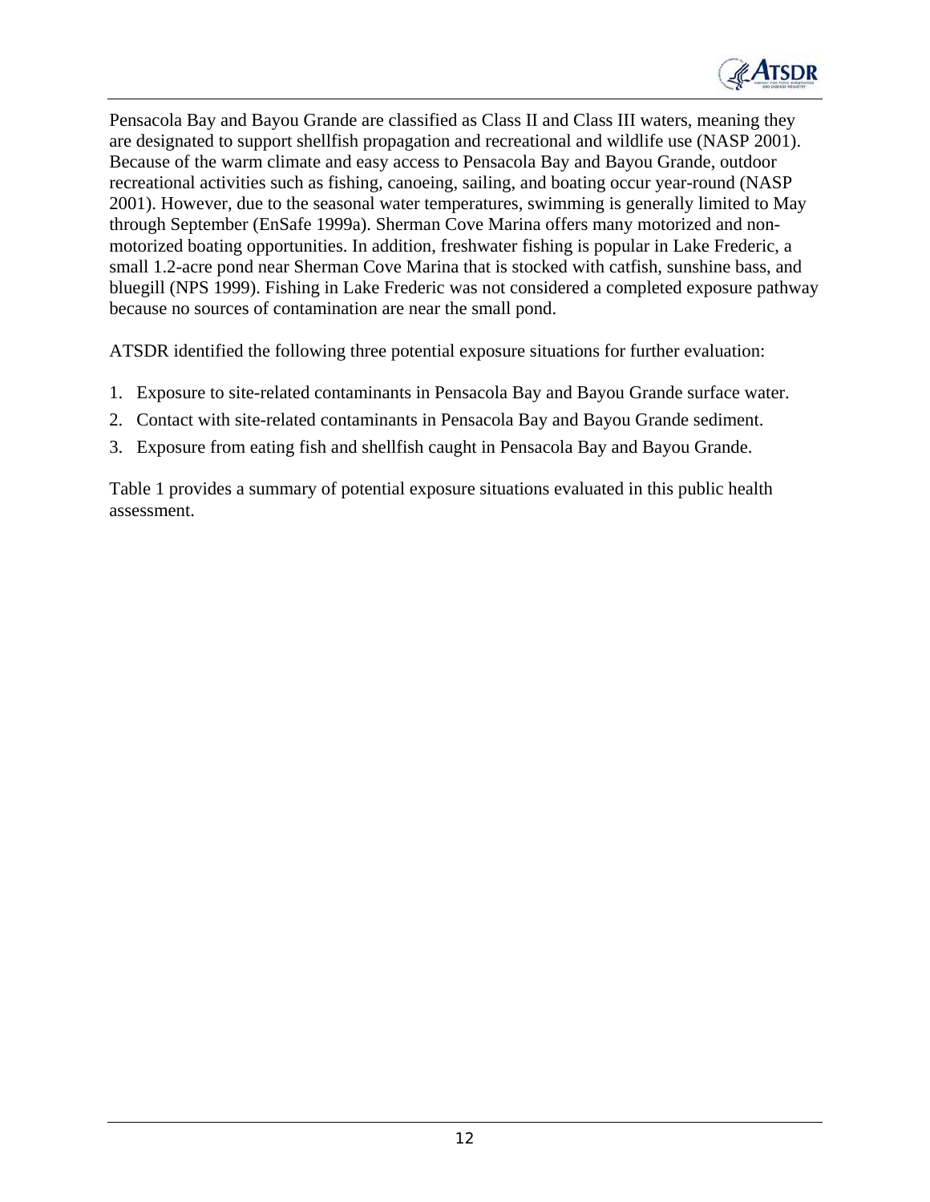Pensacola Bay and Bayou Grande are classified as Class II and Class III waters, meaning they are designated to support shellfish propagation and recreational and wildlife use (NASP 2001). Because of the warm climate and easy access to Pensacola Bay and Bayou Grande, outdoor recreational activities such as fishing, canoeing, sailing, and boating occur year-round (NASP 2001). However, due to the seasonal water temperatures, swimming is generally limited to May through September (EnSafe 1999a). Sherman Cove Marina offers many motorized and non-motorized boating opportunities. In addition, freshwater fishing is popular in Lake Frederic, a small 1.2-acre pond near Sherman Cove Marina that is stocked with catfish, sunshine bass, and bluegill (NPS 1999). Fishing in Lake Frederic was not considered a completed exposure pathway because no sources of contamination are near the small pond.

ATSDR identified the following three potential exposure situations for further evaluation:

1. Exposure to site-related contaminants in Pensacola Bay and Bayou Grande surface water.
2. Contact with site-related contaminants in Pensacola Bay and Bayou Grande sediment.
3. Exposure from eating fish and shellfish caught in Pensacola Bay and Bayou Grande.

Table 1 provides a summary of potential exposure situations evaluated in this public health assessment.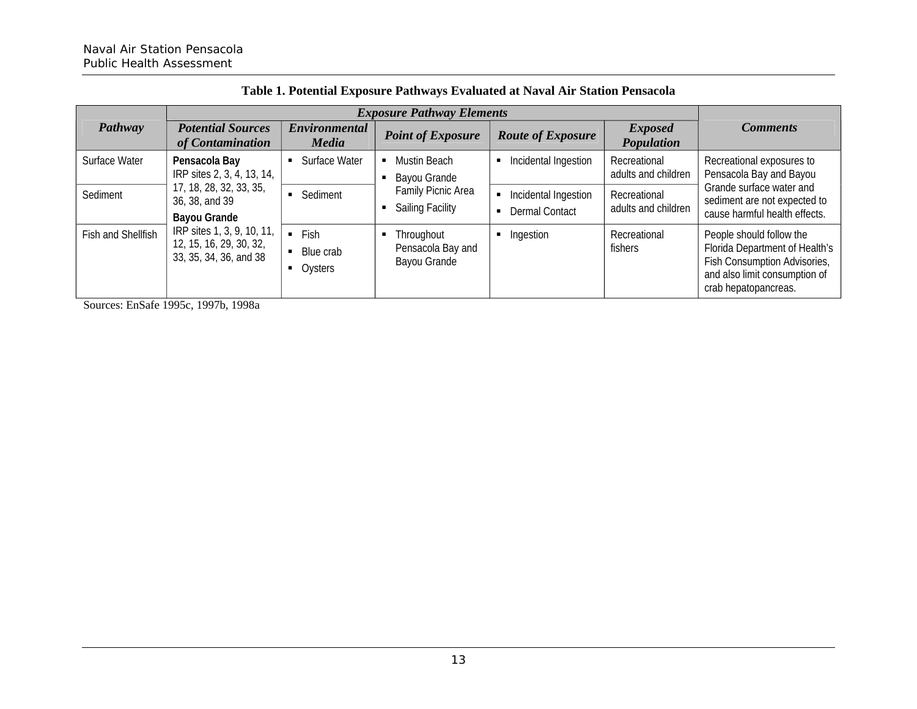**Table 1. Potential Exposure Pathways Evaluated at Naval Air Station Pensacola**

| *Pathway* | *Exposure Pathway Elements* | | | | | *Comments* |
|---|---|---|---|---|---|---|
| | *Potential Sources of Contamination* | *Environmental Media* | *Point of Exposure* | *Route of Exposure* | *Exposed Population* | |
| Surface Water | **Pensacola Bay** IRP sites 2, 3, 4, 13, 14, 17, 18, 28, 32, 33, 35, 36, 38, and 39 **Bayou Grande** IRP sites 1, 3, 9, 10, 11, 12, 15, 16, 29, 30, 32, 33, 35, 34, 36, and 38 | ▪ Surface Water | ▪ Mustin Beach ▪ Bayou Grande Family Picnic Area ▪ Sailing Facility | ▪ Incidental Ingestion | Recreational adults and children | Recreational exposures to Pensacola Bay and Bayou Grande surface water and sediment are not expected to cause harmful health effects. |
| Sediment | | ▪ Sediment | | ▪ Incidental Ingestion ▪ Dermal Contact | Recreational adults and children | |
| Fish and Shellfish | | ▪ Fish ▪ Blue crab ▪ Oysters | ▪ Throughout Pensacola Bay and Bayou Grande | ▪ Ingestion | Recreational fishers | People should follow the Florida Department of Health's Fish Consumption Advisories, and also limit consumption of crab hepatopancreas. |

Sources: EnSafe 1995c, 1997b, 1998a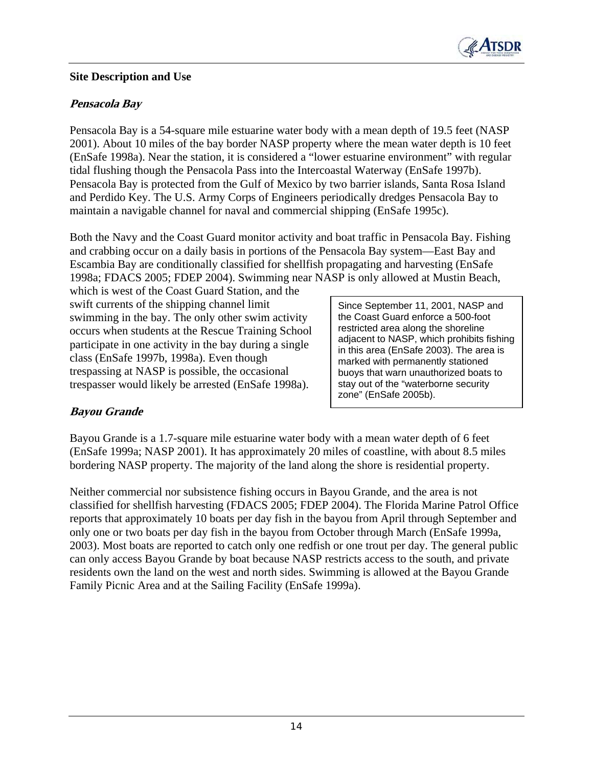**Site Description and Use**

***Pensacola Bay***

Pensacola Bay is a 54-square mile estuarine water body with a mean depth of 19.5 feet (NASP 2001). About 10 miles of the bay border NASP property where the mean water depth is 10 feet (EnSafe 1998a). Near the station, it is considered a "lower estuarine environment" with regular tidal flushing though the Pensacola Pass into the Intercoastal Waterway (EnSafe 1997b). Pensacola Bay is protected from the Gulf of Mexico by two barrier islands, Santa Rosa Island and Perdido Key. The U.S. Army Corps of Engineers periodically dredges Pensacola Bay to maintain a navigable channel for naval and commercial shipping (EnSafe 1995c).

Both the Navy and the Coast Guard monitor activity and boat traffic in Pensacola Bay. Fishing and crabbing occur on a daily basis in portions of the Pensacola Bay system—East Bay and Escambia Bay are conditionally classified for shellfish propagating and harvesting (EnSafe 1998a; FDACS 2005; FDEP 2004). Swimming near NASP is only allowed at Mustin Beach, which is west of the Coast Guard Station, and the swift currents of the shipping channel limit swimming in the bay. The only other swim activity occurs when students at the Rescue Training School participate in one activity in the bay during a single class (EnSafe 1997b, 1998a). Even though trespassing at NASP is possible, the occasional trespasser would likely be arrested (EnSafe 1998a).

> Since September 11, 2001, NASP and the Coast Guard enforce a 500-foot restricted area along the shoreline adjacent to NASP, which prohibits fishing in this area (EnSafe 2003). The area is marked with permanently stationed buoys that warn unauthorized boats to stay out of the "waterborne security zone" (EnSafe 2005b).

***Bayou Grande***

Bayou Grande is a 1.7-square mile estuarine water body with a mean water depth of 6 feet (EnSafe 1999a; NASP 2001). It has approximately 20 miles of coastline, with about 8.5 miles bordering NASP property. The majority of the land along the shore is residential property.

Neither commercial nor subsistence fishing occurs in Bayou Grande, and the area is not classified for shellfish harvesting (FDACS 2005; FDEP 2004). The Florida Marine Patrol Office reports that approximately 10 boats per day fish in the bayou from April through September and only one or two boats per day fish in the bayou from October through March (EnSafe 1999a, 2003). Most boats are reported to catch only one redfish or one trout per day. The general public can only access Bayou Grande by boat because NASP restricts access to the south, and private residents own the land on the west and north sides. Swimming is allowed at the Bayou Grande Family Picnic Area and at the Sailing Facility (EnSafe 1999a).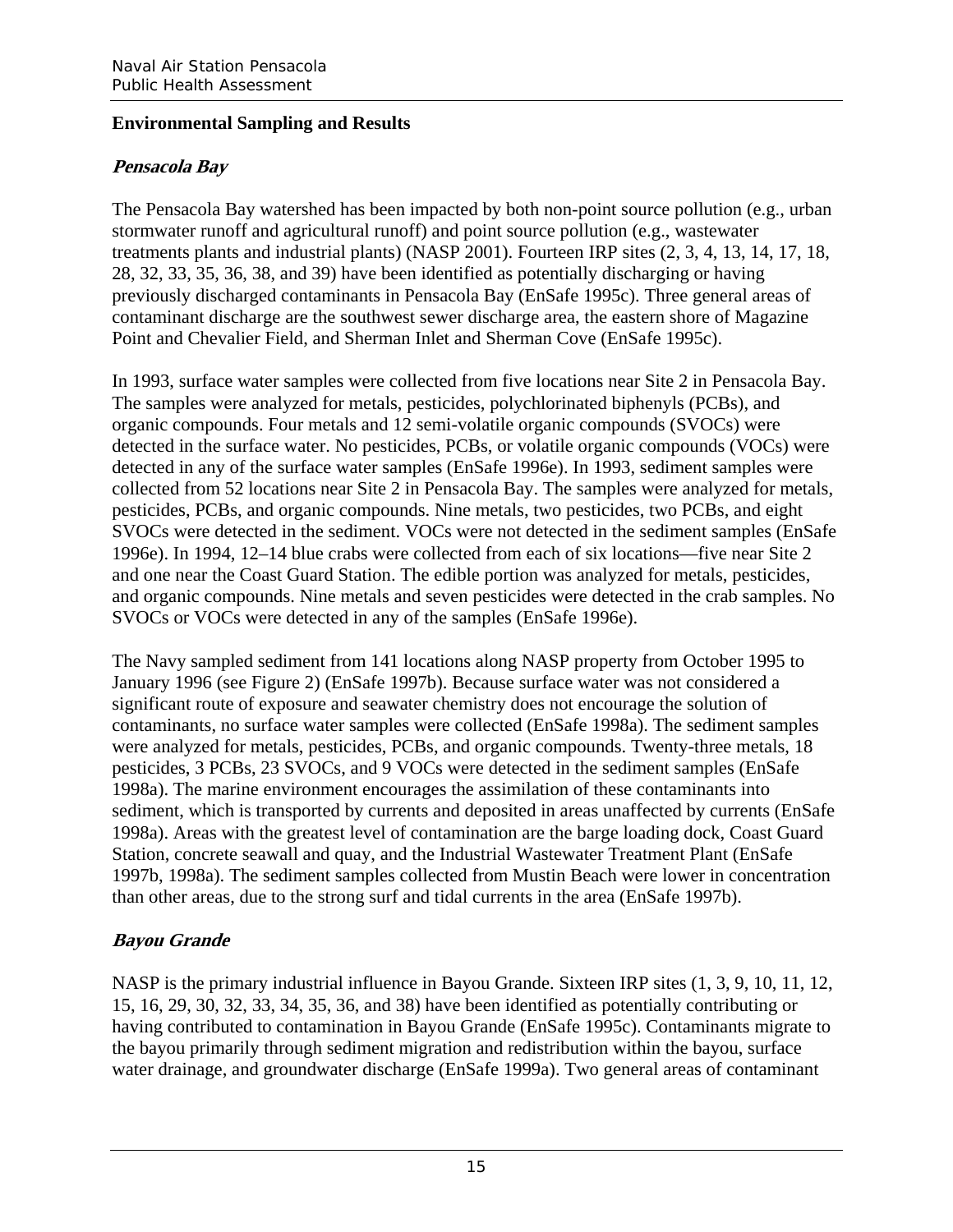## Environmental Sampling and Results

### *Pensacola Bay*

The Pensacola Bay watershed has been impacted by both non-point source pollution (e.g., urban stormwater runoff and agricultural runoff) and point source pollution (e.g., wastewater treatments plants and industrial plants) (NASP 2001). Fourteen IRP sites (2, 3, 4, 13, 14, 17, 18, 28, 32, 33, 35, 36, 38, and 39) have been identified as potentially discharging or having previously discharged contaminants in Pensacola Bay (EnSafe 1995c). Three general areas of contaminant discharge are the southwest sewer discharge area, the eastern shore of Magazine Point and Chevalier Field, and Sherman Inlet and Sherman Cove (EnSafe 1995c).

In 1993, surface water samples were collected from five locations near Site 2 in Pensacola Bay. The samples were analyzed for metals, pesticides, polychlorinated biphenyls (PCBs), and organic compounds. Four metals and 12 semi-volatile organic compounds (SVOCs) were detected in the surface water. No pesticides, PCBs, or volatile organic compounds (VOCs) were detected in any of the surface water samples (EnSafe 1996e). In 1993, sediment samples were collected from 52 locations near Site 2 in Pensacola Bay. The samples were analyzed for metals, pesticides, PCBs, and organic compounds. Nine metals, two pesticides, two PCBs, and eight SVOCs were detected in the sediment. VOCs were not detected in the sediment samples (EnSafe 1996e). In 1994, 12–14 blue crabs were collected from each of six locations—five near Site 2 and one near the Coast Guard Station. The edible portion was analyzed for metals, pesticides, and organic compounds. Nine metals and seven pesticides were detected in the crab samples. No SVOCs or VOCs were detected in any of the samples (EnSafe 1996e).

The Navy sampled sediment from 141 locations along NASP property from October 1995 to January 1996 (see Figure 2) (EnSafe 1997b). Because surface water was not considered a significant route of exposure and seawater chemistry does not encourage the solution of contaminants, no surface water samples were collected (EnSafe 1998a). The sediment samples were analyzed for metals, pesticides, PCBs, and organic compounds. Twenty-three metals, 18 pesticides, 3 PCBs, 23 SVOCs, and 9 VOCs were detected in the sediment samples (EnSafe 1998a). The marine environment encourages the assimilation of these contaminants into sediment, which is transported by currents and deposited in areas unaffected by currents (EnSafe 1998a). Areas with the greatest level of contamination are the barge loading dock, Coast Guard Station, concrete seawall and quay, and the Industrial Wastewater Treatment Plant (EnSafe 1997b, 1998a). The sediment samples collected from Mustin Beach were lower in concentration than other areas, due to the strong surf and tidal currents in the area (EnSafe 1997b).

### *Bayou Grande*

NASP is the primary industrial influence in Bayou Grande. Sixteen IRP sites (1, 3, 9, 10, 11, 12, 15, 16, 29, 30, 32, 33, 34, 35, 36, and 38) have been identified as potentially contributing or having contributed to contamination in Bayou Grande (EnSafe 1995c). Contaminants migrate to the bayou primarily through sediment migration and redistribution within the bayou, surface water drainage, and groundwater discharge (EnSafe 1999a). Two general areas of contaminant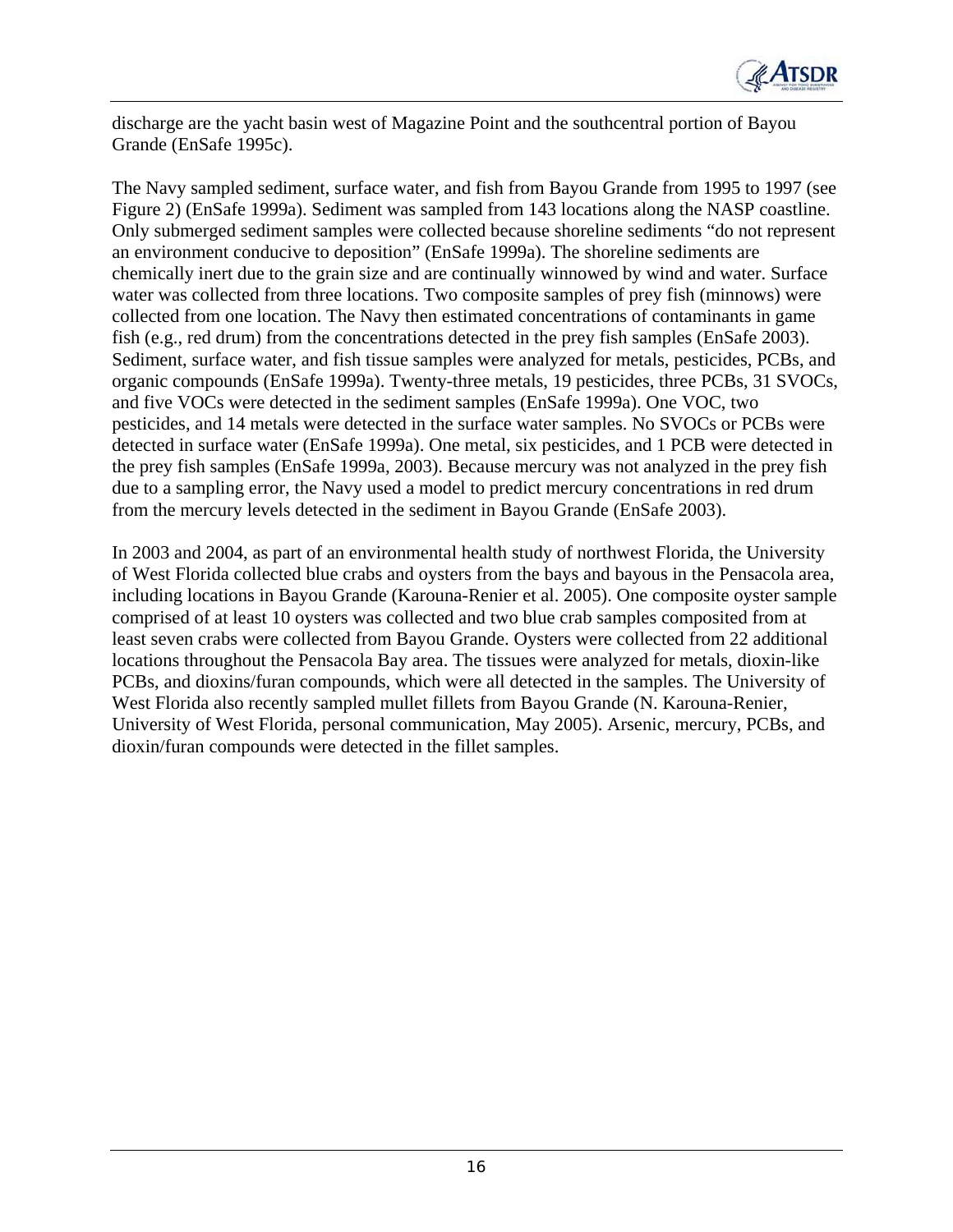discharge are the yacht basin west of Magazine Point and the southcentral portion of Bayou Grande (EnSafe 1995c).

The Navy sampled sediment, surface water, and fish from Bayou Grande from 1995 to 1997 (see Figure 2) (EnSafe 1999a). Sediment was sampled from 143 locations along the NASP coastline. Only submerged sediment samples were collected because shoreline sediments "do not represent an environment conducive to deposition" (EnSafe 1999a). The shoreline sediments are chemically inert due to the grain size and are continually winnowed by wind and water. Surface water was collected from three locations. Two composite samples of prey fish (minnows) were collected from one location. The Navy then estimated concentrations of contaminants in game fish (e.g., red drum) from the concentrations detected in the prey fish samples (EnSafe 2003). Sediment, surface water, and fish tissue samples were analyzed for metals, pesticides, PCBs, and organic compounds (EnSafe 1999a). Twenty-three metals, 19 pesticides, three PCBs, 31 SVOCs, and five VOCs were detected in the sediment samples (EnSafe 1999a). One VOC, two pesticides, and 14 metals were detected in the surface water samples. No SVOCs or PCBs were detected in surface water (EnSafe 1999a). One metal, six pesticides, and 1 PCB were detected in the prey fish samples (EnSafe 1999a, 2003). Because mercury was not analyzed in the prey fish due to a sampling error, the Navy used a model to predict mercury concentrations in red drum from the mercury levels detected in the sediment in Bayou Grande (EnSafe 2003).

In 2003 and 2004, as part of an environmental health study of northwest Florida, the University of West Florida collected blue crabs and oysters from the bays and bayous in the Pensacola area, including locations in Bayou Grande (Karouna-Renier et al. 2005). One composite oyster sample comprised of at least 10 oysters was collected and two blue crab samples composited from at least seven crabs were collected from Bayou Grande. Oysters were collected from 22 additional locations throughout the Pensacola Bay area. The tissues were analyzed for metals, dioxin-like PCBs, and dioxins/furan compounds, which were all detected in the samples. The University of West Florida also recently sampled mullet fillets from Bayou Grande (N. Karouna-Renier, University of West Florida, personal communication, May 2005). Arsenic, mercury, PCBs, and dioxin/furan compounds were detected in the fillet samples.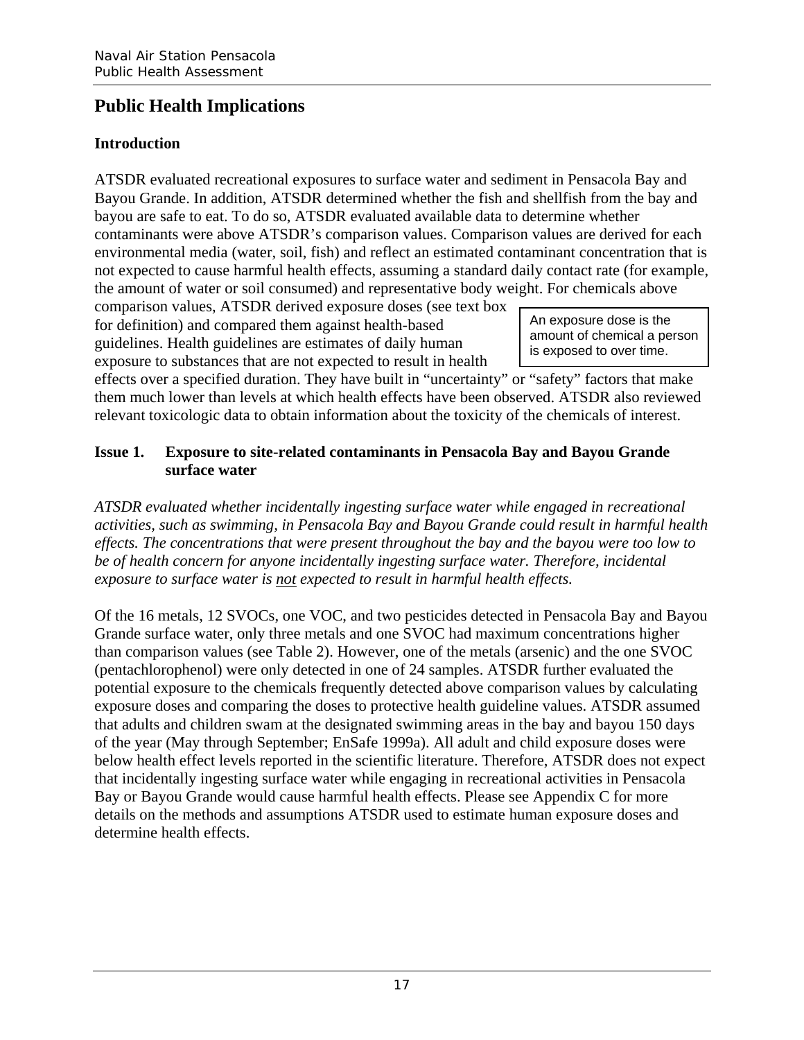# Public Health Implications

## Introduction

ATSDR evaluated recreational exposures to surface water and sediment in Pensacola Bay and Bayou Grande. In addition, ATSDR determined whether the fish and shellfish from the bay and bayou are safe to eat. To do so, ATSDR evaluated available data to determine whether contaminants were above ATSDR's comparison values. Comparison values are derived for each environmental media (water, soil, fish) and reflect an estimated contaminant concentration that is not expected to cause harmful health effects, assuming a standard daily contact rate (for example, the amount of water or soil consumed) and representative body weight. For chemicals above comparison values, ATSDR derived exposure doses (see text box for definition) and compared them against health-based guidelines. Health guidelines are estimates of daily human exposure to substances that are not expected to result in health effects over a specified duration. They have built in "uncertainty" or "safety" factors that make them much lower than levels at which health effects have been observed. ATSDR also reviewed relevant toxicologic data to obtain information about the toxicity of the chemicals of interest.

> An exposure dose is the amount of chemical a person is exposed to over time.

### Issue 1. Exposure to site-related contaminants in Pensacola Bay and Bayou Grande surface water

*ATSDR evaluated whether incidentally ingesting surface water while engaged in recreational activities, such as swimming, in Pensacola Bay and Bayou Grande could result in harmful health effects. The concentrations that were present throughout the bay and the bayou were too low to be of health concern for anyone incidentally ingesting surface water. Therefore, incidental exposure to surface water is <u>not</u> expected to result in harmful health effects.*

Of the 16 metals, 12 SVOCs, one VOC, and two pesticides detected in Pensacola Bay and Bayou Grande surface water, only three metals and one SVOC had maximum concentrations higher than comparison values (see Table 2). However, one of the metals (arsenic) and the one SVOC (pentachlorophenol) were only detected in one of 24 samples. ATSDR further evaluated the potential exposure to the chemicals frequently detected above comparison values by calculating exposure doses and comparing the doses to protective health guideline values. ATSDR assumed that adults and children swam at the designated swimming areas in the bay and bayou 150 days of the year (May through September; EnSafe 1999a). All adult and child exposure doses were below health effect levels reported in the scientific literature. Therefore, ATSDR does not expect that incidentally ingesting surface water while engaging in recreational activities in Pensacola Bay or Bayou Grande would cause harmful health effects. Please see Appendix C for more details on the methods and assumptions ATSDR used to estimate human exposure doses and determine health effects.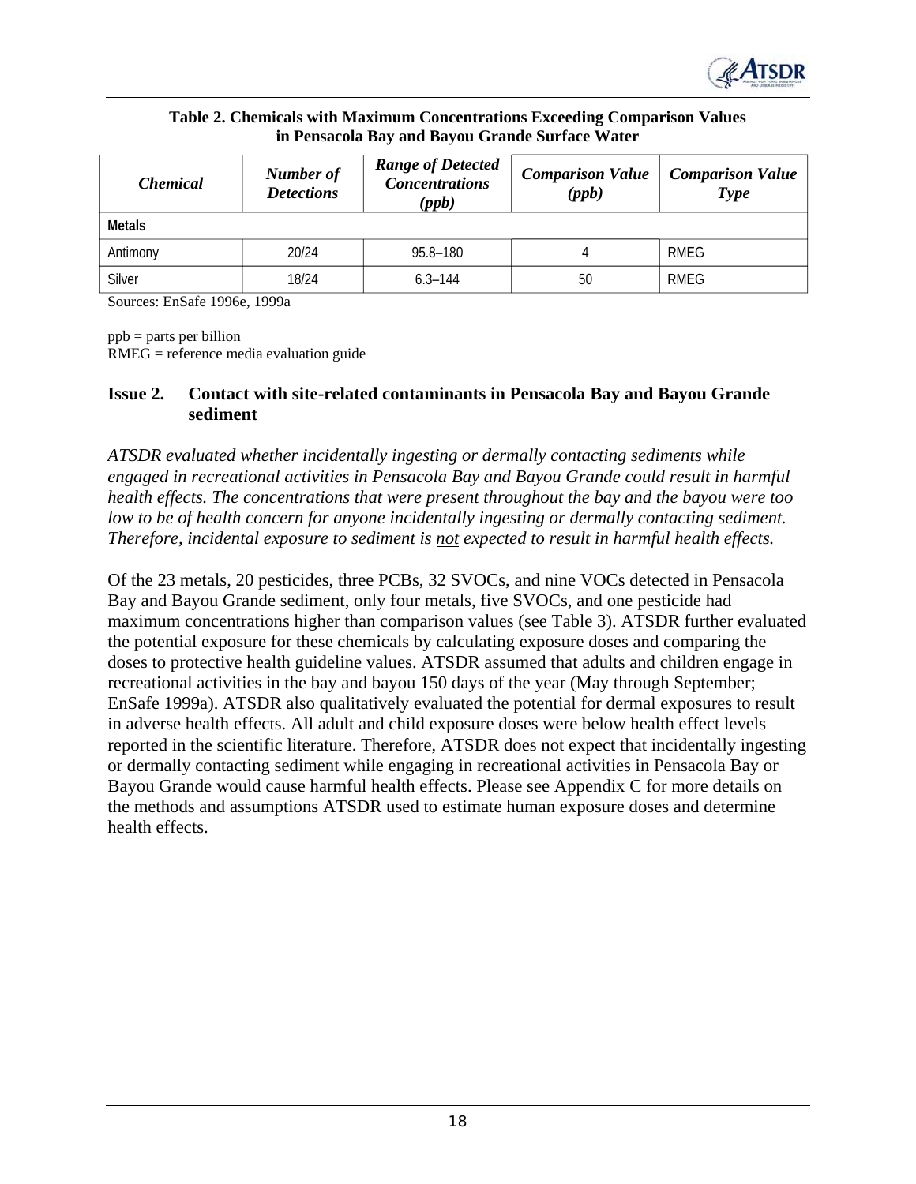**Table 2. Chemicals with Maximum Concentrations Exceeding Comparison Values in Pensacola Bay and Bayou Grande Surface Water**

| *Chemical* | *Number of Detections* | *Range of Detected Concentrations (ppb)* | *Comparison Value (ppb)* | *Comparison Value Type* |
|---|---|---|---|---|
| **Metals** | | | | |
| Antimony | 20/24 | 95.8–180 | 4 | RMEG |
| Silver | 18/24 | 6.3–144 | 50 | RMEG |

Sources: EnSafe 1996e, 1999a

ppb = parts per billion
RMEG = reference media evaluation guide

### Issue 2. Contact with site-related contaminants in Pensacola Bay and Bayou Grande sediment

*ATSDR evaluated whether incidentally ingesting or dermally contacting sediments while engaged in recreational activities in Pensacola Bay and Bayou Grande could result in harmful health effects. The concentrations that were present throughout the bay and the bayou were too low to be of health concern for anyone incidentally ingesting or dermally contacting sediment. Therefore, incidental exposure to sediment is <u>not</u> expected to result in harmful health effects.*

Of the 23 metals, 20 pesticides, three PCBs, 32 SVOCs, and nine VOCs detected in Pensacola Bay and Bayou Grande sediment, only four metals, five SVOCs, and one pesticide had maximum concentrations higher than comparison values (see Table 3). ATSDR further evaluated the potential exposure for these chemicals by calculating exposure doses and comparing the doses to protective health guideline values. ATSDR assumed that adults and children engage in recreational activities in the bay and bayou 150 days of the year (May through September; EnSafe 1999a). ATSDR also qualitatively evaluated the potential for dermal exposures to result in adverse health effects. All adult and child exposure doses were below health effect levels reported in the scientific literature. Therefore, ATSDR does not expect that incidentally ingesting or dermally contacting sediment while engaging in recreational activities in Pensacola Bay or Bayou Grande would cause harmful health effects. Please see Appendix C for more details on the methods and assumptions ATSDR used to estimate human exposure doses and determine health effects.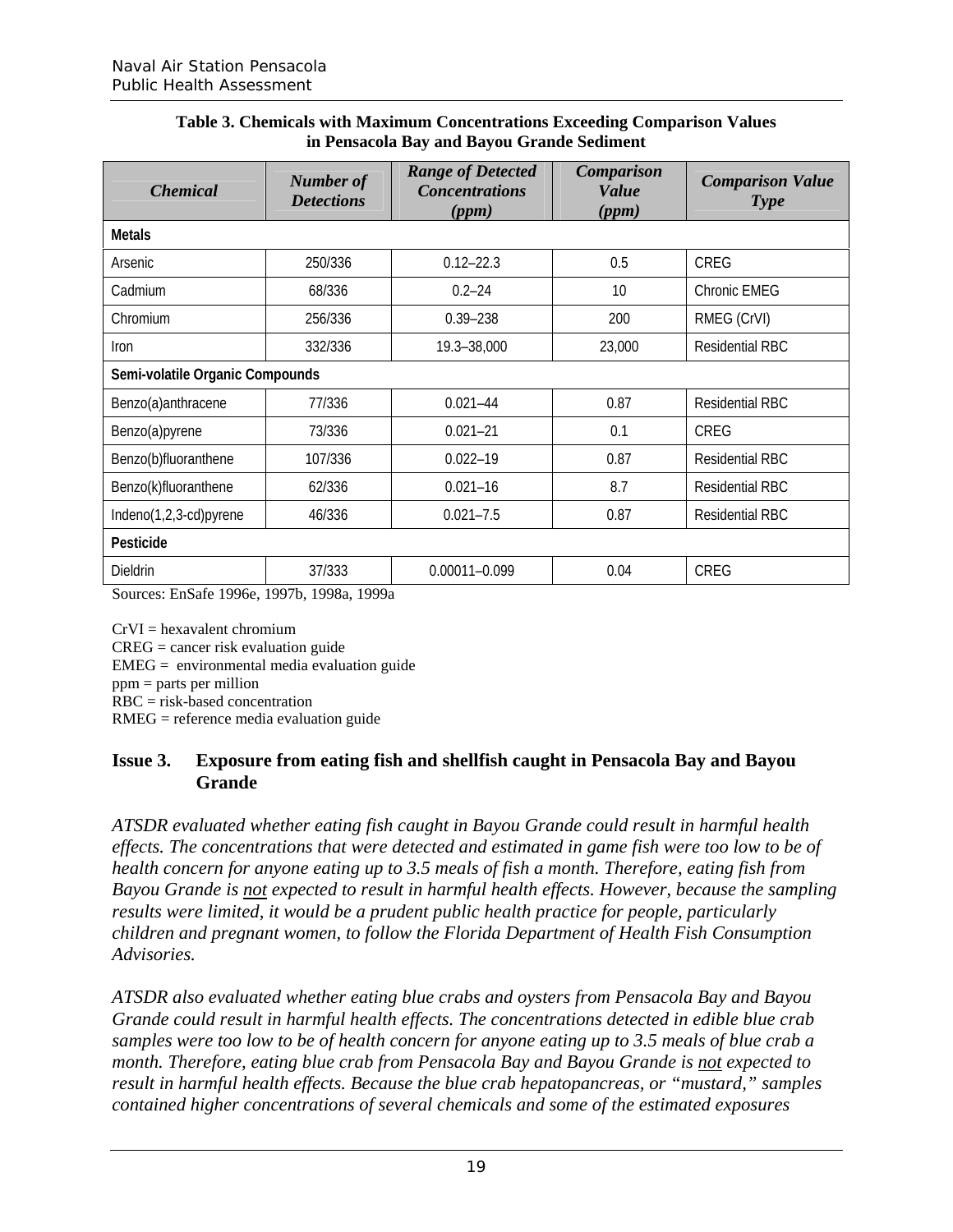**Table 3. Chemicals with Maximum Concentrations Exceeding Comparison Values in Pensacola Bay and Bayou Grande Sediment**

| *Chemical* | *Number of Detections* | *Range of Detected Concentrations (ppm)* | *Comparison Value (ppm)* | *Comparison Value Type* |
|---|---|---|---|---|
| **Metals** | | | | |
| Arsenic | 250/336 | 0.12–22.3 | 0.5 | CREG |
| Cadmium | 68/336 | 0.2–24 | 10 | Chronic EMEG |
| Chromium | 256/336 | 0.39–238 | 200 | RMEG (CrVI) |
| Iron | 332/336 | 19.3–38,000 | 23,000 | Residential RBC |
| **Semi-volatile Organic Compounds** | | | | |
| Benzo(a)anthracene | 77/336 | 0.021–44 | 0.87 | Residential RBC |
| Benzo(a)pyrene | 73/336 | 0.021–21 | 0.1 | CREG |
| Benzo(b)fluoranthene | 107/336 | 0.022–19 | 0.87 | Residential RBC |
| Benzo(k)fluoranthene | 62/336 | 0.021–16 | 8.7 | Residential RBC |
| Indeno(1,2,3-cd)pyrene | 46/336 | 0.021–7.5 | 0.87 | Residential RBC |
| **Pesticide** | | | | |
| Dieldrin | 37/333 | 0.00011–0.099 | 0.04 | CREG |

Sources: EnSafe 1996e, 1997b, 1998a, 1999a

CrVI = hexavalent chromium
CREG = cancer risk evaluation guide
EMEG = environmental media evaluation guide
ppm = parts per million
RBC = risk-based concentration
RMEG = reference media evaluation guide

### Issue 3. Exposure from eating fish and shellfish caught in Pensacola Bay and Bayou Grande

*ATSDR evaluated whether eating fish caught in Bayou Grande could result in harmful health effects. The concentrations that were detected and estimated in game fish were too low to be of health concern for anyone eating up to 3.5 meals of fish a month. Therefore, eating fish from Bayou Grande is not expected to result in harmful health effects. However, because the sampling results were limited, it would be a prudent public health practice for people, particularly children and pregnant women, to follow the Florida Department of Health Fish Consumption Advisories.*

*ATSDR also evaluated whether eating blue crabs and oysters from Pensacola Bay and Bayou Grande could result in harmful health effects. The concentrations detected in edible blue crab samples were too low to be of health concern for anyone eating up to 3.5 meals of blue crab a month. Therefore, eating blue crab from Pensacola Bay and Bayou Grande is not expected to result in harmful health effects. Because the blue crab hepatopancreas, or "mustard," samples contained higher concentrations of several chemicals and some of the estimated exposures*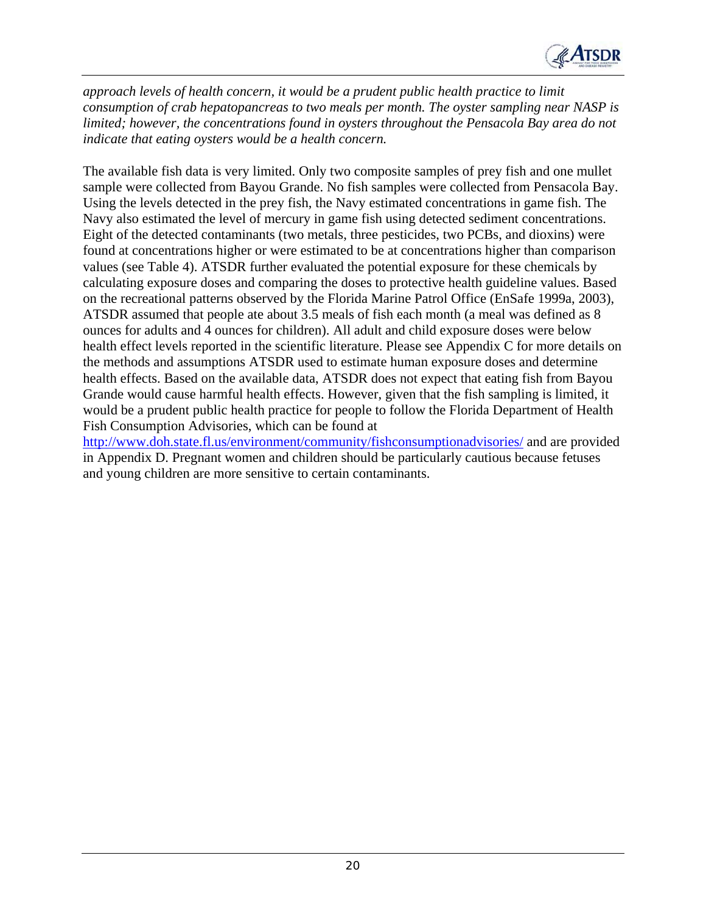*approach levels of health concern, it would be a prudent public health practice to limit consumption of crab hepatopancreas to two meals per month. The oyster sampling near NASP is limited; however, the concentrations found in oysters throughout the Pensacola Bay area do not indicate that eating oysters would be a health concern.*

The available fish data is very limited. Only two composite samples of prey fish and one mullet sample were collected from Bayou Grande. No fish samples were collected from Pensacola Bay. Using the levels detected in the prey fish, the Navy estimated concentrations in game fish. The Navy also estimated the level of mercury in game fish using detected sediment concentrations. Eight of the detected contaminants (two metals, three pesticides, two PCBs, and dioxins) were found at concentrations higher or were estimated to be at concentrations higher than comparison values (see Table 4). ATSDR further evaluated the potential exposure for these chemicals by calculating exposure doses and comparing the doses to protective health guideline values. Based on the recreational patterns observed by the Florida Marine Patrol Office (EnSafe 1999a, 2003), ATSDR assumed that people ate about 3.5 meals of fish each month (a meal was defined as 8 ounces for adults and 4 ounces for children). All adult and child exposure doses were below health effect levels reported in the scientific literature. Please see Appendix C for more details on the methods and assumptions ATSDR used to estimate human exposure doses and determine health effects. Based on the available data, ATSDR does not expect that eating fish from Bayou Grande would cause harmful health effects. However, given that the fish sampling is limited, it would be a prudent public health practice for people to follow the Florida Department of Health Fish Consumption Advisories, which can be found at http://www.doh.state.fl.us/environment/community/fishconsumptionadvisories/ and are provided in Appendix D. Pregnant women and children should be particularly cautious because fetuses and young children are more sensitive to certain contaminants.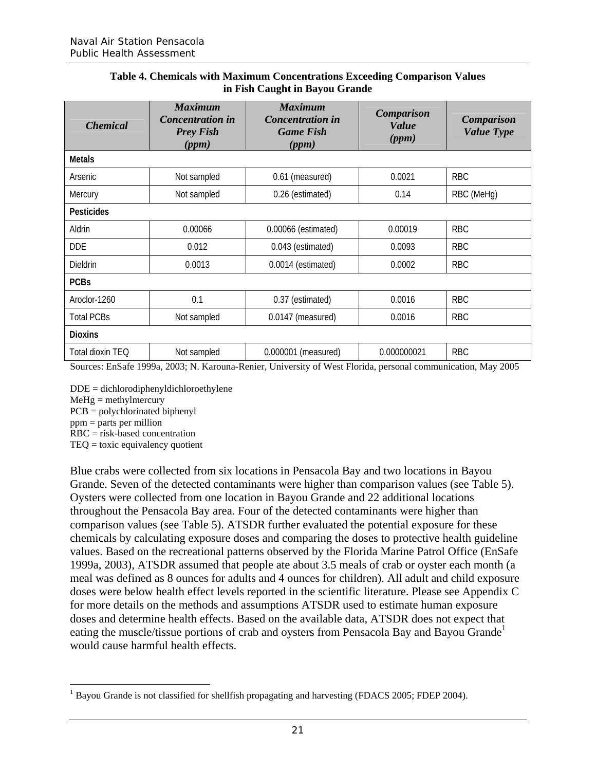**Table 4. Chemicals with Maximum Concentrations Exceeding Comparison Values in Fish Caught in Bayou Grande**

| *Chemical* | *Maximum Concentration in Prey Fish (ppm)* | *Maximum Concentration in Game Fish (ppm)* | *Comparison Value (ppm)* | *Comparison Value Type* |
|---|---|---|---|---|
| **Metals** | | | | |
| Arsenic | Not sampled | 0.61 (measured) | 0.0021 | RBC |
| Mercury | Not sampled | 0.26 (estimated) | 0.14 | RBC (MeHg) |
| **Pesticides** | | | | |
| Aldrin | 0.00066 | 0.00066 (estimated) | 0.00019 | RBC |
| DDE | 0.012 | 0.043 (estimated) | 0.0093 | RBC |
| Dieldrin | 0.0013 | 0.0014 (estimated) | 0.0002 | RBC |
| **PCBs** | | | | |
| Aroclor-1260 | 0.1 | 0.37 (estimated) | 0.0016 | RBC |
| Total PCBs | Not sampled | 0.0147 (measured) | 0.0016 | RBC |
| **Dioxins** | | | | |
| Total dioxin TEQ | Not sampled | 0.000001 (measured) | 0.000000021 | RBC |

Sources: EnSafe 1999a, 2003; N. Karouna-Renier, University of West Florida, personal communication, May 2005

DDE = dichlorodiphenyldichloroethylene
MeHg = methylmercury
PCB = polychlorinated biphenyl
ppm = parts per million
RBC = risk-based concentration
TEQ = toxic equivalency quotient

Blue crabs were collected from six locations in Pensacola Bay and two locations in Bayou Grande. Seven of the detected contaminants were higher than comparison values (see Table 5). Oysters were collected from one location in Bayou Grande and 22 additional locations throughout the Pensacola Bay area. Four of the detected contaminants were higher than comparison values (see Table 5). ATSDR further evaluated the potential exposure for these chemicals by calculating exposure doses and comparing the doses to protective health guideline values. Based on the recreational patterns observed by the Florida Marine Patrol Office (EnSafe 1999a, 2003), ATSDR assumed that people ate about 3.5 meals of crab or oyster each month (a meal was defined as 8 ounces for adults and 4 ounces for children). All adult and child exposure doses were below health effect levels reported in the scientific literature. Please see Appendix C for more details on the methods and assumptions ATSDR used to estimate human exposure doses and determine health effects. Based on the available data, ATSDR does not expect that eating the muscle/tissue portions of crab and oysters from Pensacola Bay and Bayou Grande[1] would cause harmful health effects.

[1] Bayou Grande is not classified for shellfish propagating and harvesting (FDACS 2005; FDEP 2004).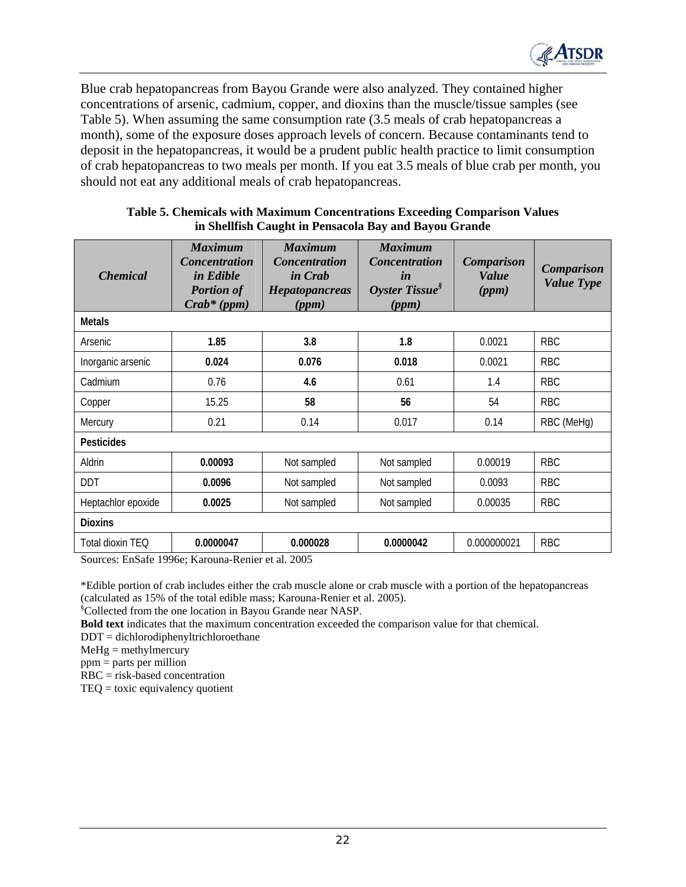Blue crab hepatopancreas from Bayou Grande were also analyzed. They contained higher concentrations of arsenic, cadmium, copper, and dioxins than the muscle/tissue samples (see Table 5). When assuming the same consumption rate (3.5 meals of crab hepatopancreas a month), some of the exposure doses approach levels of concern. Because contaminants tend to deposit in the hepatopancreas, it would be a prudent public health practice to limit consumption of crab hepatopancreas to two meals per month. If you eat 3.5 meals of blue crab per month, you should not eat any additional meals of crab hepatopancreas.

**Table 5. Chemicals with Maximum Concentrations Exceeding Comparison Values in Shellfish Caught in Pensacola Bay and Bayou Grande**

| *Chemical* | *Maximum Concentration in Edible Portion of Crab\* (ppm)* | *Maximum Concentration in Crab Hepatopancreas (ppm)* | *Maximum Concentration in Oyster Tissue§ (ppm)* | *Comparison Value (ppm)* | *Comparison Value Type* |
|---|---|---|---|---|---|
| **Metals** | | | | | |
| Arsenic | **1.85** | **3.8** | **1.8** | 0.0021 | RBC |
| Inorganic arsenic | **0.024** | **0.076** | **0.018** | 0.0021 | RBC |
| Cadmium | 0.76 | **4.6** | 0.61 | 1.4 | RBC |
| Copper | 15.25 | **58** | **56** | 54 | RBC |
| Mercury | 0.21 | 0.14 | 0.017 | 0.14 | RBC (MeHg) |
| **Pesticides** | | | | | |
| Aldrin | **0.00093** | Not sampled | Not sampled | 0.00019 | RBC |
| DDT | **0.0096** | Not sampled | Not sampled | 0.0093 | RBC |
| Heptachlor epoxide | **0.0025** | Not sampled | Not sampled | 0.00035 | RBC |
| **Dioxins** | | | | | |
| Total dioxin TEQ | **0.0000047** | **0.000028** | **0.0000042** | 0.000000021 | RBC |

Sources: EnSafe 1996e; Karouna-Renier et al. 2005

\*Edible portion of crab includes either the crab muscle alone or crab muscle with a portion of the hepatopancreas (calculated as 15% of the total edible mass; Karouna-Renier et al. 2005).

§Collected from the one location in Bayou Grande near NASP.

**Bold text** indicates that the maximum concentration exceeded the comparison value for that chemical.

DDT = dichlorodiphenyltrichloroethane

MeHg = methylmercury

ppm = parts per million

RBC = risk-based concentration

TEQ = toxic equivalency quotient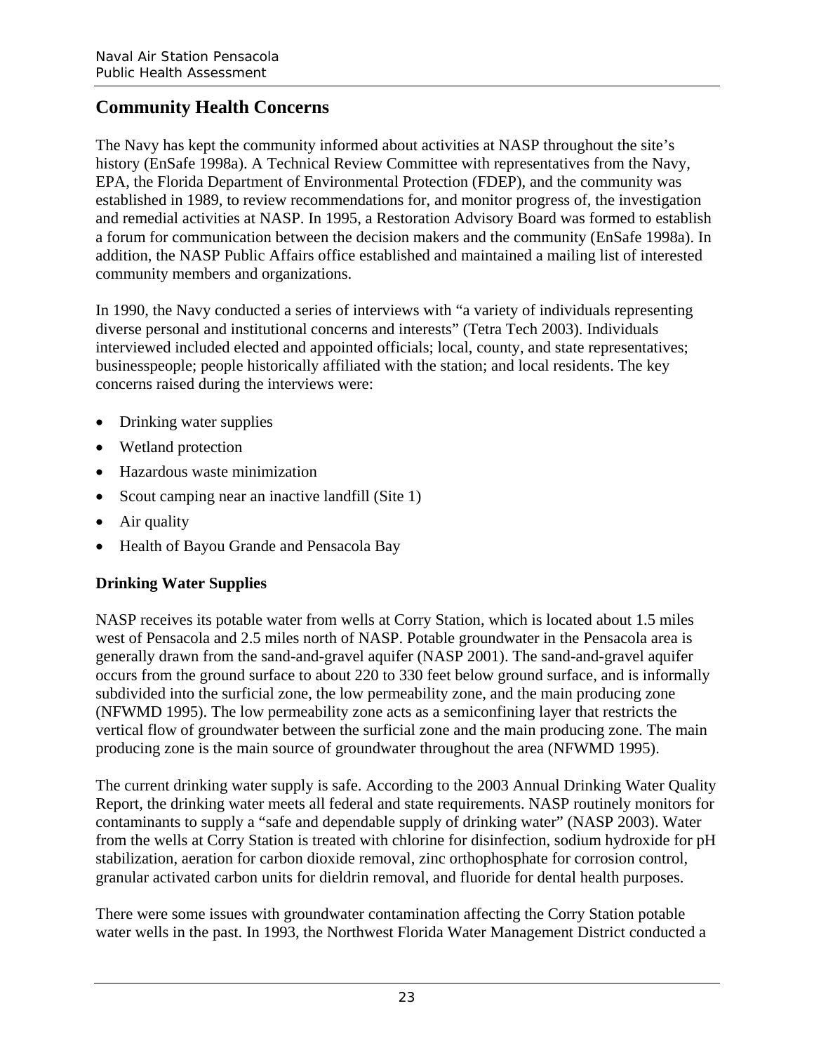## Community Health Concerns

The Navy has kept the community informed about activities at NASP throughout the site's history (EnSafe 1998a). A Technical Review Committee with representatives from the Navy, EPA, the Florida Department of Environmental Protection (FDEP), and the community was established in 1989, to review recommendations for, and monitor progress of, the investigation and remedial activities at NASP. In 1995, a Restoration Advisory Board was formed to establish a forum for communication between the decision makers and the community (EnSafe 1998a). In addition, the NASP Public Affairs office established and maintained a mailing list of interested community members and organizations.

In 1990, the Navy conducted a series of interviews with "a variety of individuals representing diverse personal and institutional concerns and interests" (Tetra Tech 2003). Individuals interviewed included elected and appointed officials; local, county, and state representatives; businesspeople; people historically affiliated with the station; and local residents. The key concerns raised during the interviews were:

- Drinking water supplies
- Wetland protection
- Hazardous waste minimization
- Scout camping near an inactive landfill (Site 1)
- Air quality
- Health of Bayou Grande and Pensacola Bay

### Drinking Water Supplies

NASP receives its potable water from wells at Corry Station, which is located about 1.5 miles west of Pensacola and 2.5 miles north of NASP. Potable groundwater in the Pensacola area is generally drawn from the sand-and-gravel aquifer (NASP 2001). The sand-and-gravel aquifer occurs from the ground surface to about 220 to 330 feet below ground surface, and is informally subdivided into the surficial zone, the low permeability zone, and the main producing zone (NFWMD 1995). The low permeability zone acts as a semiconfining layer that restricts the vertical flow of groundwater between the surficial zone and the main producing zone. The main producing zone is the main source of groundwater throughout the area (NFWMD 1995).

The current drinking water supply is safe. According to the 2003 Annual Drinking Water Quality Report, the drinking water meets all federal and state requirements. NASP routinely monitors for contaminants to supply a "safe and dependable supply of drinking water" (NASP 2003). Water from the wells at Corry Station is treated with chlorine for disinfection, sodium hydroxide for pH stabilization, aeration for carbon dioxide removal, zinc orthophosphate for corrosion control, granular activated carbon units for dieldrin removal, and fluoride for dental health purposes.

There were some issues with groundwater contamination affecting the Corry Station potable water wells in the past. In 1993, the Northwest Florida Water Management District conducted a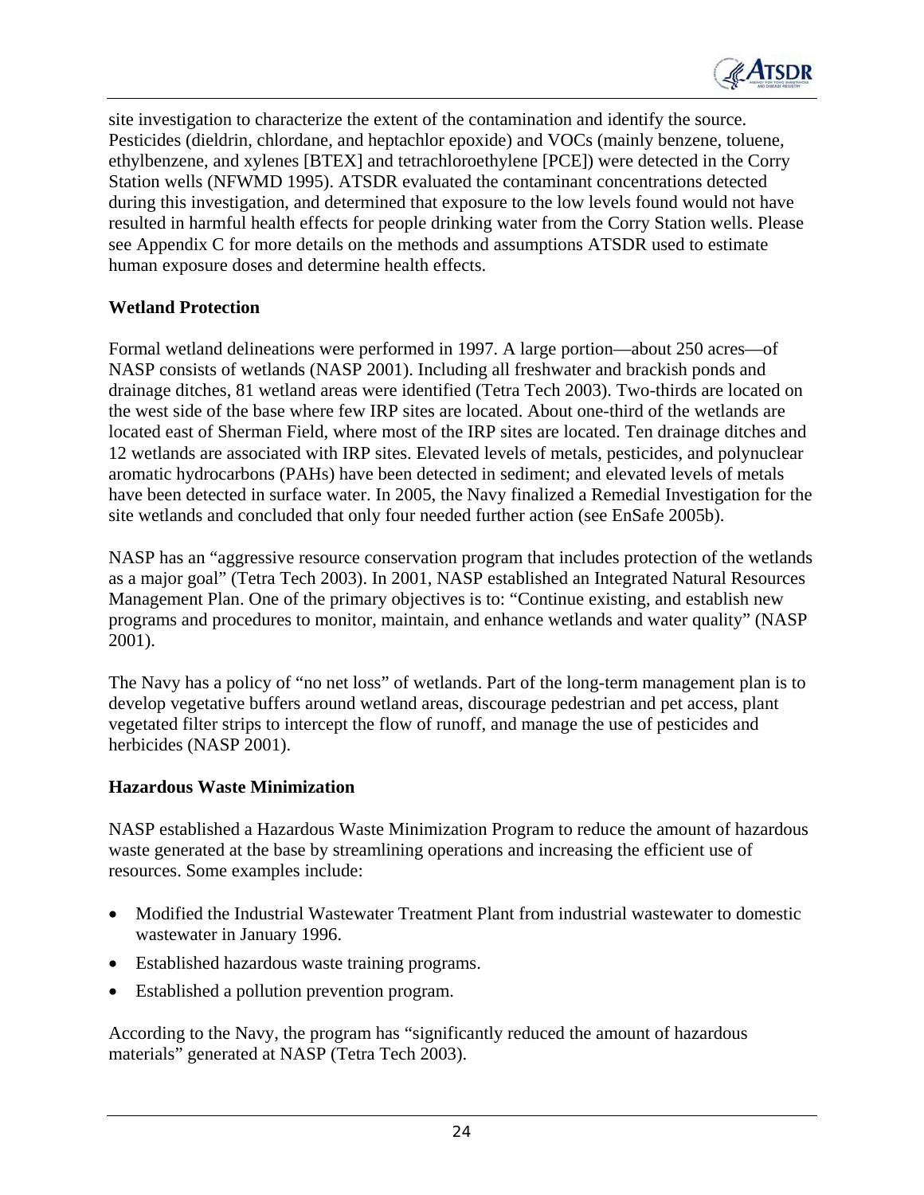site investigation to characterize the extent of the contamination and identify the source. Pesticides (dieldrin, chlordane, and heptachlor epoxide) and VOCs (mainly benzene, toluene, ethylbenzene, and xylenes [BTEX] and tetrachloroethylene [PCE]) were detected in the Corry Station wells (NFWMD 1995). ATSDR evaluated the contaminant concentrations detected during this investigation, and determined that exposure to the low levels found would not have resulted in harmful health effects for people drinking water from the Corry Station wells. Please see Appendix C for more details on the methods and assumptions ATSDR used to estimate human exposure doses and determine health effects.

**Wetland Protection**

Formal wetland delineations were performed in 1997. A large portion—about 250 acres—of NASP consists of wetlands (NASP 2001). Including all freshwater and brackish ponds and drainage ditches, 81 wetland areas were identified (Tetra Tech 2003). Two-thirds are located on the west side of the base where few IRP sites are located. About one-third of the wetlands are located east of Sherman Field, where most of the IRP sites are located. Ten drainage ditches and 12 wetlands are associated with IRP sites. Elevated levels of metals, pesticides, and polynuclear aromatic hydrocarbons (PAHs) have been detected in sediment; and elevated levels of metals have been detected in surface water. In 2005, the Navy finalized a Remedial Investigation for the site wetlands and concluded that only four needed further action (see EnSafe 2005b).

NASP has an "aggressive resource conservation program that includes protection of the wetlands as a major goal" (Tetra Tech 2003). In 2001, NASP established an Integrated Natural Resources Management Plan. One of the primary objectives is to: "Continue existing, and establish new programs and procedures to monitor, maintain, and enhance wetlands and water quality" (NASP 2001).

The Navy has a policy of "no net loss" of wetlands. Part of the long-term management plan is to develop vegetative buffers around wetland areas, discourage pedestrian and pet access, plant vegetated filter strips to intercept the flow of runoff, and manage the use of pesticides and herbicides (NASP 2001).

**Hazardous Waste Minimization**

NASP established a Hazardous Waste Minimization Program to reduce the amount of hazardous waste generated at the base by streamlining operations and increasing the efficient use of resources. Some examples include:

- Modified the Industrial Wastewater Treatment Plant from industrial wastewater to domestic wastewater in January 1996.
- Established hazardous waste training programs.
- Established a pollution prevention program.

According to the Navy, the program has "significantly reduced the amount of hazardous materials" generated at NASP (Tetra Tech 2003).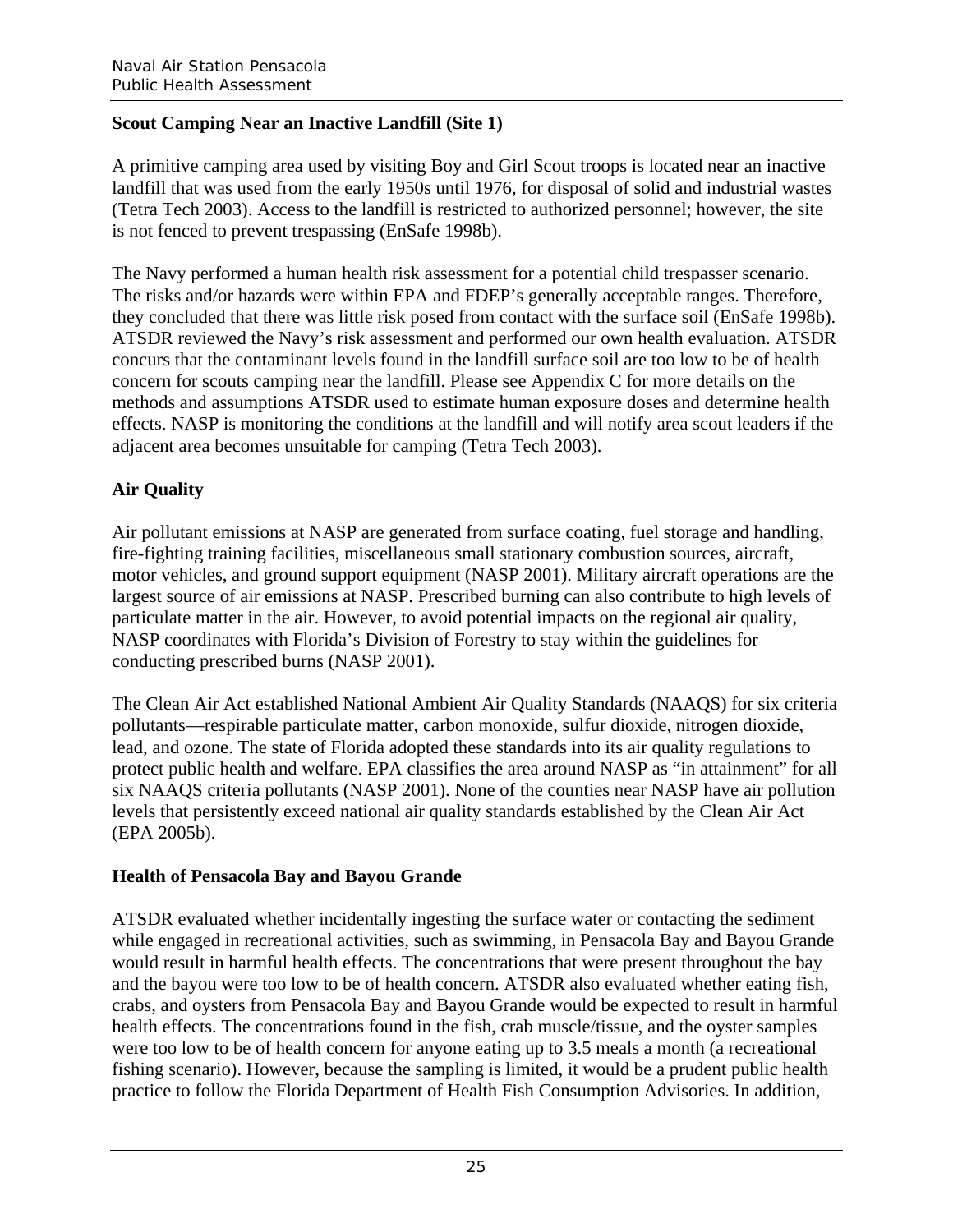### Scout Camping Near an Inactive Landfill (Site 1)

A primitive camping area used by visiting Boy and Girl Scout troops is located near an inactive landfill that was used from the early 1950s until 1976, for disposal of solid and industrial wastes (Tetra Tech 2003). Access to the landfill is restricted to authorized personnel; however, the site is not fenced to prevent trespassing (EnSafe 1998b).

The Navy performed a human health risk assessment for a potential child trespasser scenario. The risks and/or hazards were within EPA and FDEP's generally acceptable ranges. Therefore, they concluded that there was little risk posed from contact with the surface soil (EnSafe 1998b). ATSDR reviewed the Navy's risk assessment and performed our own health evaluation. ATSDR concurs that the contaminant levels found in the landfill surface soil are too low to be of health concern for scouts camping near the landfill. Please see Appendix C for more details on the methods and assumptions ATSDR used to estimate human exposure doses and determine health effects. NASP is monitoring the conditions at the landfill and will notify area scout leaders if the adjacent area becomes unsuitable for camping (Tetra Tech 2003).

### Air Quality

Air pollutant emissions at NASP are generated from surface coating, fuel storage and handling, fire-fighting training facilities, miscellaneous small stationary combustion sources, aircraft, motor vehicles, and ground support equipment (NASP 2001). Military aircraft operations are the largest source of air emissions at NASP. Prescribed burning can also contribute to high levels of particulate matter in the air. However, to avoid potential impacts on the regional air quality, NASP coordinates with Florida's Division of Forestry to stay within the guidelines for conducting prescribed burns (NASP 2001).

The Clean Air Act established National Ambient Air Quality Standards (NAAQS) for six criteria pollutants—respirable particulate matter, carbon monoxide, sulfur dioxide, nitrogen dioxide, lead, and ozone. The state of Florida adopted these standards into its air quality regulations to protect public health and welfare. EPA classifies the area around NASP as "in attainment" for all six NAAQS criteria pollutants (NASP 2001). None of the counties near NASP have air pollution levels that persistently exceed national air quality standards established by the Clean Air Act (EPA 2005b).

### Health of Pensacola Bay and Bayou Grande

ATSDR evaluated whether incidentally ingesting the surface water or contacting the sediment while engaged in recreational activities, such as swimming, in Pensacola Bay and Bayou Grande would result in harmful health effects. The concentrations that were present throughout the bay and the bayou were too low to be of health concern. ATSDR also evaluated whether eating fish, crabs, and oysters from Pensacola Bay and Bayou Grande would be expected to result in harmful health effects. The concentrations found in the fish, crab muscle/tissue, and the oyster samples were too low to be of health concern for anyone eating up to 3.5 meals a month (a recreational fishing scenario). However, because the sampling is limited, it would be a prudent public health practice to follow the Florida Department of Health Fish Consumption Advisories. In addition,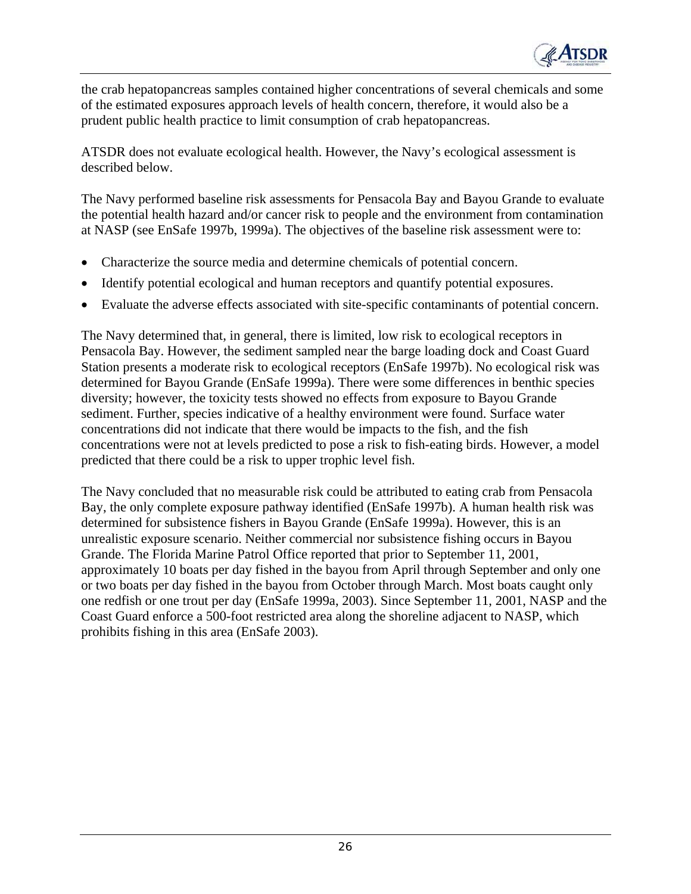the crab hepatopancreas samples contained higher concentrations of several chemicals and some of the estimated exposures approach levels of health concern, therefore, it would also be a prudent public health practice to limit consumption of crab hepatopancreas.

ATSDR does not evaluate ecological health. However, the Navy's ecological assessment is described below.

The Navy performed baseline risk assessments for Pensacola Bay and Bayou Grande to evaluate the potential health hazard and/or cancer risk to people and the environment from contamination at NASP (see EnSafe 1997b, 1999a). The objectives of the baseline risk assessment were to:

- Characterize the source media and determine chemicals of potential concern.
- Identify potential ecological and human receptors and quantify potential exposures.
- Evaluate the adverse effects associated with site-specific contaminants of potential concern.

The Navy determined that, in general, there is limited, low risk to ecological receptors in Pensacola Bay. However, the sediment sampled near the barge loading dock and Coast Guard Station presents a moderate risk to ecological receptors (EnSafe 1997b). No ecological risk was determined for Bayou Grande (EnSafe 1999a). There were some differences in benthic species diversity; however, the toxicity tests showed no effects from exposure to Bayou Grande sediment. Further, species indicative of a healthy environment were found. Surface water concentrations did not indicate that there would be impacts to the fish, and the fish concentrations were not at levels predicted to pose a risk to fish-eating birds. However, a model predicted that there could be a risk to upper trophic level fish.

The Navy concluded that no measurable risk could be attributed to eating crab from Pensacola Bay, the only complete exposure pathway identified (EnSafe 1997b). A human health risk was determined for subsistence fishers in Bayou Grande (EnSafe 1999a). However, this is an unrealistic exposure scenario. Neither commercial nor subsistence fishing occurs in Bayou Grande. The Florida Marine Patrol Office reported that prior to September 11, 2001, approximately 10 boats per day fished in the bayou from April through September and only one or two boats per day fished in the bayou from October through March. Most boats caught only one redfish or one trout per day (EnSafe 1999a, 2003). Since September 11, 2001, NASP and the Coast Guard enforce a 500-foot restricted area along the shoreline adjacent to NASP, which prohibits fishing in this area (EnSafe 2003).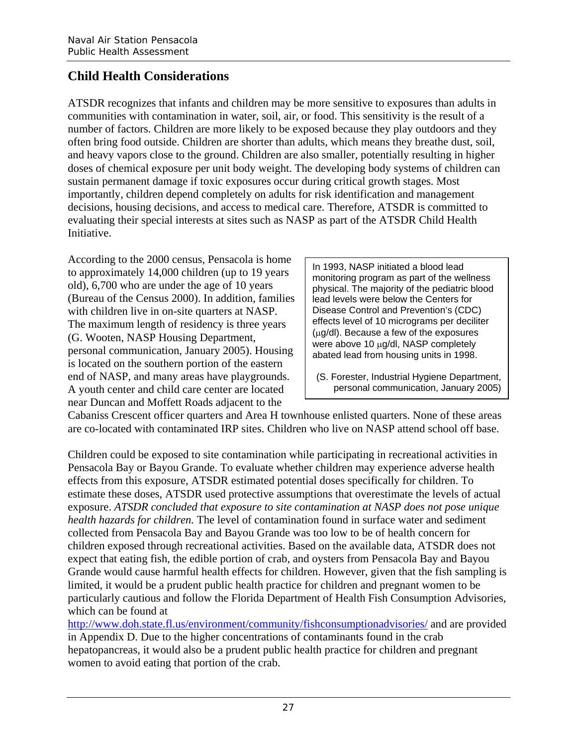## Child Health Considerations

ATSDR recognizes that infants and children may be more sensitive to exposures than adults in communities with contamination in water, soil, air, or food. This sensitivity is the result of a number of factors. Children are more likely to be exposed because they play outdoors and they often bring food outside. Children are shorter than adults, which means they breathe dust, soil, and heavy vapors close to the ground. Children are also smaller, potentially resulting in higher doses of chemical exposure per unit body weight. The developing body systems of children can sustain permanent damage if toxic exposures occur during critical growth stages. Most importantly, children depend completely on adults for risk identification and management decisions, housing decisions, and access to medical care. Therefore, ATSDR is committed to evaluating their special interests at sites such as NASP as part of the ATSDR Child Health Initiative.

According to the 2000 census, Pensacola is home to approximately 14,000 children (up to 19 years old), 6,700 who are under the age of 10 years (Bureau of the Census 2000). In addition, families with children live in on-site quarters at NASP. The maximum length of residency is three years (G. Wooten, NASP Housing Department, personal communication, January 2005). Housing is located on the southern portion of the eastern end of NASP, and many areas have playgrounds. A youth center and child care center are located near Duncan and Moffett Roads adjacent to the Cabaniss Crescent officer quarters and Area H townhouse enlisted quarters. None of these areas are co-located with contaminated IRP sites. Children who live on NASP attend school off base.

> In 1993, NASP initiated a blood lead monitoring program as part of the wellness physical. The majority of the pediatric blood lead levels were below the Centers for Disease Control and Prevention's (CDC) effects level of 10 micrograms per deciliter (μg/dl). Because a few of the exposures were above 10 μg/dl, NASP completely abated lead from housing units in 1998.
>
> (S. Forester, Industrial Hygiene Department, personal communication, January 2005)

Children could be exposed to site contamination while participating in recreational activities in Pensacola Bay or Bayou Grande. To evaluate whether children may experience adverse health effects from this exposure, ATSDR estimated potential doses specifically for children. To estimate these doses, ATSDR used protective assumptions that overestimate the levels of actual exposure. *ATSDR concluded that exposure to site contamination at NASP does not pose unique health hazards for children.* The level of contamination found in surface water and sediment collected from Pensacola Bay and Bayou Grande was too low to be of health concern for children exposed through recreational activities. Based on the available data, ATSDR does not expect that eating fish, the edible portion of crab, and oysters from Pensacola Bay and Bayou Grande would cause harmful health effects for children. However, given that the fish sampling is limited, it would be a prudent public health practice for children and pregnant women to be particularly cautious and follow the Florida Department of Health Fish Consumption Advisories, which can be found at http://www.doh.state.fl.us/environment/community/fishconsumptionadvisories/ and are provided in Appendix D. Due to the higher concentrations of contaminants found in the crab hepatopancreas, it would also be a prudent public health practice for children and pregnant women to avoid eating that portion of the crab.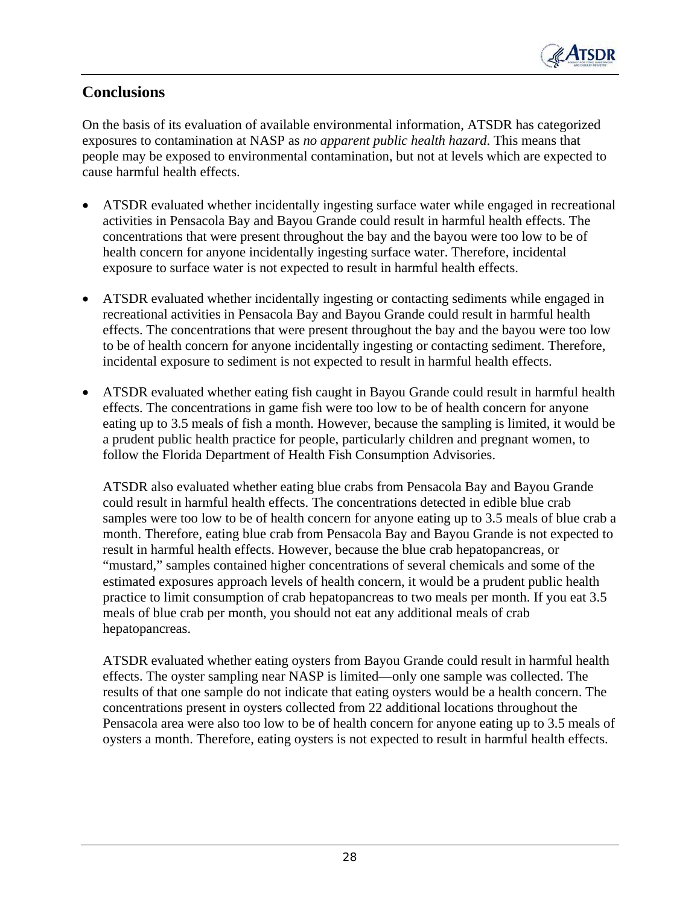## Conclusions

On the basis of its evaluation of available environmental information, ATSDR has categorized exposures to contamination at NASP as *no apparent public health hazard*. This means that people may be exposed to environmental contamination, but not at levels which are expected to cause harmful health effects.

- ATSDR evaluated whether incidentally ingesting surface water while engaged in recreational activities in Pensacola Bay and Bayou Grande could result in harmful health effects. The concentrations that were present throughout the bay and the bayou were too low to be of health concern for anyone incidentally ingesting surface water. Therefore, incidental exposure to surface water is not expected to result in harmful health effects.

- ATSDR evaluated whether incidentally ingesting or contacting sediments while engaged in recreational activities in Pensacola Bay and Bayou Grande could result in harmful health effects. The concentrations that were present throughout the bay and the bayou were too low to be of health concern for anyone incidentally ingesting or contacting sediment. Therefore, incidental exposure to sediment is not expected to result in harmful health effects.

- ATSDR evaluated whether eating fish caught in Bayou Grande could result in harmful health effects. The concentrations in game fish were too low to be of health concern for anyone eating up to 3.5 meals of fish a month. However, because the sampling is limited, it would be a prudent public health practice for people, particularly children and pregnant women, to follow the Florida Department of Health Fish Consumption Advisories.

  ATSDR also evaluated whether eating blue crabs from Pensacola Bay and Bayou Grande could result in harmful health effects. The concentrations detected in edible blue crab samples were too low to be of health concern for anyone eating up to 3.5 meals of blue crab a month. Therefore, eating blue crab from Pensacola Bay and Bayou Grande is not expected to result in harmful health effects. However, because the blue crab hepatopancreas, or "mustard," samples contained higher concentrations of several chemicals and some of the estimated exposures approach levels of health concern, it would be a prudent public health practice to limit consumption of crab hepatopancreas to two meals per month. If you eat 3.5 meals of blue crab per month, you should not eat any additional meals of crab hepatopancreas.

  ATSDR evaluated whether eating oysters from Bayou Grande could result in harmful health effects. The oyster sampling near NASP is limited—only one sample was collected. The results of that one sample do not indicate that eating oysters would be a health concern. The concentrations present in oysters collected from 22 additional locations throughout the Pensacola area were also too low to be of health concern for anyone eating up to 3.5 meals of oysters a month. Therefore, eating oysters is not expected to result in harmful health effects.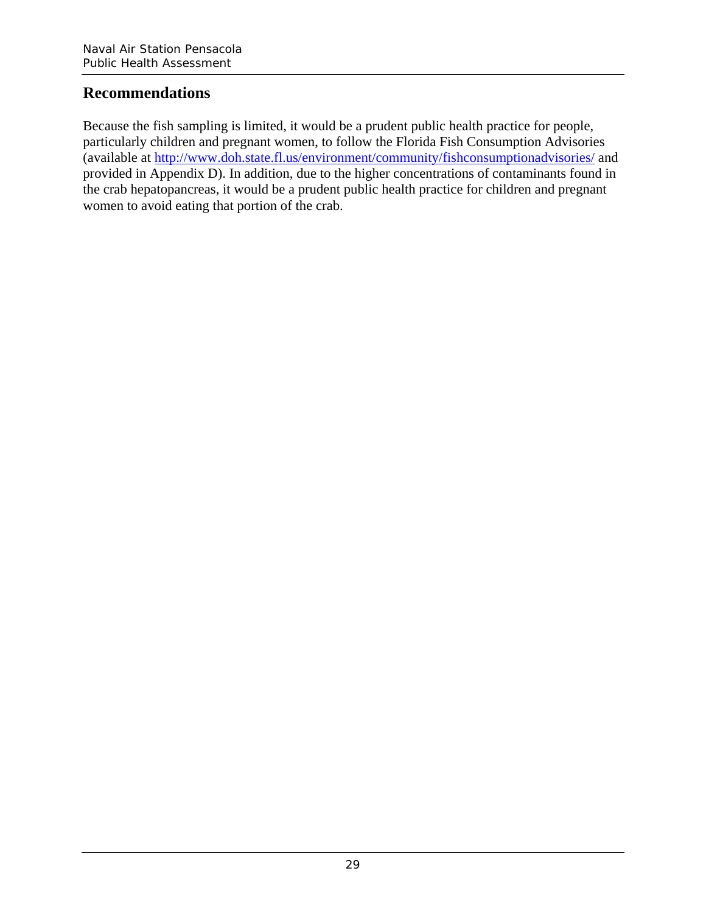## Recommendations

Because the fish sampling is limited, it would be a prudent public health practice for people, particularly children and pregnant women, to follow the Florida Fish Consumption Advisories (available at http://www.doh.state.fl.us/environment/community/fishconsumptionadvisories/ and provided in Appendix D). In addition, due to the higher concentrations of contaminants found in the crab hepatopancreas, it would be a prudent public health practice for children and pregnant women to avoid eating that portion of the crab.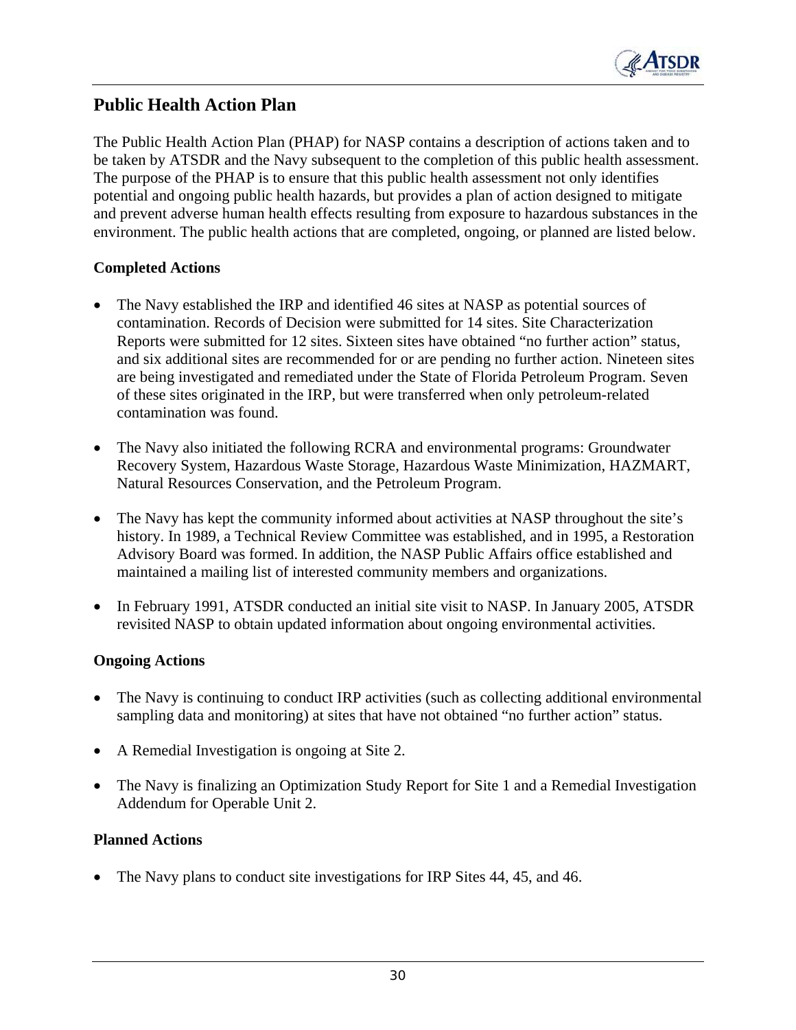## Public Health Action Plan

The Public Health Action Plan (PHAP) for NASP contains a description of actions taken and to be taken by ATSDR and the Navy subsequent to the completion of this public health assessment. The purpose of the PHAP is to ensure that this public health assessment not only identifies potential and ongoing public health hazards, but provides a plan of action designed to mitigate and prevent adverse human health effects resulting from exposure to hazardous substances in the environment. The public health actions that are completed, ongoing, or planned are listed below.

### Completed Actions

- The Navy established the IRP and identified 46 sites at NASP as potential sources of contamination. Records of Decision were submitted for 14 sites. Site Characterization Reports were submitted for 12 sites. Sixteen sites have obtained "no further action" status, and six additional sites are recommended for or are pending no further action. Nineteen sites are being investigated and remediated under the State of Florida Petroleum Program. Seven of these sites originated in the IRP, but were transferred when only petroleum-related contamination was found.

- The Navy also initiated the following RCRA and environmental programs: Groundwater Recovery System, Hazardous Waste Storage, Hazardous Waste Minimization, HAZMART, Natural Resources Conservation, and the Petroleum Program.

- The Navy has kept the community informed about activities at NASP throughout the site's history. In 1989, a Technical Review Committee was established, and in 1995, a Restoration Advisory Board was formed. In addition, the NASP Public Affairs office established and maintained a mailing list of interested community members and organizations.

- In February 1991, ATSDR conducted an initial site visit to NASP. In January 2005, ATSDR revisited NASP to obtain updated information about ongoing environmental activities.

### Ongoing Actions

- The Navy is continuing to conduct IRP activities (such as collecting additional environmental sampling data and monitoring) at sites that have not obtained "no further action" status.

- A Remedial Investigation is ongoing at Site 2.

- The Navy is finalizing an Optimization Study Report for Site 1 and a Remedial Investigation Addendum for Operable Unit 2.

### Planned Actions

- The Navy plans to conduct site investigations for IRP Sites 44, 45, and 46.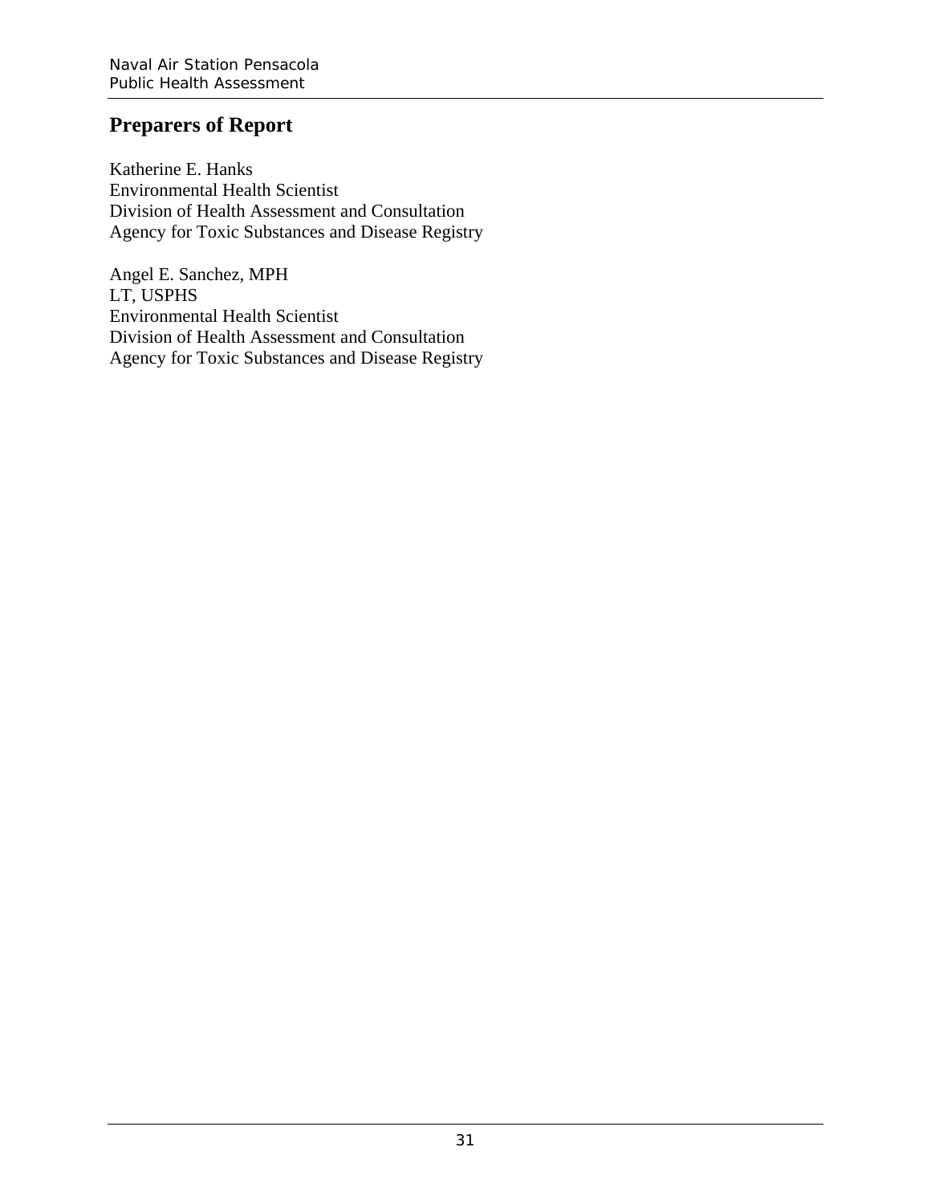## Preparers of Report

Katherine E. Hanks  
Environmental Health Scientist  
Division of Health Assessment and Consultation  
Agency for Toxic Substances and Disease Registry

Angel E. Sanchez, MPH  
LT, USPHS  
Environmental Health Scientist  
Division of Health Assessment and Consultation  
Agency for Toxic Substances and Disease Registry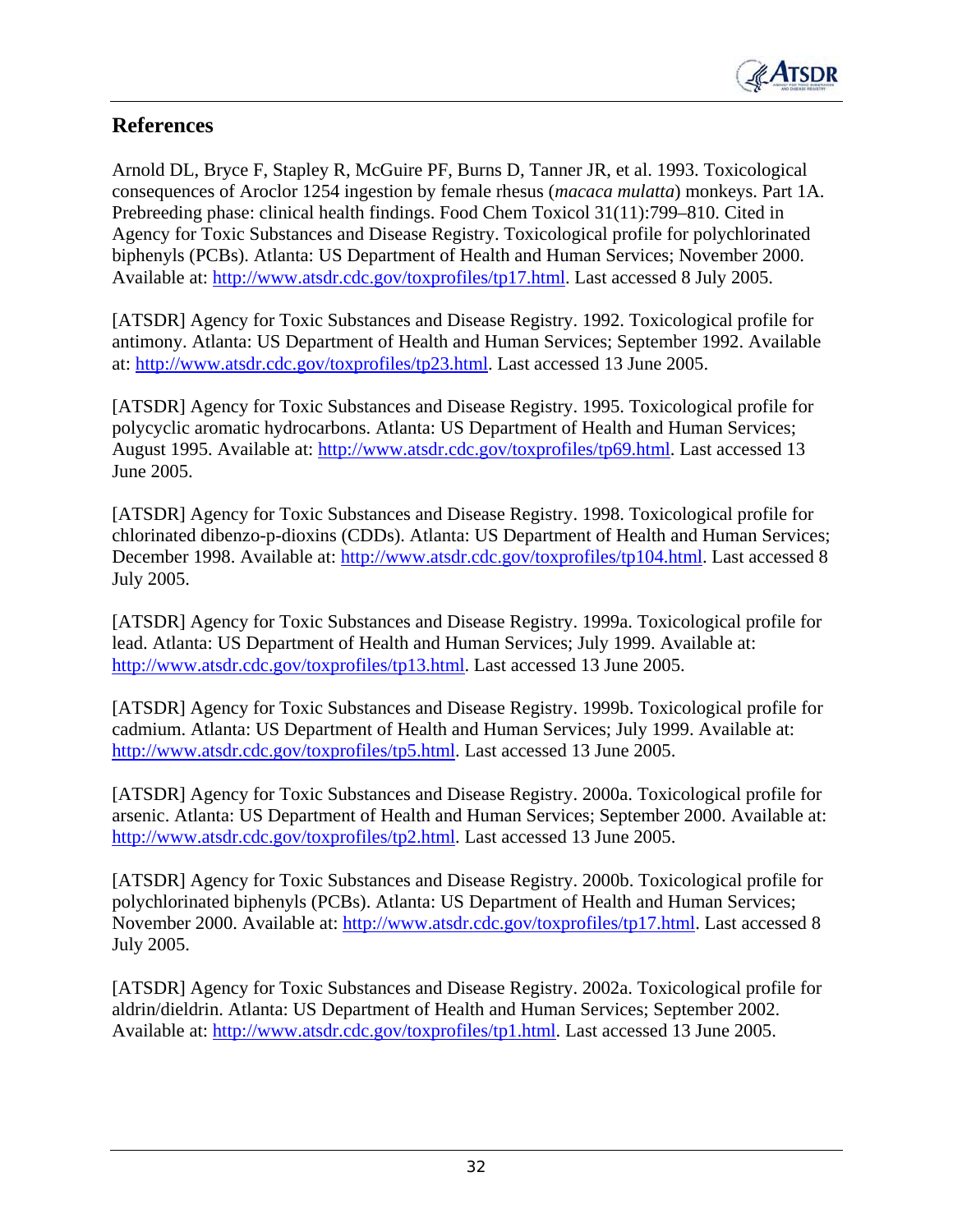## References

Arnold DL, Bryce F, Stapley R, McGuire PF, Burns D, Tanner JR, et al. 1993. Toxicological consequences of Aroclor 1254 ingestion by female rhesus (*macaca mulatta*) monkeys. Part 1A. Prebreeding phase: clinical health findings. Food Chem Toxicol 31(11):799–810. Cited in Agency for Toxic Substances and Disease Registry. Toxicological profile for polychlorinated biphenyls (PCBs). Atlanta: US Department of Health and Human Services; November 2000. Available at: http://www.atsdr.cdc.gov/toxprofiles/tp17.html. Last accessed 8 July 2005.

[ATSDR] Agency for Toxic Substances and Disease Registry. 1992. Toxicological profile for antimony. Atlanta: US Department of Health and Human Services; September 1992. Available at: http://www.atsdr.cdc.gov/toxprofiles/tp23.html. Last accessed 13 June 2005.

[ATSDR] Agency for Toxic Substances and Disease Registry. 1995. Toxicological profile for polycyclic aromatic hydrocarbons. Atlanta: US Department of Health and Human Services; August 1995. Available at: http://www.atsdr.cdc.gov/toxprofiles/tp69.html. Last accessed 13 June 2005.

[ATSDR] Agency for Toxic Substances and Disease Registry. 1998. Toxicological profile for chlorinated dibenzo-p-dioxins (CDDs). Atlanta: US Department of Health and Human Services; December 1998. Available at: http://www.atsdr.cdc.gov/toxprofiles/tp104.html. Last accessed 8 July 2005.

[ATSDR] Agency for Toxic Substances and Disease Registry. 1999a. Toxicological profile for lead. Atlanta: US Department of Health and Human Services; July 1999. Available at: http://www.atsdr.cdc.gov/toxprofiles/tp13.html. Last accessed 13 June 2005.

[ATSDR] Agency for Toxic Substances and Disease Registry. 1999b. Toxicological profile for cadmium. Atlanta: US Department of Health and Human Services; July 1999. Available at: http://www.atsdr.cdc.gov/toxprofiles/tp5.html. Last accessed 13 June 2005.

[ATSDR] Agency for Toxic Substances and Disease Registry. 2000a. Toxicological profile for arsenic. Atlanta: US Department of Health and Human Services; September 2000. Available at: http://www.atsdr.cdc.gov/toxprofiles/tp2.html. Last accessed 13 June 2005.

[ATSDR] Agency for Toxic Substances and Disease Registry. 2000b. Toxicological profile for polychlorinated biphenyls (PCBs). Atlanta: US Department of Health and Human Services; November 2000. Available at: http://www.atsdr.cdc.gov/toxprofiles/tp17.html. Last accessed 8 July 2005.

[ATSDR] Agency for Toxic Substances and Disease Registry. 2002a. Toxicological profile for aldrin/dieldrin. Atlanta: US Department of Health and Human Services; September 2002. Available at: http://www.atsdr.cdc.gov/toxprofiles/tp1.html. Last accessed 13 June 2005.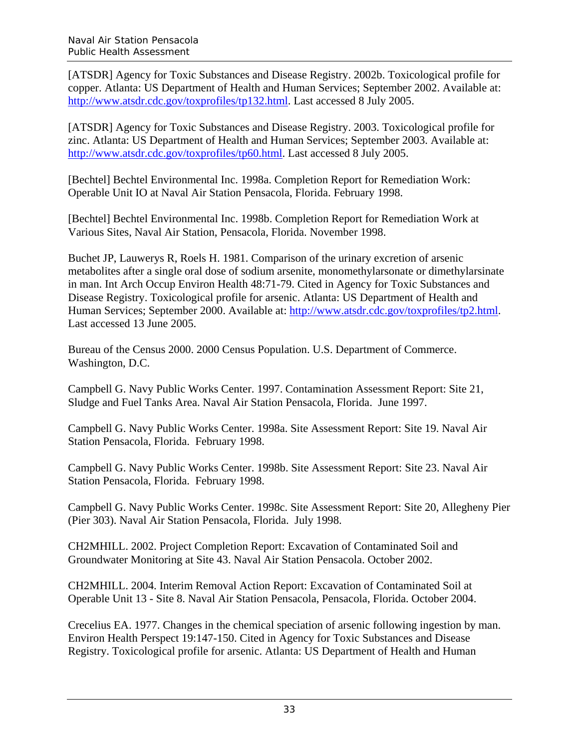[ATSDR] Agency for Toxic Substances and Disease Registry. 2002b. Toxicological profile for copper. Atlanta: US Department of Health and Human Services; September 2002. Available at: http://www.atsdr.cdc.gov/toxprofiles/tp132.html. Last accessed 8 July 2005.

[ATSDR] Agency for Toxic Substances and Disease Registry. 2003. Toxicological profile for zinc. Atlanta: US Department of Health and Human Services; September 2003. Available at: http://www.atsdr.cdc.gov/toxprofiles/tp60.html. Last accessed 8 July 2005.

[Bechtel] Bechtel Environmental Inc. 1998a. Completion Report for Remediation Work: Operable Unit IO at Naval Air Station Pensacola, Florida. February 1998.

[Bechtel] Bechtel Environmental Inc. 1998b. Completion Report for Remediation Work at Various Sites, Naval Air Station, Pensacola, Florida. November 1998.

Buchet JP, Lauwerys R, Roels H. 1981. Comparison of the urinary excretion of arsenic metabolites after a single oral dose of sodium arsenite, monomethylarsonate or dimethylarsinate in man. Int Arch Occup Environ Health 48:71-79. Cited in Agency for Toxic Substances and Disease Registry. Toxicological profile for arsenic. Atlanta: US Department of Health and Human Services; September 2000. Available at: http://www.atsdr.cdc.gov/toxprofiles/tp2.html. Last accessed 13 June 2005.

Bureau of the Census 2000. 2000 Census Population. U.S. Department of Commerce. Washington, D.C.

Campbell G. Navy Public Works Center. 1997. Contamination Assessment Report: Site 21, Sludge and Fuel Tanks Area. Naval Air Station Pensacola, Florida. June 1997.

Campbell G. Navy Public Works Center. 1998a. Site Assessment Report: Site 19. Naval Air Station Pensacola, Florida. February 1998.

Campbell G. Navy Public Works Center. 1998b. Site Assessment Report: Site 23. Naval Air Station Pensacola, Florida. February 1998.

Campbell G. Navy Public Works Center. 1998c. Site Assessment Report: Site 20, Allegheny Pier (Pier 303). Naval Air Station Pensacola, Florida. July 1998.

CH2MHILL. 2002. Project Completion Report: Excavation of Contaminated Soil and Groundwater Monitoring at Site 43. Naval Air Station Pensacola. October 2002.

CH2MHILL. 2004. Interim Removal Action Report: Excavation of Contaminated Soil at Operable Unit 13 - Site 8. Naval Air Station Pensacola, Pensacola, Florida. October 2004.

Crecelius EA. 1977. Changes in the chemical speciation of arsenic following ingestion by man. Environ Health Perspect 19:147-150. Cited in Agency for Toxic Substances and Disease Registry. Toxicological profile for arsenic. Atlanta: US Department of Health and Human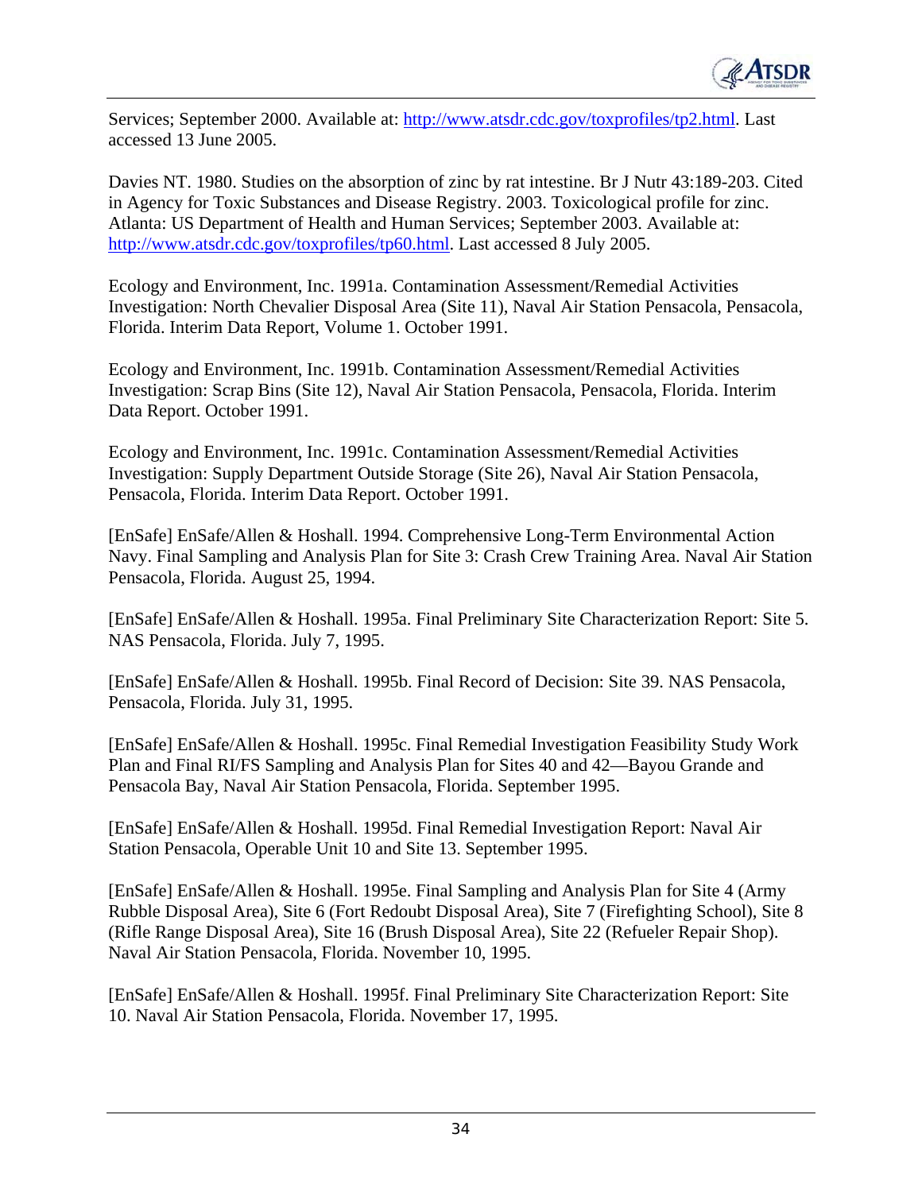Services; September 2000. Available at: http://www.atsdr.cdc.gov/toxprofiles/tp2.html. Last accessed 13 June 2005.

Davies NT. 1980. Studies on the absorption of zinc by rat intestine. Br J Nutr 43:189-203. Cited in Agency for Toxic Substances and Disease Registry. 2003. Toxicological profile for zinc. Atlanta: US Department of Health and Human Services; September 2003. Available at: http://www.atsdr.cdc.gov/toxprofiles/tp60.html. Last accessed 8 July 2005.

Ecology and Environment, Inc. 1991a. Contamination Assessment/Remedial Activities Investigation: North Chevalier Disposal Area (Site 11), Naval Air Station Pensacola, Pensacola, Florida. Interim Data Report, Volume 1. October 1991.

Ecology and Environment, Inc. 1991b. Contamination Assessment/Remedial Activities Investigation: Scrap Bins (Site 12), Naval Air Station Pensacola, Pensacola, Florida. Interim Data Report. October 1991.

Ecology and Environment, Inc. 1991c. Contamination Assessment/Remedial Activities Investigation: Supply Department Outside Storage (Site 26), Naval Air Station Pensacola, Pensacola, Florida. Interim Data Report. October 1991.

[EnSafe] EnSafe/Allen & Hoshall. 1994. Comprehensive Long-Term Environmental Action Navy. Final Sampling and Analysis Plan for Site 3: Crash Crew Training Area. Naval Air Station Pensacola, Florida. August 25, 1994.

[EnSafe] EnSafe/Allen & Hoshall. 1995a. Final Preliminary Site Characterization Report: Site 5. NAS Pensacola, Florida. July 7, 1995.

[EnSafe] EnSafe/Allen & Hoshall. 1995b. Final Record of Decision: Site 39. NAS Pensacola, Pensacola, Florida. July 31, 1995.

[EnSafe] EnSafe/Allen & Hoshall. 1995c. Final Remedial Investigation Feasibility Study Work Plan and Final RI/FS Sampling and Analysis Plan for Sites 40 and 42—Bayou Grande and Pensacola Bay, Naval Air Station Pensacola, Florida. September 1995.

[EnSafe] EnSafe/Allen & Hoshall. 1995d. Final Remedial Investigation Report: Naval Air Station Pensacola, Operable Unit 10 and Site 13. September 1995.

[EnSafe] EnSafe/Allen & Hoshall. 1995e. Final Sampling and Analysis Plan for Site 4 (Army Rubble Disposal Area), Site 6 (Fort Redoubt Disposal Area), Site 7 (Firefighting School), Site 8 (Rifle Range Disposal Area), Site 16 (Brush Disposal Area), Site 22 (Refueler Repair Shop). Naval Air Station Pensacola, Florida. November 10, 1995.

[EnSafe] EnSafe/Allen & Hoshall. 1995f. Final Preliminary Site Characterization Report: Site 10. Naval Air Station Pensacola, Florida. November 17, 1995.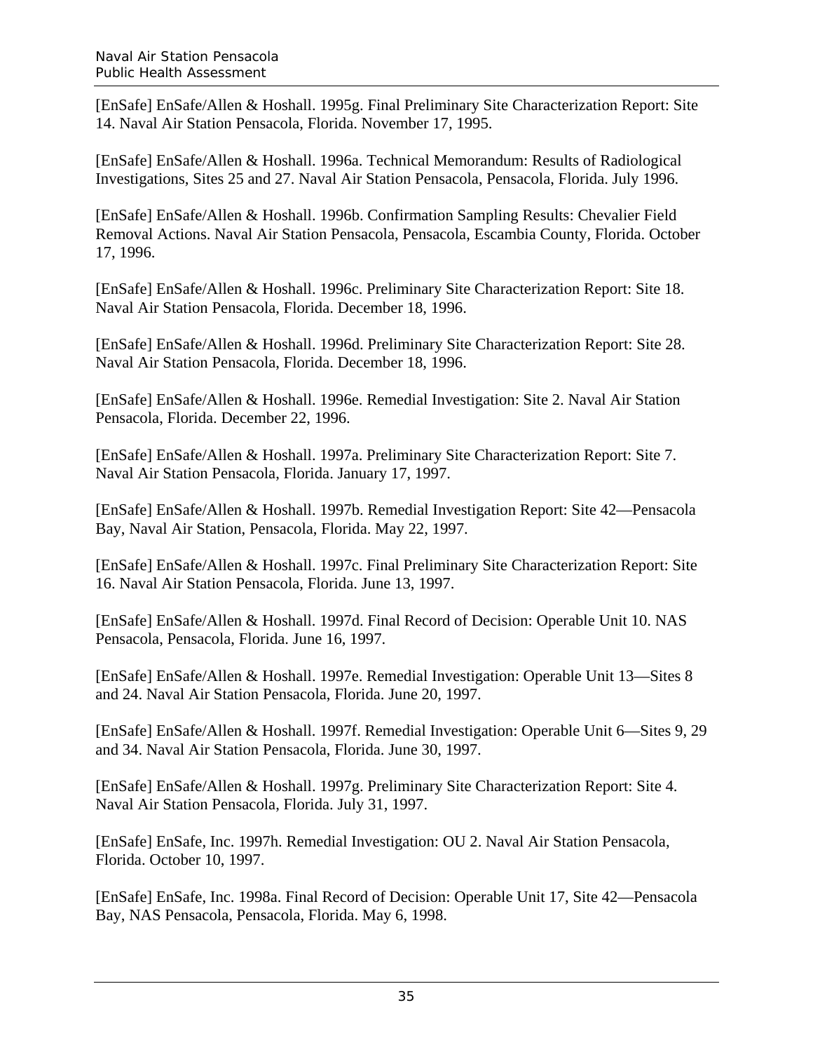[EnSafe] EnSafe/Allen & Hoshall. 1995g. Final Preliminary Site Characterization Report: Site 14. Naval Air Station Pensacola, Florida. November 17, 1995.

[EnSafe] EnSafe/Allen & Hoshall. 1996a. Technical Memorandum: Results of Radiological Investigations, Sites 25 and 27. Naval Air Station Pensacola, Pensacola, Florida. July 1996.

[EnSafe] EnSafe/Allen & Hoshall. 1996b. Confirmation Sampling Results: Chevalier Field Removal Actions. Naval Air Station Pensacola, Pensacola, Escambia County, Florida. October 17, 1996.

[EnSafe] EnSafe/Allen & Hoshall. 1996c. Preliminary Site Characterization Report: Site 18. Naval Air Station Pensacola, Florida. December 18, 1996.

[EnSafe] EnSafe/Allen & Hoshall. 1996d. Preliminary Site Characterization Report: Site 28. Naval Air Station Pensacola, Florida. December 18, 1996.

[EnSafe] EnSafe/Allen & Hoshall. 1996e. Remedial Investigation: Site 2. Naval Air Station Pensacola, Florida. December 22, 1996.

[EnSafe] EnSafe/Allen & Hoshall. 1997a. Preliminary Site Characterization Report: Site 7. Naval Air Station Pensacola, Florida. January 17, 1997.

[EnSafe] EnSafe/Allen & Hoshall. 1997b. Remedial Investigation Report: Site 42—Pensacola Bay, Naval Air Station, Pensacola, Florida. May 22, 1997.

[EnSafe] EnSafe/Allen & Hoshall. 1997c. Final Preliminary Site Characterization Report: Site 16. Naval Air Station Pensacola, Florida. June 13, 1997.

[EnSafe] EnSafe/Allen & Hoshall. 1997d. Final Record of Decision: Operable Unit 10. NAS Pensacola, Pensacola, Florida. June 16, 1997.

[EnSafe] EnSafe/Allen & Hoshall. 1997e. Remedial Investigation: Operable Unit 13—Sites 8 and 24. Naval Air Station Pensacola, Florida. June 20, 1997.

[EnSafe] EnSafe/Allen & Hoshall. 1997f. Remedial Investigation: Operable Unit 6—Sites 9, 29 and 34. Naval Air Station Pensacola, Florida. June 30, 1997.

[EnSafe] EnSafe/Allen & Hoshall. 1997g. Preliminary Site Characterization Report: Site 4. Naval Air Station Pensacola, Florida. July 31, 1997.

[EnSafe] EnSafe, Inc. 1997h. Remedial Investigation: OU 2. Naval Air Station Pensacola, Florida. October 10, 1997.

[EnSafe] EnSafe, Inc. 1998a. Final Record of Decision: Operable Unit 17, Site 42—Pensacola Bay, NAS Pensacola, Pensacola, Florida. May 6, 1998.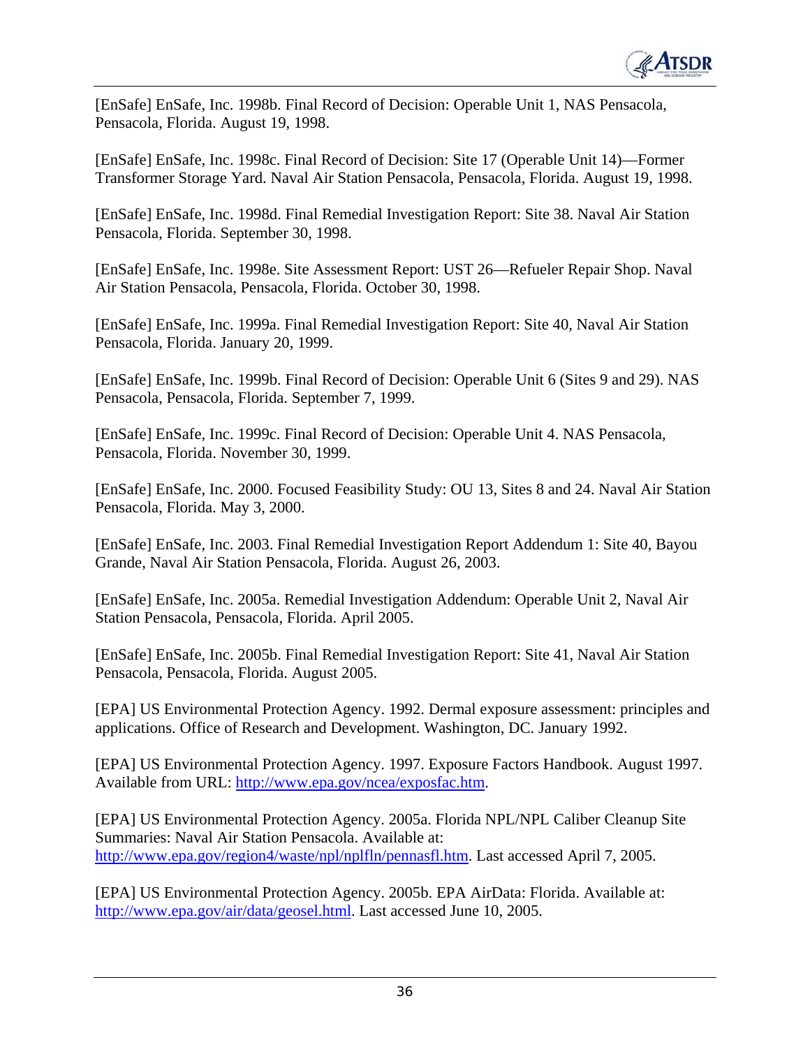[EnSafe] EnSafe, Inc. 1998b. Final Record of Decision: Operable Unit 1, NAS Pensacola, Pensacola, Florida. August 19, 1998.

[EnSafe] EnSafe, Inc. 1998c. Final Record of Decision: Site 17 (Operable Unit 14)—Former Transformer Storage Yard. Naval Air Station Pensacola, Pensacola, Florida. August 19, 1998.

[EnSafe] EnSafe, Inc. 1998d. Final Remedial Investigation Report: Site 38. Naval Air Station Pensacola, Florida. September 30, 1998.

[EnSafe] EnSafe, Inc. 1998e. Site Assessment Report: UST 26—Refueler Repair Shop. Naval Air Station Pensacola, Pensacola, Florida. October 30, 1998.

[EnSafe] EnSafe, Inc. 1999a. Final Remedial Investigation Report: Site 40, Naval Air Station Pensacola, Florida. January 20, 1999.

[EnSafe] EnSafe, Inc. 1999b. Final Record of Decision: Operable Unit 6 (Sites 9 and 29). NAS Pensacola, Pensacola, Florida. September 7, 1999.

[EnSafe] EnSafe, Inc. 1999c. Final Record of Decision: Operable Unit 4. NAS Pensacola, Pensacola, Florida. November 30, 1999.

[EnSafe] EnSafe, Inc. 2000. Focused Feasibility Study: OU 13, Sites 8 and 24. Naval Air Station Pensacola, Florida. May 3, 2000.

[EnSafe] EnSafe, Inc. 2003. Final Remedial Investigation Report Addendum 1: Site 40, Bayou Grande, Naval Air Station Pensacola, Florida. August 26, 2003.

[EnSafe] EnSafe, Inc. 2005a. Remedial Investigation Addendum: Operable Unit 2, Naval Air Station Pensacola, Pensacola, Florida. April 2005.

[EnSafe] EnSafe, Inc. 2005b. Final Remedial Investigation Report: Site 41, Naval Air Station Pensacola, Pensacola, Florida. August 2005.

[EPA] US Environmental Protection Agency. 1992. Dermal exposure assessment: principles and applications. Office of Research and Development. Washington, DC. January 1992.

[EPA] US Environmental Protection Agency. 1997. Exposure Factors Handbook. August 1997. Available from URL: http://www.epa.gov/ncea/exposfac.htm.

[EPA] US Environmental Protection Agency. 2005a. Florida NPL/NPL Caliber Cleanup Site Summaries: Naval Air Station Pensacola. Available at: http://www.epa.gov/region4/waste/npl/nplfln/pennasfl.htm. Last accessed April 7, 2005.

[EPA] US Environmental Protection Agency. 2005b. EPA AirData: Florida. Available at: http://www.epa.gov/air/data/geosel.html. Last accessed June 10, 2005.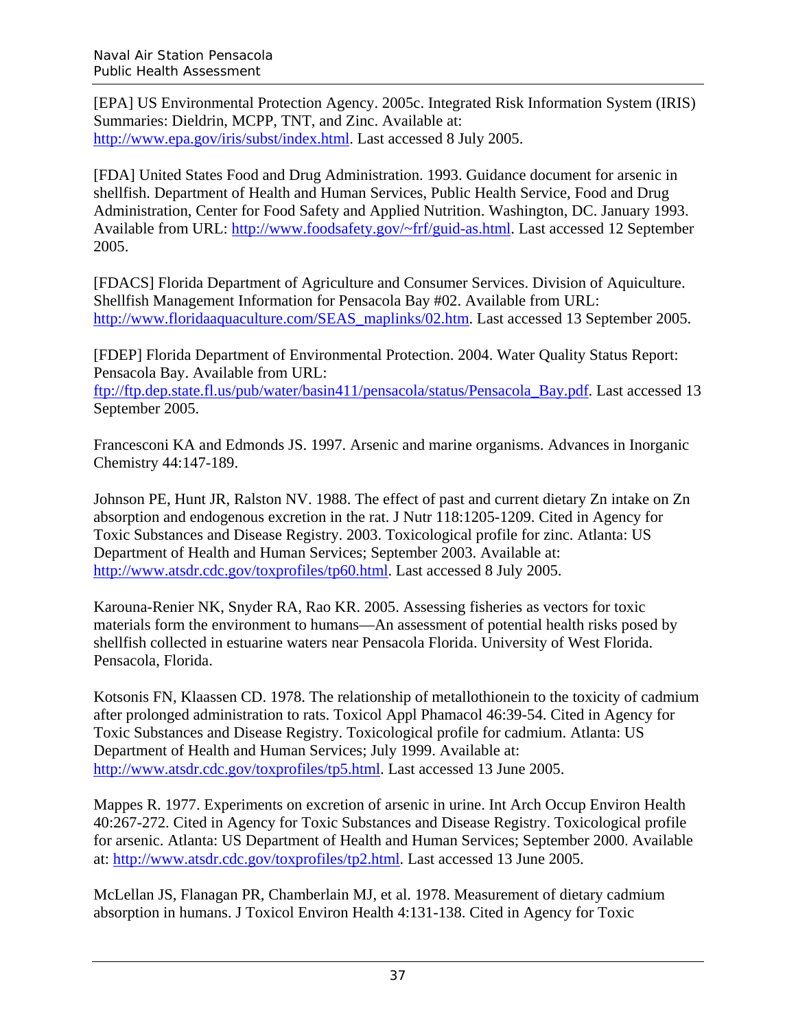[EPA] US Environmental Protection Agency. 2005c. Integrated Risk Information System (IRIS) Summaries: Dieldrin, MCPP, TNT, and Zinc. Available at: http://www.epa.gov/iris/subst/index.html. Last accessed 8 July 2005.

[FDA] United States Food and Drug Administration. 1993. Guidance document for arsenic in shellfish. Department of Health and Human Services, Public Health Service, Food and Drug Administration, Center for Food Safety and Applied Nutrition. Washington, DC. January 1993. Available from URL: http://www.foodsafety.gov/~frf/guid-as.html. Last accessed 12 September 2005.

[FDACS] Florida Department of Agriculture and Consumer Services. Division of Aquiculture. Shellfish Management Information for Pensacola Bay #02. Available from URL: http://www.floridaaquaculture.com/SEAS_maplinks/02.htm. Last accessed 13 September 2005.

[FDEP] Florida Department of Environmental Protection. 2004. Water Quality Status Report: Pensacola Bay. Available from URL: ftp://ftp.dep.state.fl.us/pub/water/basin411/pensacola/status/Pensacola_Bay.pdf. Last accessed 13 September 2005.

Francesconi KA and Edmonds JS. 1997. Arsenic and marine organisms. Advances in Inorganic Chemistry 44:147-189.

Johnson PE, Hunt JR, Ralston NV. 1988. The effect of past and current dietary Zn intake on Zn absorption and endogenous excretion in the rat. J Nutr 118:1205-1209. Cited in Agency for Toxic Substances and Disease Registry. 2003. Toxicological profile for zinc. Atlanta: US Department of Health and Human Services; September 2003. Available at: http://www.atsdr.cdc.gov/toxprofiles/tp60.html. Last accessed 8 July 2005.

Karouna-Renier NK, Snyder RA, Rao KR. 2005. Assessing fisheries as vectors for toxic materials form the environment to humans—An assessment of potential health risks posed by shellfish collected in estuarine waters near Pensacola Florida. University of West Florida. Pensacola, Florida.

Kotsonis FN, Klaassen CD. 1978. The relationship of metallothionein to the toxicity of cadmium after prolonged administration to rats. Toxicol Appl Phamacol 46:39-54. Cited in Agency for Toxic Substances and Disease Registry. Toxicological profile for cadmium. Atlanta: US Department of Health and Human Services; July 1999. Available at: http://www.atsdr.cdc.gov/toxprofiles/tp5.html. Last accessed 13 June 2005.

Mappes R. 1977. Experiments on excretion of arsenic in urine. Int Arch Occup Environ Health 40:267-272. Cited in Agency for Toxic Substances and Disease Registry. Toxicological profile for arsenic. Atlanta: US Department of Health and Human Services; September 2000. Available at: http://www.atsdr.cdc.gov/toxprofiles/tp2.html. Last accessed 13 June 2005.

McLellan JS, Flanagan PR, Chamberlain MJ, et al. 1978. Measurement of dietary cadmium absorption in humans. J Toxicol Environ Health 4:131-138. Cited in Agency for Toxic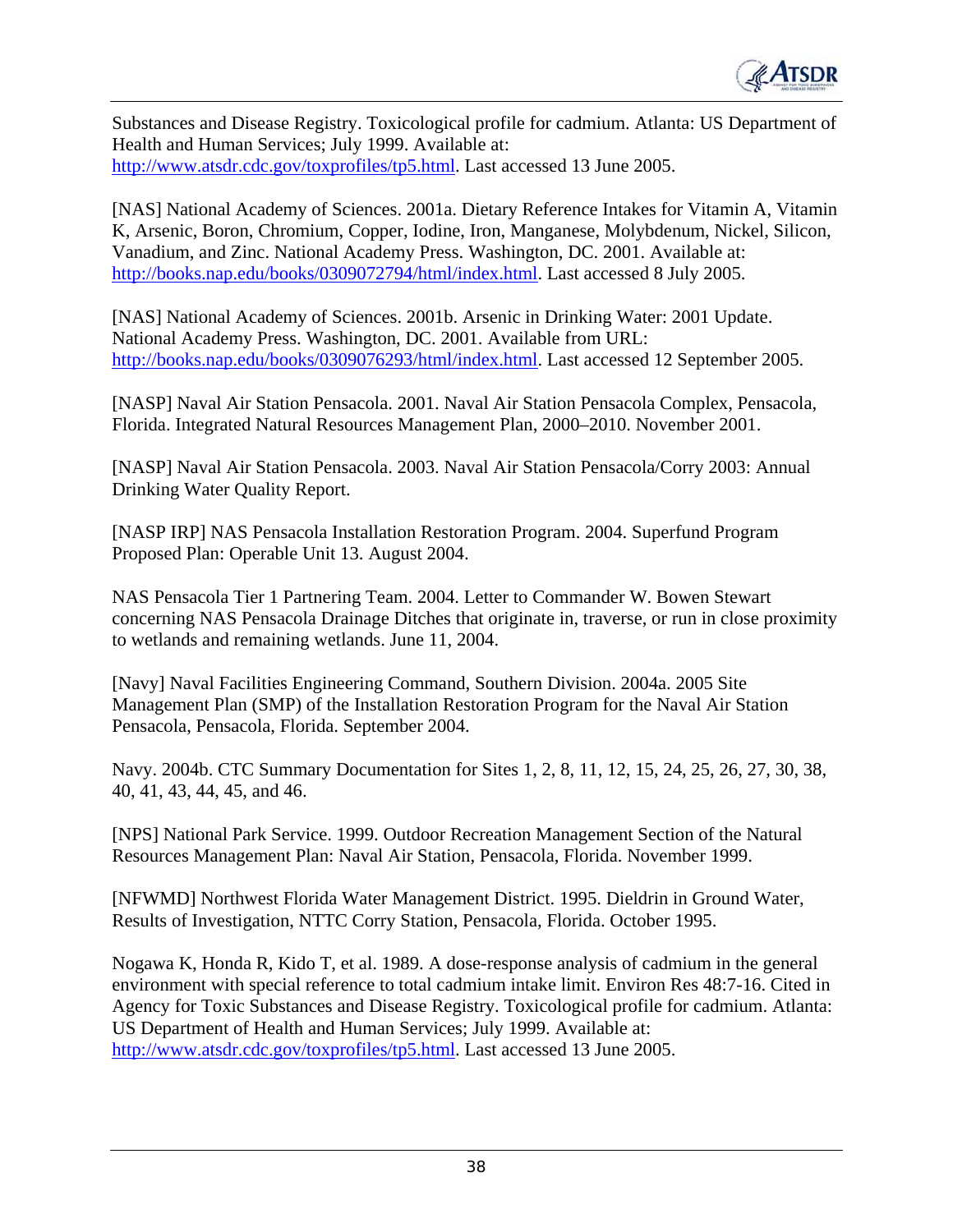Substances and Disease Registry. Toxicological profile for cadmium. Atlanta: US Department of Health and Human Services; July 1999. Available at: http://www.atsdr.cdc.gov/toxprofiles/tp5.html. Last accessed 13 June 2005.

[NAS] National Academy of Sciences. 2001a. Dietary Reference Intakes for Vitamin A, Vitamin K, Arsenic, Boron, Chromium, Copper, Iodine, Iron, Manganese, Molybdenum, Nickel, Silicon, Vanadium, and Zinc. National Academy Press. Washington, DC. 2001. Available at: http://books.nap.edu/books/0309072794/html/index.html. Last accessed 8 July 2005.

[NAS] National Academy of Sciences. 2001b. Arsenic in Drinking Water: 2001 Update. National Academy Press. Washington, DC. 2001. Available from URL: http://books.nap.edu/books/0309076293/html/index.html. Last accessed 12 September 2005.

[NASP] Naval Air Station Pensacola. 2001. Naval Air Station Pensacola Complex, Pensacola, Florida. Integrated Natural Resources Management Plan, 2000–2010. November 2001.

[NASP] Naval Air Station Pensacola. 2003. Naval Air Station Pensacola/Corry 2003: Annual Drinking Water Quality Report.

[NASP IRP] NAS Pensacola Installation Restoration Program. 2004. Superfund Program Proposed Plan: Operable Unit 13. August 2004.

NAS Pensacola Tier 1 Partnering Team. 2004. Letter to Commander W. Bowen Stewart concerning NAS Pensacola Drainage Ditches that originate in, traverse, or run in close proximity to wetlands and remaining wetlands. June 11, 2004.

[Navy] Naval Facilities Engineering Command, Southern Division. 2004a. 2005 Site Management Plan (SMP) of the Installation Restoration Program for the Naval Air Station Pensacola, Pensacola, Florida. September 2004.

Navy. 2004b. CTC Summary Documentation for Sites 1, 2, 8, 11, 12, 15, 24, 25, 26, 27, 30, 38, 40, 41, 43, 44, 45, and 46.

[NPS] National Park Service. 1999. Outdoor Recreation Management Section of the Natural Resources Management Plan: Naval Air Station, Pensacola, Florida. November 1999.

[NFWMD] Northwest Florida Water Management District. 1995. Dieldrin in Ground Water, Results of Investigation, NTTC Corry Station, Pensacola, Florida. October 1995.

Nogawa K, Honda R, Kido T, et al. 1989. A dose-response analysis of cadmium in the general environment with special reference to total cadmium intake limit. Environ Res 48:7-16. Cited in Agency for Toxic Substances and Disease Registry. Toxicological profile for cadmium. Atlanta: US Department of Health and Human Services; July 1999. Available at: http://www.atsdr.cdc.gov/toxprofiles/tp5.html. Last accessed 13 June 2005.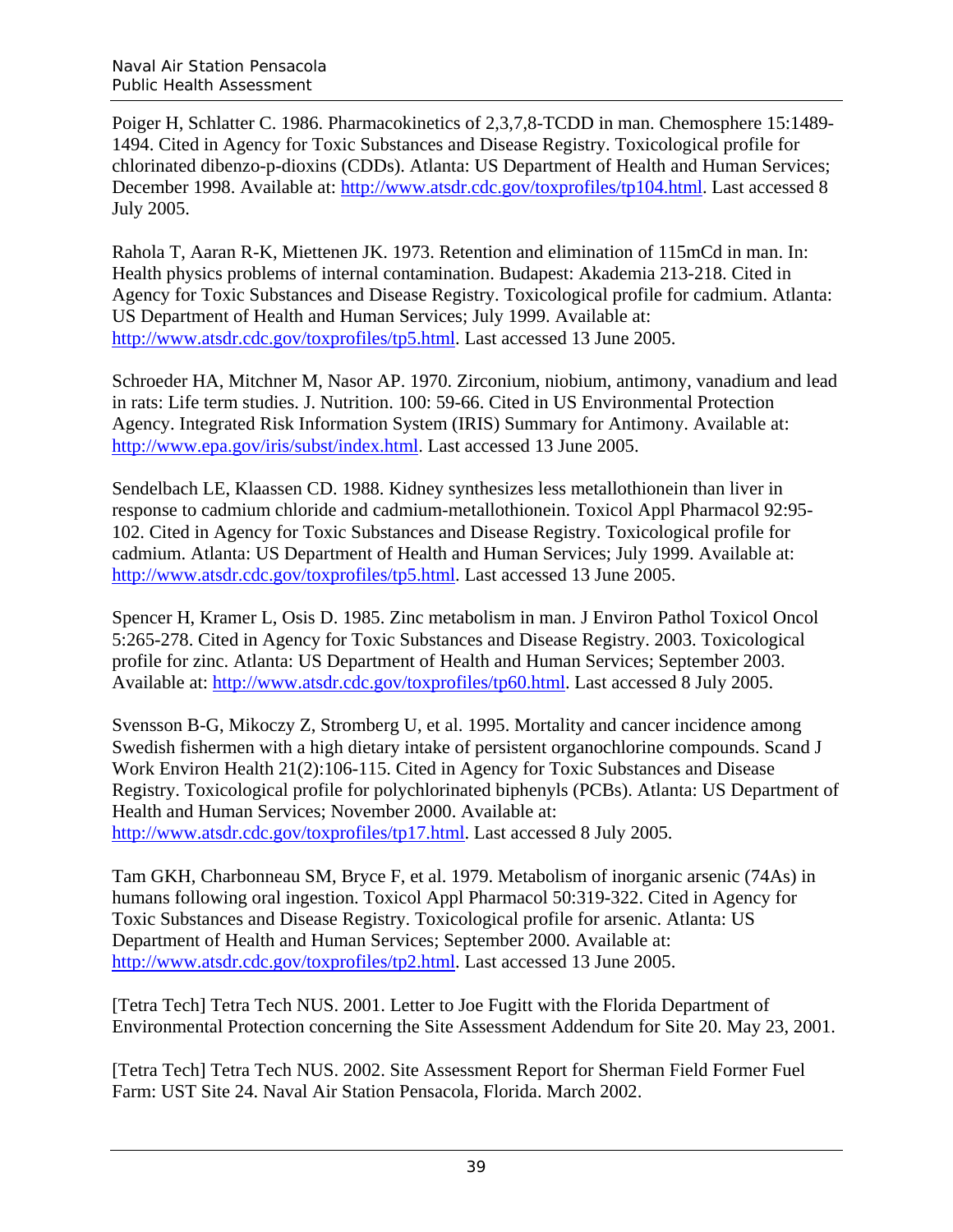Poiger H, Schlatter C. 1986. Pharmacokinetics of 2,3,7,8-TCDD in man. Chemosphere 15:1489-1494. Cited in Agency for Toxic Substances and Disease Registry. Toxicological profile for chlorinated dibenzo-p-dioxins (CDDs). Atlanta: US Department of Health and Human Services; December 1998. Available at: http://www.atsdr.cdc.gov/toxprofiles/tp104.html. Last accessed 8 July 2005.

Rahola T, Aaran R-K, Miettenen JK. 1973. Retention and elimination of 115mCd in man. In: Health physics problems of internal contamination. Budapest: Akademia 213-218. Cited in Agency for Toxic Substances and Disease Registry. Toxicological profile for cadmium. Atlanta: US Department of Health and Human Services; July 1999. Available at: http://www.atsdr.cdc.gov/toxprofiles/tp5.html. Last accessed 13 June 2005.

Schroeder HA, Mitchner M, Nasor AP. 1970. Zirconium, niobium, antimony, vanadium and lead in rats: Life term studies. J. Nutrition. 100: 59-66. Cited in US Environmental Protection Agency. Integrated Risk Information System (IRIS) Summary for Antimony. Available at: http://www.epa.gov/iris/subst/index.html. Last accessed 13 June 2005.

Sendelbach LE, Klaassen CD. 1988. Kidney synthesizes less metallothionein than liver in response to cadmium chloride and cadmium-metallothionein. Toxicol Appl Pharmacol 92:95-102. Cited in Agency for Toxic Substances and Disease Registry. Toxicological profile for cadmium. Atlanta: US Department of Health and Human Services; July 1999. Available at: http://www.atsdr.cdc.gov/toxprofiles/tp5.html. Last accessed 13 June 2005.

Spencer H, Kramer L, Osis D. 1985. Zinc metabolism in man. J Environ Pathol Toxicol Oncol 5:265-278. Cited in Agency for Toxic Substances and Disease Registry. 2003. Toxicological profile for zinc. Atlanta: US Department of Health and Human Services; September 2003. Available at: http://www.atsdr.cdc.gov/toxprofiles/tp60.html. Last accessed 8 July 2005.

Svensson B-G, Mikoczy Z, Stromberg U, et al. 1995. Mortality and cancer incidence among Swedish fishermen with a high dietary intake of persistent organochlorine compounds. Scand J Work Environ Health 21(2):106-115. Cited in Agency for Toxic Substances and Disease Registry. Toxicological profile for polychlorinated biphenyls (PCBs). Atlanta: US Department of Health and Human Services; November 2000. Available at: http://www.atsdr.cdc.gov/toxprofiles/tp17.html. Last accessed 8 July 2005.

Tam GKH, Charbonneau SM, Bryce F, et al. 1979. Metabolism of inorganic arsenic (74As) in humans following oral ingestion. Toxicol Appl Pharmacol 50:319-322. Cited in Agency for Toxic Substances and Disease Registry. Toxicological profile for arsenic. Atlanta: US Department of Health and Human Services; September 2000. Available at: http://www.atsdr.cdc.gov/toxprofiles/tp2.html. Last accessed 13 June 2005.

[Tetra Tech] Tetra Tech NUS. 2001. Letter to Joe Fugitt with the Florida Department of Environmental Protection concerning the Site Assessment Addendum for Site 20. May 23, 2001.

[Tetra Tech] Tetra Tech NUS. 2002. Site Assessment Report for Sherman Field Former Fuel Farm: UST Site 24. Naval Air Station Pensacola, Florida. March 2002.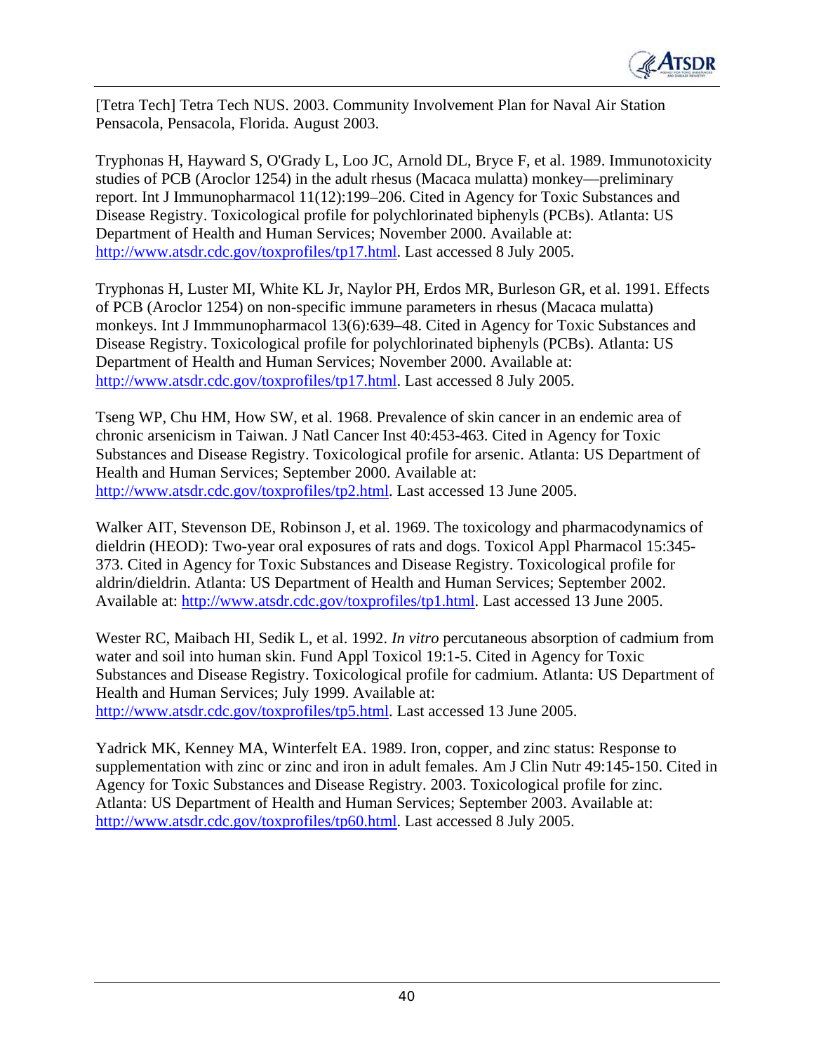[Tetra Tech] Tetra Tech NUS. 2003. Community Involvement Plan for Naval Air Station Pensacola, Pensacola, Florida. August 2003.

Tryphonas H, Hayward S, O'Grady L, Loo JC, Arnold DL, Bryce F, et al. 1989. Immunotoxicity studies of PCB (Aroclor 1254) in the adult rhesus (Macaca mulatta) monkey—preliminary report. Int J Immunopharmacol 11(12):199–206. Cited in Agency for Toxic Substances and Disease Registry. Toxicological profile for polychlorinated biphenyls (PCBs). Atlanta: US Department of Health and Human Services; November 2000. Available at: http://www.atsdr.cdc.gov/toxprofiles/tp17.html. Last accessed 8 July 2005.

Tryphonas H, Luster MI, White KL Jr, Naylor PH, Erdos MR, Burleson GR, et al. 1991. Effects of PCB (Aroclor 1254) on non-specific immune parameters in rhesus (Macaca mulatta) monkeys. Int J Immmunopharmacol 13(6):639–48. Cited in Agency for Toxic Substances and Disease Registry. Toxicological profile for polychlorinated biphenyls (PCBs). Atlanta: US Department of Health and Human Services; November 2000. Available at: http://www.atsdr.cdc.gov/toxprofiles/tp17.html. Last accessed 8 July 2005.

Tseng WP, Chu HM, How SW, et al. 1968. Prevalence of skin cancer in an endemic area of chronic arsenicism in Taiwan. J Natl Cancer Inst 40:453-463. Cited in Agency for Toxic Substances and Disease Registry. Toxicological profile for arsenic. Atlanta: US Department of Health and Human Services; September 2000. Available at: http://www.atsdr.cdc.gov/toxprofiles/tp2.html. Last accessed 13 June 2005.

Walker AIT, Stevenson DE, Robinson J, et al. 1969. The toxicology and pharmacodynamics of dieldrin (HEOD): Two-year oral exposures of rats and dogs. Toxicol Appl Pharmacol 15:345-373. Cited in Agency for Toxic Substances and Disease Registry. Toxicological profile for aldrin/dieldrin. Atlanta: US Department of Health and Human Services; September 2002. Available at: http://www.atsdr.cdc.gov/toxprofiles/tp1.html. Last accessed 13 June 2005.

Wester RC, Maibach HI, Sedik L, et al. 1992. *In vitro* percutaneous absorption of cadmium from water and soil into human skin. Fund Appl Toxicol 19:1-5. Cited in Agency for Toxic Substances and Disease Registry. Toxicological profile for cadmium. Atlanta: US Department of Health and Human Services; July 1999. Available at: http://www.atsdr.cdc.gov/toxprofiles/tp5.html. Last accessed 13 June 2005.

Yadrick MK, Kenney MA, Winterfelt EA. 1989. Iron, copper, and zinc status: Response to supplementation with zinc or zinc and iron in adult females. Am J Clin Nutr 49:145-150. Cited in Agency for Toxic Substances and Disease Registry. 2003. Toxicological profile for zinc. Atlanta: US Department of Health and Human Services; September 2003. Available at: http://www.atsdr.cdc.gov/toxprofiles/tp60.html. Last accessed 8 July 2005.